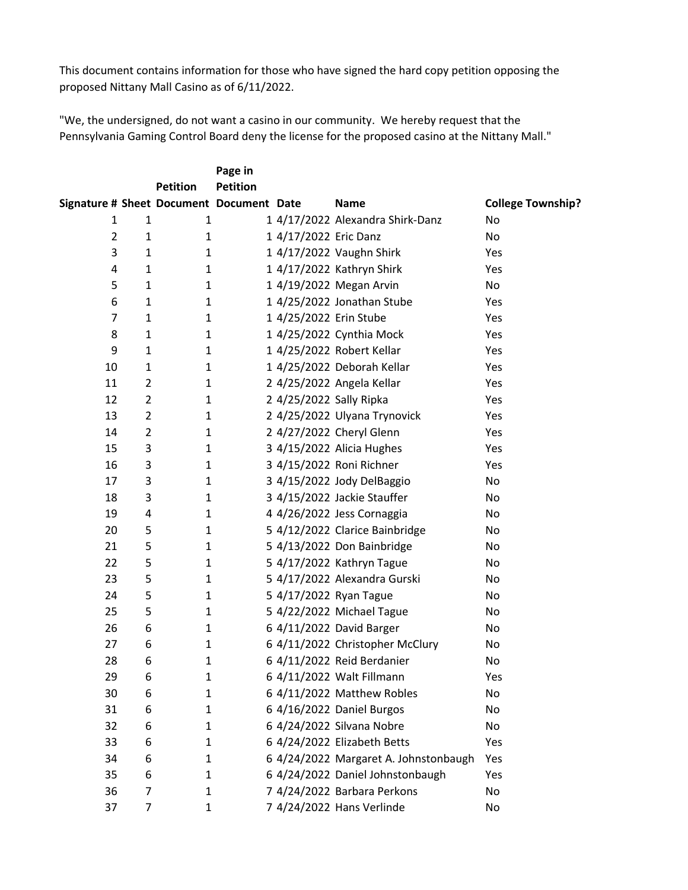This document contains information for those who have signed the hard copy petition opposing the proposed Nittany Mall Casino as of 6/11/2022.

"We, the undersigned, do not want a casino in our community. We hereby request that the Pennsylvania Gaming Control Board deny the license for the proposed casino at the Nittany Mall."

| Signature # | Sheet | Petition Document | Page in Petition Document | Date | Name | College Township? |
|---|---|---|---|---|---|---|
| 1 | 1 | 1 | 1 | 4/17/2022 | Alexandra Shirk-Danz | No |
| 2 | 1 | 1 | 1 | 4/17/2022 | Eric Danz | No |
| 3 | 1 | 1 | 1 | 4/17/2022 | Vaughn Shirk | Yes |
| 4 | 1 | 1 | 1 | 4/17/2022 | Kathryn Shirk | Yes |
| 5 | 1 | 1 | 1 | 4/19/2022 | Megan Arvin | No |
| 6 | 1 | 1 | 1 | 4/25/2022 | Jonathan Stube | Yes |
| 7 | 1 | 1 | 1 | 4/25/2022 | Erin Stube | Yes |
| 8 | 1 | 1 | 1 | 4/25/2022 | Cynthia Mock | Yes |
| 9 | 1 | 1 | 1 | 4/25/2022 | Robert Kellar | Yes |
| 10 | 1 | 1 | 1 | 4/25/2022 | Deborah Kellar | Yes |
| 11 | 2 | 1 | 2 | 4/25/2022 | Angela Kellar | Yes |
| 12 | 2 | 1 | 2 | 4/25/2022 | Sally Ripka | Yes |
| 13 | 2 | 1 | 2 | 4/25/2022 | Ulyana Trynovick | Yes |
| 14 | 2 | 1 | 2 | 4/27/2022 | Cheryl Glenn | Yes |
| 15 | 3 | 1 | 3 | 4/15/2022 | Alicia Hughes | Yes |
| 16 | 3 | 1 | 3 | 4/15/2022 | Roni Richner | Yes |
| 17 | 3 | 1 | 3 | 4/15/2022 | Jody DelBaggio | No |
| 18 | 3 | 1 | 3 | 4/15/2022 | Jackie Stauffer | No |
| 19 | 4 | 1 | 4 | 4/26/2022 | Jess Cornaggia | No |
| 20 | 5 | 1 | 5 | 4/12/2022 | Clarice Bainbridge | No |
| 21 | 5 | 1 | 5 | 4/13/2022 | Don Bainbridge | No |
| 22 | 5 | 1 | 5 | 4/17/2022 | Kathryn Tague | No |
| 23 | 5 | 1 | 5 | 4/17/2022 | Alexandra Gurski | No |
| 24 | 5 | 1 | 5 | 4/17/2022 | Ryan Tague | No |
| 25 | 5 | 1 | 5 | 4/22/2022 | Michael Tague | No |
| 26 | 6 | 1 | 6 | 4/11/2022 | David Barger | No |
| 27 | 6 | 1 | 6 | 4/11/2022 | Christopher McClury | No |
| 28 | 6 | 1 | 6 | 4/11/2022 | Reid Berdanier | No |
| 29 | 6 | 1 | 6 | 4/11/2022 | Walt Fillmann | Yes |
| 30 | 6 | 1 | 6 | 4/11/2022 | Matthew Robles | No |
| 31 | 6 | 1 | 6 | 4/16/2022 | Daniel Burgos | No |
| 32 | 6 | 1 | 6 | 4/24/2022 | Silvana Nobre | No |
| 33 | 6 | 1 | 6 | 4/24/2022 | Elizabeth Betts | Yes |
| 34 | 6 | 1 | 6 | 4/24/2022 | Margaret A. Johnstonbaugh | Yes |
| 35 | 6 | 1 | 6 | 4/24/2022 | Daniel Johnstonbaugh | Yes |
| 36 | 7 | 1 | 7 | 4/24/2022 | Barbara Perkons | No |
| 37 | 7 | 1 | 7 | 4/24/2022 | Hans Verlinde | No |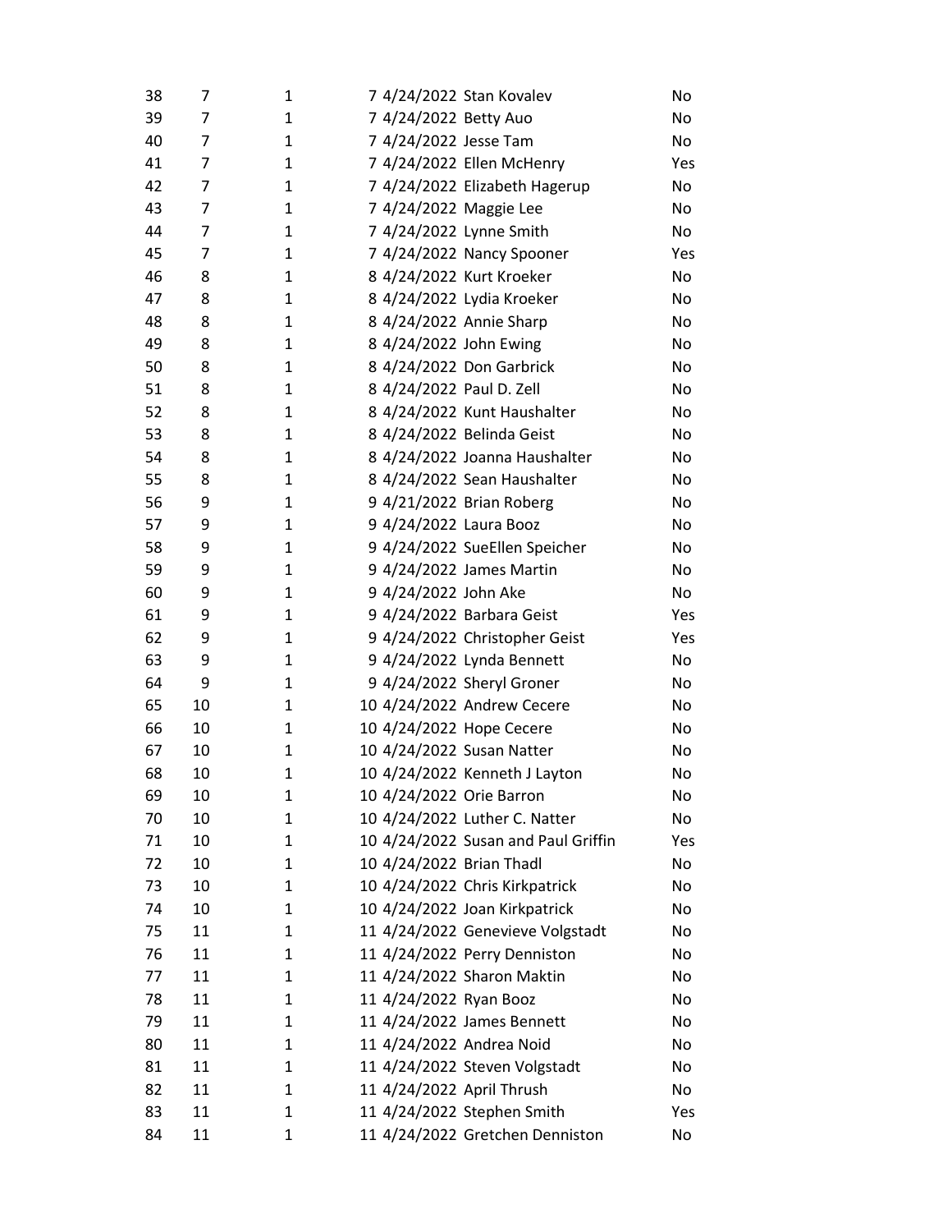| | | | | | | |
|---|---|---|---|---|---|---|
| 38 | 7 | 1 | 7 | 4/24/2022 | Stan Kovalev | No |
| 39 | 7 | 1 | 7 | 4/24/2022 | Betty Auo | No |
| 40 | 7 | 1 | 7 | 4/24/2022 | Jesse Tam | No |
| 41 | 7 | 1 | 7 | 4/24/2022 | Ellen McHenry | Yes |
| 42 | 7 | 1 | 7 | 4/24/2022 | Elizabeth Hagerup | No |
| 43 | 7 | 1 | 7 | 4/24/2022 | Maggie Lee | No |
| 44 | 7 | 1 | 7 | 4/24/2022 | Lynne Smith | No |
| 45 | 7 | 1 | 7 | 4/24/2022 | Nancy Spooner | Yes |
| 46 | 8 | 1 | 8 | 4/24/2022 | Kurt Kroeker | No |
| 47 | 8 | 1 | 8 | 4/24/2022 | Lydia Kroeker | No |
| 48 | 8 | 1 | 8 | 4/24/2022 | Annie Sharp | No |
| 49 | 8 | 1 | 8 | 4/24/2022 | John Ewing | No |
| 50 | 8 | 1 | 8 | 4/24/2022 | Don Garbrick | No |
| 51 | 8 | 1 | 8 | 4/24/2022 | Paul D. Zell | No |
| 52 | 8 | 1 | 8 | 4/24/2022 | Kunt Haushalter | No |
| 53 | 8 | 1 | 8 | 4/24/2022 | Belinda Geist | No |
| 54 | 8 | 1 | 8 | 4/24/2022 | Joanna Haushalter | No |
| 55 | 8 | 1 | 8 | 4/24/2022 | Sean Haushalter | No |
| 56 | 9 | 1 | 9 | 4/21/2022 | Brian Roberg | No |
| 57 | 9 | 1 | 9 | 4/24/2022 | Laura Booz | No |
| 58 | 9 | 1 | 9 | 4/24/2022 | SueEllen Speicher | No |
| 59 | 9 | 1 | 9 | 4/24/2022 | James Martin | No |
| 60 | 9 | 1 | 9 | 4/24/2022 | John Ake | No |
| 61 | 9 | 1 | 9 | 4/24/2022 | Barbara Geist | Yes |
| 62 | 9 | 1 | 9 | 4/24/2022 | Christopher Geist | Yes |
| 63 | 9 | 1 | 9 | 4/24/2022 | Lynda Bennett | No |
| 64 | 9 | 1 | 9 | 4/24/2022 | Sheryl Groner | No |
| 65 | 10 | 1 | 10 | 4/24/2022 | Andrew Cecere | No |
| 66 | 10 | 1 | 10 | 4/24/2022 | Hope Cecere | No |
| 67 | 10 | 1 | 10 | 4/24/2022 | Susan Natter | No |
| 68 | 10 | 1 | 10 | 4/24/2022 | Kenneth J Layton | No |
| 69 | 10 | 1 | 10 | 4/24/2022 | Orie Barron | No |
| 70 | 10 | 1 | 10 | 4/24/2022 | Luther C. Natter | No |
| 71 | 10 | 1 | 10 | 4/24/2022 | Susan and Paul Griffin | Yes |
| 72 | 10 | 1 | 10 | 4/24/2022 | Brian Thadl | No |
| 73 | 10 | 1 | 10 | 4/24/2022 | Chris Kirkpatrick | No |
| 74 | 10 | 1 | 10 | 4/24/2022 | Joan Kirkpatrick | No |
| 75 | 11 | 1 | 11 | 4/24/2022 | Genevieve Volgstadt | No |
| 76 | 11 | 1 | 11 | 4/24/2022 | Perry Denniston | No |
| 77 | 11 | 1 | 11 | 4/24/2022 | Sharon Maktin | No |
| 78 | 11 | 1 | 11 | 4/24/2022 | Ryan Booz | No |
| 79 | 11 | 1 | 11 | 4/24/2022 | James Bennett | No |
| 80 | 11 | 1 | 11 | 4/24/2022 | Andrea Noid | No |
| 81 | 11 | 1 | 11 | 4/24/2022 | Steven Volgstadt | No |
| 82 | 11 | 1 | 11 | 4/24/2022 | April Thrush | No |
| 83 | 11 | 1 | 11 | 4/24/2022 | Stephen Smith | Yes |
| 84 | 11 | 1 | 11 | 4/24/2022 | Gretchen Denniston | No |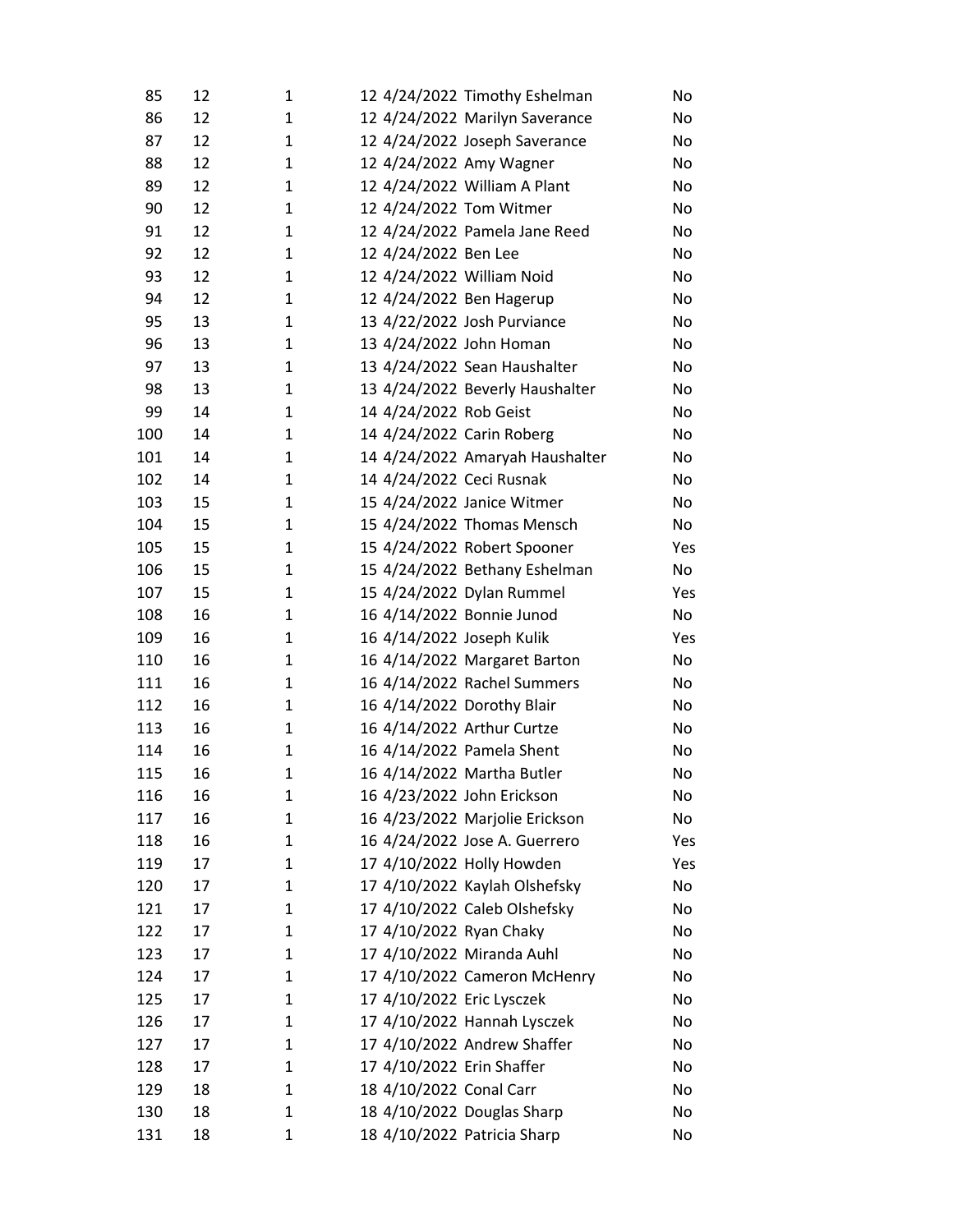| | | | | | | |
|---|---|---|---|---|---|---|
| 85 | 12 | 1 | 12 | 4/24/2022 | Timothy Eshelman | No |
| 86 | 12 | 1 | 12 | 4/24/2022 | Marilyn Saverance | No |
| 87 | 12 | 1 | 12 | 4/24/2022 | Joseph Saverance | No |
| 88 | 12 | 1 | 12 | 4/24/2022 | Amy Wagner | No |
| 89 | 12 | 1 | 12 | 4/24/2022 | William A Plant | No |
| 90 | 12 | 1 | 12 | 4/24/2022 | Tom Witmer | No |
| 91 | 12 | 1 | 12 | 4/24/2022 | Pamela Jane Reed | No |
| 92 | 12 | 1 | 12 | 4/24/2022 | Ben Lee | No |
| 93 | 12 | 1 | 12 | 4/24/2022 | William Noid | No |
| 94 | 12 | 1 | 12 | 4/24/2022 | Ben Hagerup | No |
| 95 | 13 | 1 | 13 | 4/22/2022 | Josh Purviance | No |
| 96 | 13 | 1 | 13 | 4/24/2022 | John Homan | No |
| 97 | 13 | 1 | 13 | 4/24/2022 | Sean Haushalter | No |
| 98 | 13 | 1 | 13 | 4/24/2022 | Beverly Haushalter | No |
| 99 | 14 | 1 | 14 | 4/24/2022 | Rob Geist | No |
| 100 | 14 | 1 | 14 | 4/24/2022 | Carin Roberg | No |
| 101 | 14 | 1 | 14 | 4/24/2022 | Amaryah Haushalter | No |
| 102 | 14 | 1 | 14 | 4/24/2022 | Ceci Rusnak | No |
| 103 | 15 | 1 | 15 | 4/24/2022 | Janice Witmer | No |
| 104 | 15 | 1 | 15 | 4/24/2022 | Thomas Mensch | No |
| 105 | 15 | 1 | 15 | 4/24/2022 | Robert Spooner | Yes |
| 106 | 15 | 1 | 15 | 4/24/2022 | Bethany Eshelman | No |
| 107 | 15 | 1 | 15 | 4/24/2022 | Dylan Rummel | Yes |
| 108 | 16 | 1 | 16 | 4/14/2022 | Bonnie Junod | No |
| 109 | 16 | 1 | 16 | 4/14/2022 | Joseph Kulik | Yes |
| 110 | 16 | 1 | 16 | 4/14/2022 | Margaret Barton | No |
| 111 | 16 | 1 | 16 | 4/14/2022 | Rachel Summers | No |
| 112 | 16 | 1 | 16 | 4/14/2022 | Dorothy Blair | No |
| 113 | 16 | 1 | 16 | 4/14/2022 | Arthur Curtze | No |
| 114 | 16 | 1 | 16 | 4/14/2022 | Pamela Shent | No |
| 115 | 16 | 1 | 16 | 4/14/2022 | Martha Butler | No |
| 116 | 16 | 1 | 16 | 4/23/2022 | John Erickson | No |
| 117 | 16 | 1 | 16 | 4/23/2022 | Marjolie Erickson | No |
| 118 | 16 | 1 | 16 | 4/24/2022 | Jose A. Guerrero | Yes |
| 119 | 17 | 1 | 17 | 4/10/2022 | Holly Howden | Yes |
| 120 | 17 | 1 | 17 | 4/10/2022 | Kaylah Olshefsky | No |
| 121 | 17 | 1 | 17 | 4/10/2022 | Caleb Olshefsky | No |
| 122 | 17 | 1 | 17 | 4/10/2022 | Ryan Chaky | No |
| 123 | 17 | 1 | 17 | 4/10/2022 | Miranda Auhl | No |
| 124 | 17 | 1 | 17 | 4/10/2022 | Cameron McHenry | No |
| 125 | 17 | 1 | 17 | 4/10/2022 | Eric Lysczek | No |
| 126 | 17 | 1 | 17 | 4/10/2022 | Hannah Lysczek | No |
| 127 | 17 | 1 | 17 | 4/10/2022 | Andrew Shaffer | No |
| 128 | 17 | 1 | 17 | 4/10/2022 | Erin Shaffer | No |
| 129 | 18 | 1 | 18 | 4/10/2022 | Conal Carr | No |
| 130 | 18 | 1 | 18 | 4/10/2022 | Douglas Sharp | No |
| 131 | 18 | 1 | 18 | 4/10/2022 | Patricia Sharp | No |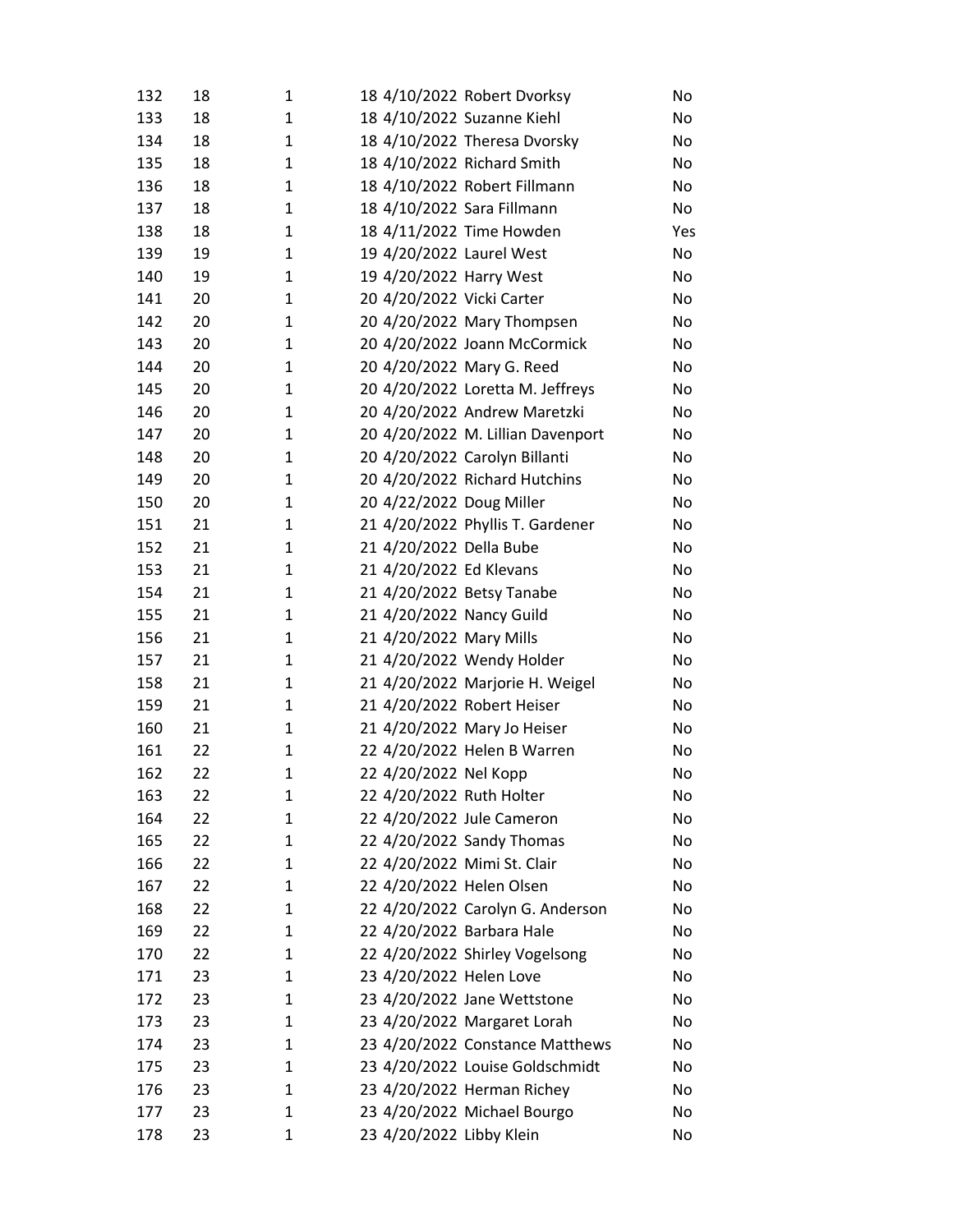| | | | | | | |
|---|---|---|---|---|---|---|
| 132 | 18 | 1 | 18 | 4/10/2022 | Robert Dvorksy | No |
| 133 | 18 | 1 | 18 | 4/10/2022 | Suzanne Kiehl | No |
| 134 | 18 | 1 | 18 | 4/10/2022 | Theresa Dvorsky | No |
| 135 | 18 | 1 | 18 | 4/10/2022 | Richard Smith | No |
| 136 | 18 | 1 | 18 | 4/10/2022 | Robert Fillmann | No |
| 137 | 18 | 1 | 18 | 4/10/2022 | Sara Fillmann | No |
| 138 | 18 | 1 | 18 | 4/11/2022 | Time Howden | Yes |
| 139 | 19 | 1 | 19 | 4/20/2022 | Laurel West | No |
| 140 | 19 | 1 | 19 | 4/20/2022 | Harry West | No |
| 141 | 20 | 1 | 20 | 4/20/2022 | Vicki Carter | No |
| 142 | 20 | 1 | 20 | 4/20/2022 | Mary Thompsen | No |
| 143 | 20 | 1 | 20 | 4/20/2022 | Joann McCormick | No |
| 144 | 20 | 1 | 20 | 4/20/2022 | Mary G. Reed | No |
| 145 | 20 | 1 | 20 | 4/20/2022 | Loretta M. Jeffreys | No |
| 146 | 20 | 1 | 20 | 4/20/2022 | Andrew Maretzki | No |
| 147 | 20 | 1 | 20 | 4/20/2022 | M. Lillian Davenport | No |
| 148 | 20 | 1 | 20 | 4/20/2022 | Carolyn Billanti | No |
| 149 | 20 | 1 | 20 | 4/20/2022 | Richard Hutchins | No |
| 150 | 20 | 1 | 20 | 4/22/2022 | Doug Miller | No |
| 151 | 21 | 1 | 21 | 4/20/2022 | Phyllis T. Gardener | No |
| 152 | 21 | 1 | 21 | 4/20/2022 | Della Bube | No |
| 153 | 21 | 1 | 21 | 4/20/2022 | Ed Klevans | No |
| 154 | 21 | 1 | 21 | 4/20/2022 | Betsy Tanabe | No |
| 155 | 21 | 1 | 21 | 4/20/2022 | Nancy Guild | No |
| 156 | 21 | 1 | 21 | 4/20/2022 | Mary Mills | No |
| 157 | 21 | 1 | 21 | 4/20/2022 | Wendy Holder | No |
| 158 | 21 | 1 | 21 | 4/20/2022 | Marjorie H. Weigel | No |
| 159 | 21 | 1 | 21 | 4/20/2022 | Robert Heiser | No |
| 160 | 21 | 1 | 21 | 4/20/2022 | Mary Jo Heiser | No |
| 161 | 22 | 1 | 22 | 4/20/2022 | Helen B Warren | No |
| 162 | 22 | 1 | 22 | 4/20/2022 | Nel Kopp | No |
| 163 | 22 | 1 | 22 | 4/20/2022 | Ruth Holter | No |
| 164 | 22 | 1 | 22 | 4/20/2022 | Jule Cameron | No |
| 165 | 22 | 1 | 22 | 4/20/2022 | Sandy Thomas | No |
| 166 | 22 | 1 | 22 | 4/20/2022 | Mimi St. Clair | No |
| 167 | 22 | 1 | 22 | 4/20/2022 | Helen Olsen | No |
| 168 | 22 | 1 | 22 | 4/20/2022 | Carolyn G. Anderson | No |
| 169 | 22 | 1 | 22 | 4/20/2022 | Barbara Hale | No |
| 170 | 22 | 1 | 22 | 4/20/2022 | Shirley Vogelsong | No |
| 171 | 23 | 1 | 23 | 4/20/2022 | Helen Love | No |
| 172 | 23 | 1 | 23 | 4/20/2022 | Jane Wettstone | No |
| 173 | 23 | 1 | 23 | 4/20/2022 | Margaret Lorah | No |
| 174 | 23 | 1 | 23 | 4/20/2022 | Constance Matthews | No |
| 175 | 23 | 1 | 23 | 4/20/2022 | Louise Goldschmidt | No |
| 176 | 23 | 1 | 23 | 4/20/2022 | Herman Richey | No |
| 177 | 23 | 1 | 23 | 4/20/2022 | Michael Bourgo | No |
| 178 | 23 | 1 | 23 | 4/20/2022 | Libby Klein | No |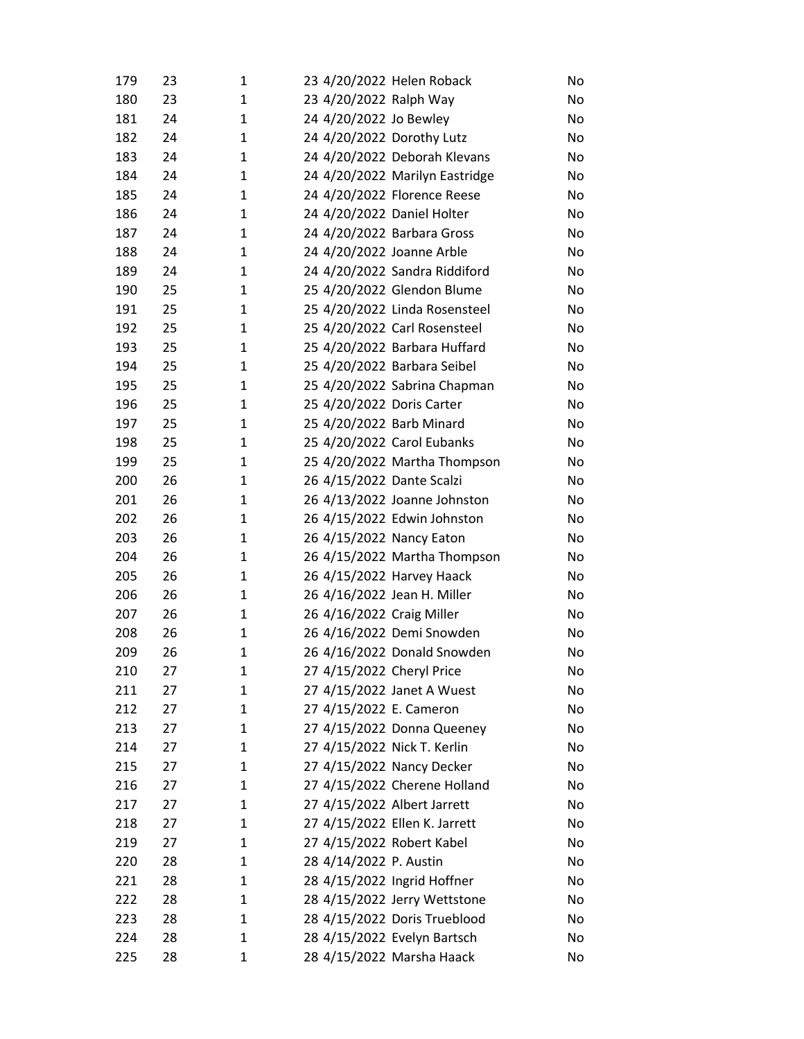| | | | | | | |
|---|---|---|---|---|---|---|
| 179 | 23 | 1 | 23 | 4/20/2022 | Helen Roback | No |
| 180 | 23 | 1 | 23 | 4/20/2022 | Ralph Way | No |
| 181 | 24 | 1 | 24 | 4/20/2022 | Jo Bewley | No |
| 182 | 24 | 1 | 24 | 4/20/2022 | Dorothy Lutz | No |
| 183 | 24 | 1 | 24 | 4/20/2022 | Deborah Klevans | No |
| 184 | 24 | 1 | 24 | 4/20/2022 | Marilyn Eastridge | No |
| 185 | 24 | 1 | 24 | 4/20/2022 | Florence Reese | No |
| 186 | 24 | 1 | 24 | 4/20/2022 | Daniel Holter | No |
| 187 | 24 | 1 | 24 | 4/20/2022 | Barbara Gross | No |
| 188 | 24 | 1 | 24 | 4/20/2022 | Joanne Arble | No |
| 189 | 24 | 1 | 24 | 4/20/2022 | Sandra Riddiford | No |
| 190 | 25 | 1 | 25 | 4/20/2022 | Glendon Blume | No |
| 191 | 25 | 1 | 25 | 4/20/2022 | Linda Rosensteel | No |
| 192 | 25 | 1 | 25 | 4/20/2022 | Carl Rosensteel | No |
| 193 | 25 | 1 | 25 | 4/20/2022 | Barbara Huffard | No |
| 194 | 25 | 1 | 25 | 4/20/2022 | Barbara Seibel | No |
| 195 | 25 | 1 | 25 | 4/20/2022 | Sabrina Chapman | No |
| 196 | 25 | 1 | 25 | 4/20/2022 | Doris Carter | No |
| 197 | 25 | 1 | 25 | 4/20/2022 | Barb Minard | No |
| 198 | 25 | 1 | 25 | 4/20/2022 | Carol Eubanks | No |
| 199 | 25 | 1 | 25 | 4/20/2022 | Martha Thompson | No |
| 200 | 26 | 1 | 26 | 4/15/2022 | Dante Scalzi | No |
| 201 | 26 | 1 | 26 | 4/13/2022 | Joanne Johnston | No |
| 202 | 26 | 1 | 26 | 4/15/2022 | Edwin Johnston | No |
| 203 | 26 | 1 | 26 | 4/15/2022 | Nancy Eaton | No |
| 204 | 26 | 1 | 26 | 4/15/2022 | Martha Thompson | No |
| 205 | 26 | 1 | 26 | 4/15/2022 | Harvey Haack | No |
| 206 | 26 | 1 | 26 | 4/16/2022 | Jean H. Miller | No |
| 207 | 26 | 1 | 26 | 4/16/2022 | Craig Miller | No |
| 208 | 26 | 1 | 26 | 4/16/2022 | Demi Snowden | No |
| 209 | 26 | 1 | 26 | 4/16/2022 | Donald Snowden | No |
| 210 | 27 | 1 | 27 | 4/15/2022 | Cheryl Price | No |
| 211 | 27 | 1 | 27 | 4/15/2022 | Janet A Wuest | No |
| 212 | 27 | 1 | 27 | 4/15/2022 | E. Cameron | No |
| 213 | 27 | 1 | 27 | 4/15/2022 | Donna Queeney | No |
| 214 | 27 | 1 | 27 | 4/15/2022 | Nick T. Kerlin | No |
| 215 | 27 | 1 | 27 | 4/15/2022 | Nancy Decker | No |
| 216 | 27 | 1 | 27 | 4/15/2022 | Cherene Holland | No |
| 217 | 27 | 1 | 27 | 4/15/2022 | Albert Jarrett | No |
| 218 | 27 | 1 | 27 | 4/15/2022 | Ellen K. Jarrett | No |
| 219 | 27 | 1 | 27 | 4/15/2022 | Robert Kabel | No |
| 220 | 28 | 1 | 28 | 4/14/2022 | P. Austin | No |
| 221 | 28 | 1 | 28 | 4/15/2022 | Ingrid Hoffner | No |
| 222 | 28 | 1 | 28 | 4/15/2022 | Jerry Wettstone | No |
| 223 | 28 | 1 | 28 | 4/15/2022 | Doris Trueblood | No |
| 224 | 28 | 1 | 28 | 4/15/2022 | Evelyn Bartsch | No |
| 225 | 28 | 1 | 28 | 4/15/2022 | Marsha Haack | No |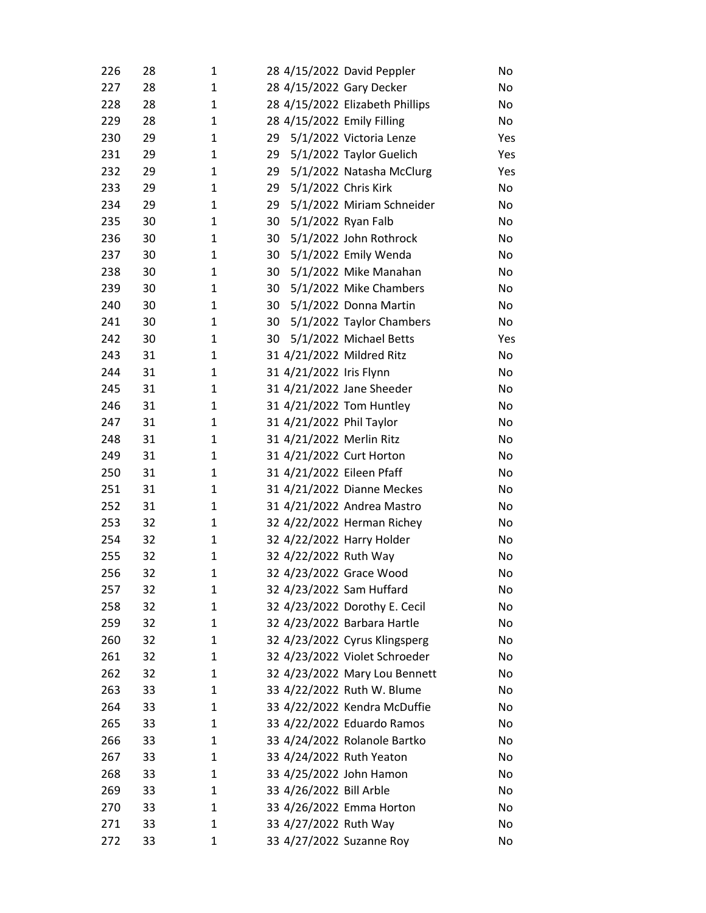| | | | | | | |
|---|---|---|---|---|---|---|
| 226 | 28 | 1 | 28 | 4/15/2022 | David Peppler | No |
| 227 | 28 | 1 | 28 | 4/15/2022 | Gary Decker | No |
| 228 | 28 | 1 | 28 | 4/15/2022 | Elizabeth Phillips | No |
| 229 | 28 | 1 | 28 | 4/15/2022 | Emily Filling | No |
| 230 | 29 | 1 | 29 | 5/1/2022 | Victoria Lenze | Yes |
| 231 | 29 | 1 | 29 | 5/1/2022 | Taylor Guelich | Yes |
| 232 | 29 | 1 | 29 | 5/1/2022 | Natasha McClurg | Yes |
| 233 | 29 | 1 | 29 | 5/1/2022 | Chris Kirk | No |
| 234 | 29 | 1 | 29 | 5/1/2022 | Miriam Schneider | No |
| 235 | 30 | 1 | 30 | 5/1/2022 | Ryan Falb | No |
| 236 | 30 | 1 | 30 | 5/1/2022 | John Rothrock | No |
| 237 | 30 | 1 | 30 | 5/1/2022 | Emily Wenda | No |
| 238 | 30 | 1 | 30 | 5/1/2022 | Mike Manahan | No |
| 239 | 30 | 1 | 30 | 5/1/2022 | Mike Chambers | No |
| 240 | 30 | 1 | 30 | 5/1/2022 | Donna Martin | No |
| 241 | 30 | 1 | 30 | 5/1/2022 | Taylor Chambers | No |
| 242 | 30 | 1 | 30 | 5/1/2022 | Michael Betts | Yes |
| 243 | 31 | 1 | 31 | 4/21/2022 | Mildred Ritz | No |
| 244 | 31 | 1 | 31 | 4/21/2022 | Iris Flynn | No |
| 245 | 31 | 1 | 31 | 4/21/2022 | Jane Sheeder | No |
| 246 | 31 | 1 | 31 | 4/21/2022 | Tom Huntley | No |
| 247 | 31 | 1 | 31 | 4/21/2022 | Phil Taylor | No |
| 248 | 31 | 1 | 31 | 4/21/2022 | Merlin Ritz | No |
| 249 | 31 | 1 | 31 | 4/21/2022 | Curt Horton | No |
| 250 | 31 | 1 | 31 | 4/21/2022 | Eileen Pfaff | No |
| 251 | 31 | 1 | 31 | 4/21/2022 | Dianne Meckes | No |
| 252 | 31 | 1 | 31 | 4/21/2022 | Andrea Mastro | No |
| 253 | 32 | 1 | 32 | 4/22/2022 | Herman Richey | No |
| 254 | 32 | 1 | 32 | 4/22/2022 | Harry Holder | No |
| 255 | 32 | 1 | 32 | 4/22/2022 | Ruth Way | No |
| 256 | 32 | 1 | 32 | 4/23/2022 | Grace Wood | No |
| 257 | 32 | 1 | 32 | 4/23/2022 | Sam Huffard | No |
| 258 | 32 | 1 | 32 | 4/23/2022 | Dorothy E. Cecil | No |
| 259 | 32 | 1 | 32 | 4/23/2022 | Barbara Hartle | No |
| 260 | 32 | 1 | 32 | 4/23/2022 | Cyrus Klingsperg | No |
| 261 | 32 | 1 | 32 | 4/23/2022 | Violet Schroeder | No |
| 262 | 32 | 1 | 32 | 4/23/2022 | Mary Lou Bennett | No |
| 263 | 33 | 1 | 33 | 4/22/2022 | Ruth W. Blume | No |
| 264 | 33 | 1 | 33 | 4/22/2022 | Kendra McDuffie | No |
| 265 | 33 | 1 | 33 | 4/22/2022 | Eduardo Ramos | No |
| 266 | 33 | 1 | 33 | 4/24/2022 | Rolanole Bartko | No |
| 267 | 33 | 1 | 33 | 4/24/2022 | Ruth Yeaton | No |
| 268 | 33 | 1 | 33 | 4/25/2022 | John Hamon | No |
| 269 | 33 | 1 | 33 | 4/26/2022 | Bill Arble | No |
| 270 | 33 | 1 | 33 | 4/26/2022 | Emma Horton | No |
| 271 | 33 | 1 | 33 | 4/27/2022 | Ruth Way | No |
| 272 | 33 | 1 | 33 | 4/27/2022 | Suzanne Roy | No |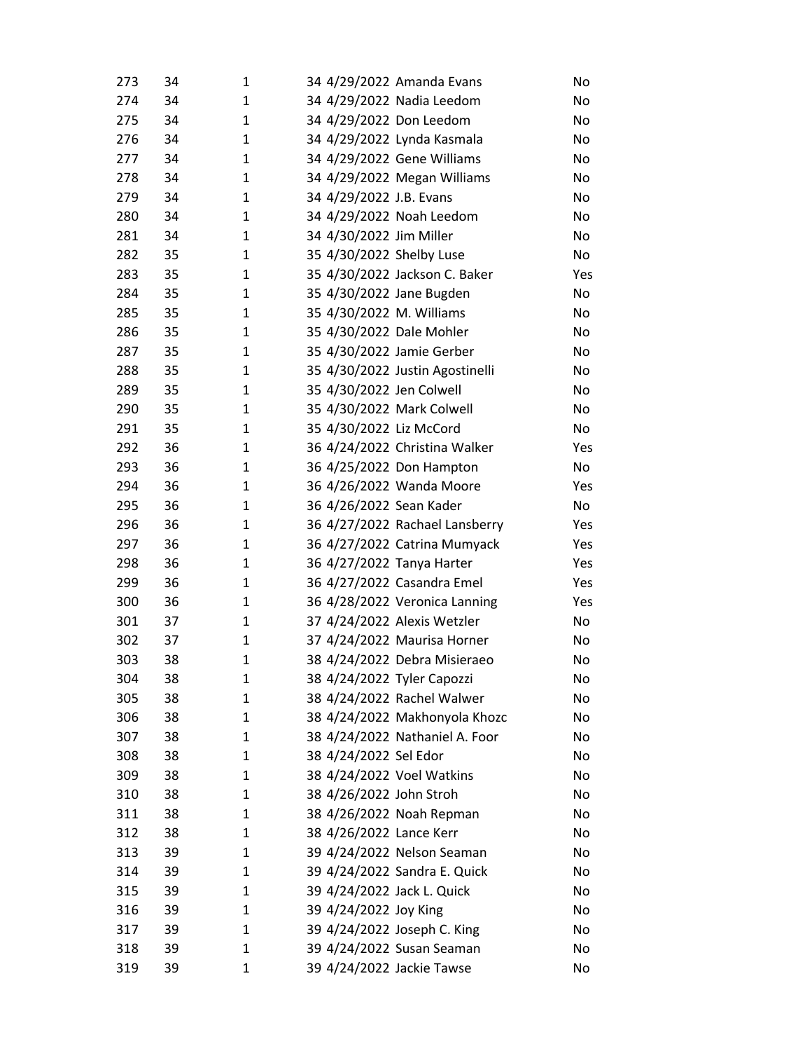| | | | | | | |
|---|---|---|---|---|---|---|
| 273 | 34 | 1 | 34 | 4/29/2022 | Amanda Evans | No |
| 274 | 34 | 1 | 34 | 4/29/2022 | Nadia Leedom | No |
| 275 | 34 | 1 | 34 | 4/29/2022 | Don Leedom | No |
| 276 | 34 | 1 | 34 | 4/29/2022 | Lynda Kasmala | No |
| 277 | 34 | 1 | 34 | 4/29/2022 | Gene Williams | No |
| 278 | 34 | 1 | 34 | 4/29/2022 | Megan Williams | No |
| 279 | 34 | 1 | 34 | 4/29/2022 | J.B. Evans | No |
| 280 | 34 | 1 | 34 | 4/29/2022 | Noah Leedom | No |
| 281 | 34 | 1 | 34 | 4/30/2022 | Jim Miller | No |
| 282 | 35 | 1 | 35 | 4/30/2022 | Shelby Luse | No |
| 283 | 35 | 1 | 35 | 4/30/2022 | Jackson C. Baker | Yes |
| 284 | 35 | 1 | 35 | 4/30/2022 | Jane Bugden | No |
| 285 | 35 | 1 | 35 | 4/30/2022 | M. Williams | No |
| 286 | 35 | 1 | 35 | 4/30/2022 | Dale Mohler | No |
| 287 | 35 | 1 | 35 | 4/30/2022 | Jamie Gerber | No |
| 288 | 35 | 1 | 35 | 4/30/2022 | Justin Agostinelli | No |
| 289 | 35 | 1 | 35 | 4/30/2022 | Jen Colwell | No |
| 290 | 35 | 1 | 35 | 4/30/2022 | Mark Colwell | No |
| 291 | 35 | 1 | 35 | 4/30/2022 | Liz McCord | No |
| 292 | 36 | 1 | 36 | 4/24/2022 | Christina Walker | Yes |
| 293 | 36 | 1 | 36 | 4/25/2022 | Don Hampton | No |
| 294 | 36 | 1 | 36 | 4/26/2022 | Wanda Moore | Yes |
| 295 | 36 | 1 | 36 | 4/26/2022 | Sean Kader | No |
| 296 | 36 | 1 | 36 | 4/27/2022 | Rachael Lansberry | Yes |
| 297 | 36 | 1 | 36 | 4/27/2022 | Catrina Mumyack | Yes |
| 298 | 36 | 1 | 36 | 4/27/2022 | Tanya Harter | Yes |
| 299 | 36 | 1 | 36 | 4/27/2022 | Casandra Emel | Yes |
| 300 | 36 | 1 | 36 | 4/28/2022 | Veronica Lanning | Yes |
| 301 | 37 | 1 | 37 | 4/24/2022 | Alexis Wetzler | No |
| 302 | 37 | 1 | 37 | 4/24/2022 | Maurisa Horner | No |
| 303 | 38 | 1 | 38 | 4/24/2022 | Debra Misieraeo | No |
| 304 | 38 | 1 | 38 | 4/24/2022 | Tyler Capozzi | No |
| 305 | 38 | 1 | 38 | 4/24/2022 | Rachel Walwer | No |
| 306 | 38 | 1 | 38 | 4/24/2022 | Makhonyola Khozc | No |
| 307 | 38 | 1 | 38 | 4/24/2022 | Nathaniel A. Foor | No |
| 308 | 38 | 1 | 38 | 4/24/2022 | Sel Edor | No |
| 309 | 38 | 1 | 38 | 4/24/2022 | Voel Watkins | No |
| 310 | 38 | 1 | 38 | 4/26/2022 | John Stroh | No |
| 311 | 38 | 1 | 38 | 4/26/2022 | Noah Repman | No |
| 312 | 38 | 1 | 38 | 4/26/2022 | Lance Kerr | No |
| 313 | 39 | 1 | 39 | 4/24/2022 | Nelson Seaman | No |
| 314 | 39 | 1 | 39 | 4/24/2022 | Sandra E. Quick | No |
| 315 | 39 | 1 | 39 | 4/24/2022 | Jack L. Quick | No |
| 316 | 39 | 1 | 39 | 4/24/2022 | Joy King | No |
| 317 | 39 | 1 | 39 | 4/24/2022 | Joseph C. King | No |
| 318 | 39 | 1 | 39 | 4/24/2022 | Susan Seaman | No |
| 319 | 39 | 1 | 39 | 4/24/2022 | Jackie Tawse | No |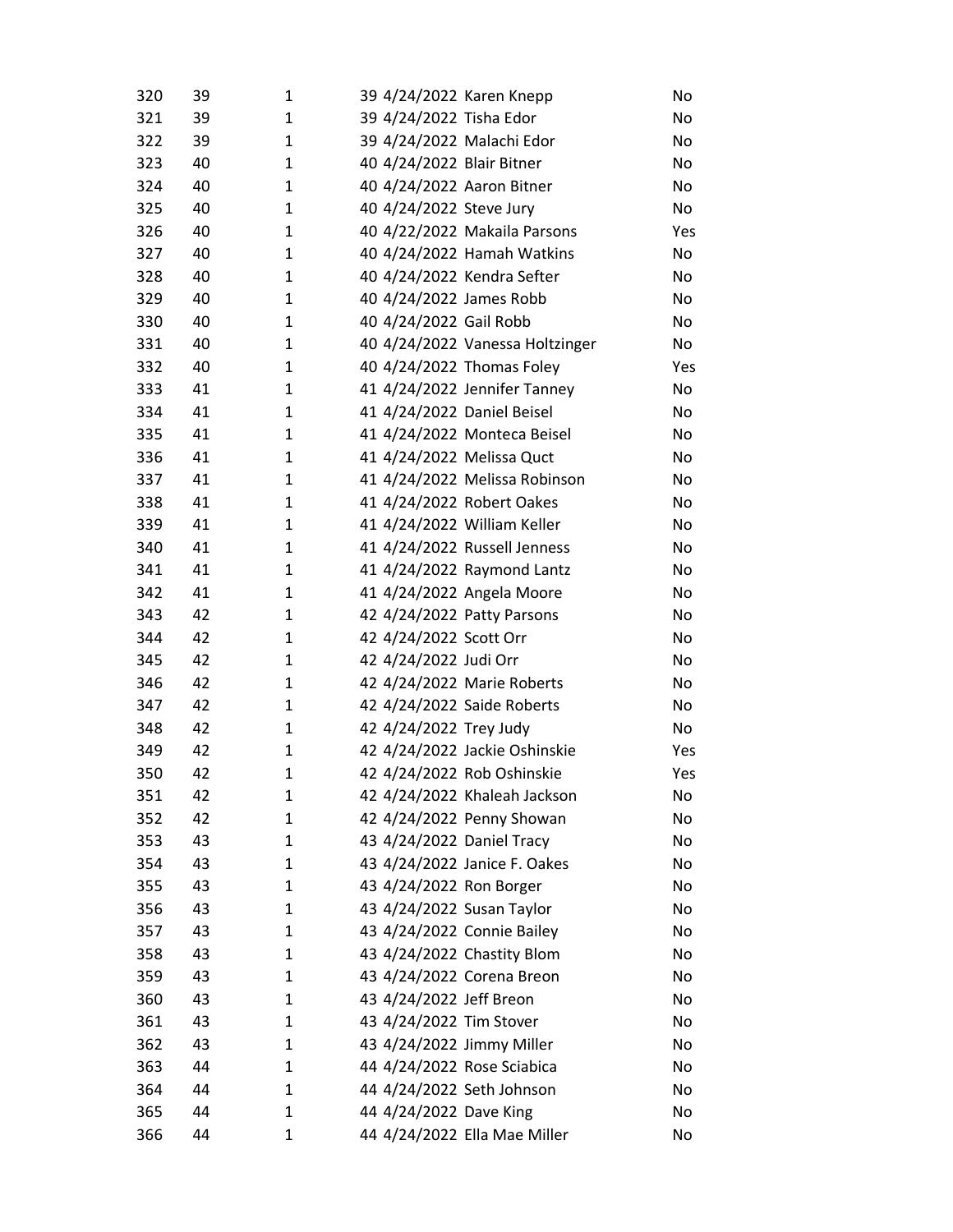| | | | | | | |
|---|---|---|---|---|---|---|
| 320 | 39 | 1 | 39 | 4/24/2022 | Karen Knepp | No |
| 321 | 39 | 1 | 39 | 4/24/2022 | Tisha Edor | No |
| 322 | 39 | 1 | 39 | 4/24/2022 | Malachi Edor | No |
| 323 | 40 | 1 | 40 | 4/24/2022 | Blair Bitner | No |
| 324 | 40 | 1 | 40 | 4/24/2022 | Aaron Bitner | No |
| 325 | 40 | 1 | 40 | 4/24/2022 | Steve Jury | No |
| 326 | 40 | 1 | 40 | 4/22/2022 | Makaila Parsons | Yes |
| 327 | 40 | 1 | 40 | 4/24/2022 | Hamah Watkins | No |
| 328 | 40 | 1 | 40 | 4/24/2022 | Kendra Sefter | No |
| 329 | 40 | 1 | 40 | 4/24/2022 | James Robb | No |
| 330 | 40 | 1 | 40 | 4/24/2022 | Gail Robb | No |
| 331 | 40 | 1 | 40 | 4/24/2022 | Vanessa Holtzinger | No |
| 332 | 40 | 1 | 40 | 4/24/2022 | Thomas Foley | Yes |
| 333 | 41 | 1 | 41 | 4/24/2022 | Jennifer Tanney | No |
| 334 | 41 | 1 | 41 | 4/24/2022 | Daniel Beisel | No |
| 335 | 41 | 1 | 41 | 4/24/2022 | Monteca Beisel | No |
| 336 | 41 | 1 | 41 | 4/24/2022 | Melissa Quct | No |
| 337 | 41 | 1 | 41 | 4/24/2022 | Melissa Robinson | No |
| 338 | 41 | 1 | 41 | 4/24/2022 | Robert Oakes | No |
| 339 | 41 | 1 | 41 | 4/24/2022 | William Keller | No |
| 340 | 41 | 1 | 41 | 4/24/2022 | Russell Jenness | No |
| 341 | 41 | 1 | 41 | 4/24/2022 | Raymond Lantz | No |
| 342 | 41 | 1 | 41 | 4/24/2022 | Angela Moore | No |
| 343 | 42 | 1 | 42 | 4/24/2022 | Patty Parsons | No |
| 344 | 42 | 1 | 42 | 4/24/2022 | Scott Orr | No |
| 345 | 42 | 1 | 42 | 4/24/2022 | Judi Orr | No |
| 346 | 42 | 1 | 42 | 4/24/2022 | Marie Roberts | No |
| 347 | 42 | 1 | 42 | 4/24/2022 | Saide Roberts | No |
| 348 | 42 | 1 | 42 | 4/24/2022 | Trey Judy | No |
| 349 | 42 | 1 | 42 | 4/24/2022 | Jackie Oshinskie | Yes |
| 350 | 42 | 1 | 42 | 4/24/2022 | Rob Oshinskie | Yes |
| 351 | 42 | 1 | 42 | 4/24/2022 | Khaleah Jackson | No |
| 352 | 42 | 1 | 42 | 4/24/2022 | Penny Showan | No |
| 353 | 43 | 1 | 43 | 4/24/2022 | Daniel Tracy | No |
| 354 | 43 | 1 | 43 | 4/24/2022 | Janice F. Oakes | No |
| 355 | 43 | 1 | 43 | 4/24/2022 | Ron Borger | No |
| 356 | 43 | 1 | 43 | 4/24/2022 | Susan Taylor | No |
| 357 | 43 | 1 | 43 | 4/24/2022 | Connie Bailey | No |
| 358 | 43 | 1 | 43 | 4/24/2022 | Chastity Blom | No |
| 359 | 43 | 1 | 43 | 4/24/2022 | Corena Breon | No |
| 360 | 43 | 1 | 43 | 4/24/2022 | Jeff Breon | No |
| 361 | 43 | 1 | 43 | 4/24/2022 | Tim Stover | No |
| 362 | 43 | 1 | 43 | 4/24/2022 | Jimmy Miller | No |
| 363 | 44 | 1 | 44 | 4/24/2022 | Rose Sciabica | No |
| 364 | 44 | 1 | 44 | 4/24/2022 | Seth Johnson | No |
| 365 | 44 | 1 | 44 | 4/24/2022 | Dave King | No |
| 366 | 44 | 1 | 44 | 4/24/2022 | Ella Mae Miller | No |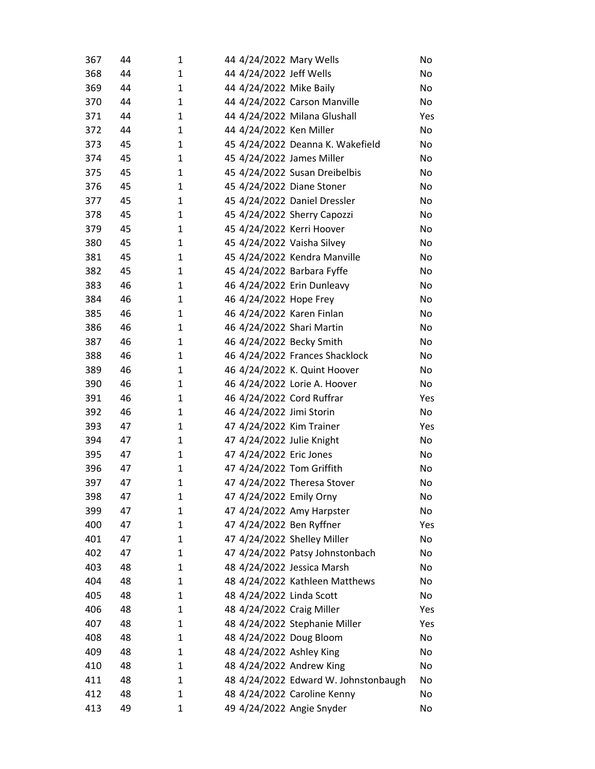| | | | | | | |
|---|---|---|---|---|---|---|
| 367 | 44 | 1 | 44 | 4/24/2022 | Mary Wells | No |
| 368 | 44 | 1 | 44 | 4/24/2022 | Jeff Wells | No |
| 369 | 44 | 1 | 44 | 4/24/2022 | Mike Baily | No |
| 370 | 44 | 1 | 44 | 4/24/2022 | Carson Manville | No |
| 371 | 44 | 1 | 44 | 4/24/2022 | Milana Glushall | Yes |
| 372 | 44 | 1 | 44 | 4/24/2022 | Ken Miller | No |
| 373 | 45 | 1 | 45 | 4/24/2022 | Deanna K. Wakefield | No |
| 374 | 45 | 1 | 45 | 4/24/2022 | James Miller | No |
| 375 | 45 | 1 | 45 | 4/24/2022 | Susan Dreibelbis | No |
| 376 | 45 | 1 | 45 | 4/24/2022 | Diane Stoner | No |
| 377 | 45 | 1 | 45 | 4/24/2022 | Daniel Dressler | No |
| 378 | 45 | 1 | 45 | 4/24/2022 | Sherry Capozzi | No |
| 379 | 45 | 1 | 45 | 4/24/2022 | Kerri Hoover | No |
| 380 | 45 | 1 | 45 | 4/24/2022 | Vaisha Silvey | No |
| 381 | 45 | 1 | 45 | 4/24/2022 | Kendra Manville | No |
| 382 | 45 | 1 | 45 | 4/24/2022 | Barbara Fyffe | No |
| 383 | 46 | 1 | 46 | 4/24/2022 | Erin Dunleavy | No |
| 384 | 46 | 1 | 46 | 4/24/2022 | Hope Frey | No |
| 385 | 46 | 1 | 46 | 4/24/2022 | Karen Finlan | No |
| 386 | 46 | 1 | 46 | 4/24/2022 | Shari Martin | No |
| 387 | 46 | 1 | 46 | 4/24/2022 | Becky Smith | No |
| 388 | 46 | 1 | 46 | 4/24/2022 | Frances Shacklock | No |
| 389 | 46 | 1 | 46 | 4/24/2022 | K. Quint Hoover | No |
| 390 | 46 | 1 | 46 | 4/24/2022 | Lorie A. Hoover | No |
| 391 | 46 | 1 | 46 | 4/24/2022 | Cord Ruffrar | Yes |
| 392 | 46 | 1 | 46 | 4/24/2022 | Jimi Storin | No |
| 393 | 47 | 1 | 47 | 4/24/2022 | Kim Trainer | Yes |
| 394 | 47 | 1 | 47 | 4/24/2022 | Julie Knight | No |
| 395 | 47 | 1 | 47 | 4/24/2022 | Eric Jones | No |
| 396 | 47 | 1 | 47 | 4/24/2022 | Tom Griffith | No |
| 397 | 47 | 1 | 47 | 4/24/2022 | Theresa Stover | No |
| 398 | 47 | 1 | 47 | 4/24/2022 | Emily Orny | No |
| 399 | 47 | 1 | 47 | 4/24/2022 | Amy Harpster | No |
| 400 | 47 | 1 | 47 | 4/24/2022 | Ben Ryffner | Yes |
| 401 | 47 | 1 | 47 | 4/24/2022 | Shelley Miller | No |
| 402 | 47 | 1 | 47 | 4/24/2022 | Patsy Johnstonbach | No |
| 403 | 48 | 1 | 48 | 4/24/2022 | Jessica Marsh | No |
| 404 | 48 | 1 | 48 | 4/24/2022 | Kathleen Matthews | No |
| 405 | 48 | 1 | 48 | 4/24/2022 | Linda Scott | No |
| 406 | 48 | 1 | 48 | 4/24/2022 | Craig Miller | Yes |
| 407 | 48 | 1 | 48 | 4/24/2022 | Stephanie Miller | Yes |
| 408 | 48 | 1 | 48 | 4/24/2022 | Doug Bloom | No |
| 409 | 48 | 1 | 48 | 4/24/2022 | Ashley King | No |
| 410 | 48 | 1 | 48 | 4/24/2022 | Andrew King | No |
| 411 | 48 | 1 | 48 | 4/24/2022 | Edward W. Johnstonbaugh | No |
| 412 | 48 | 1 | 48 | 4/24/2022 | Caroline Kenny | No |
| 413 | 49 | 1 | 49 | 4/24/2022 | Angie Snyder | No |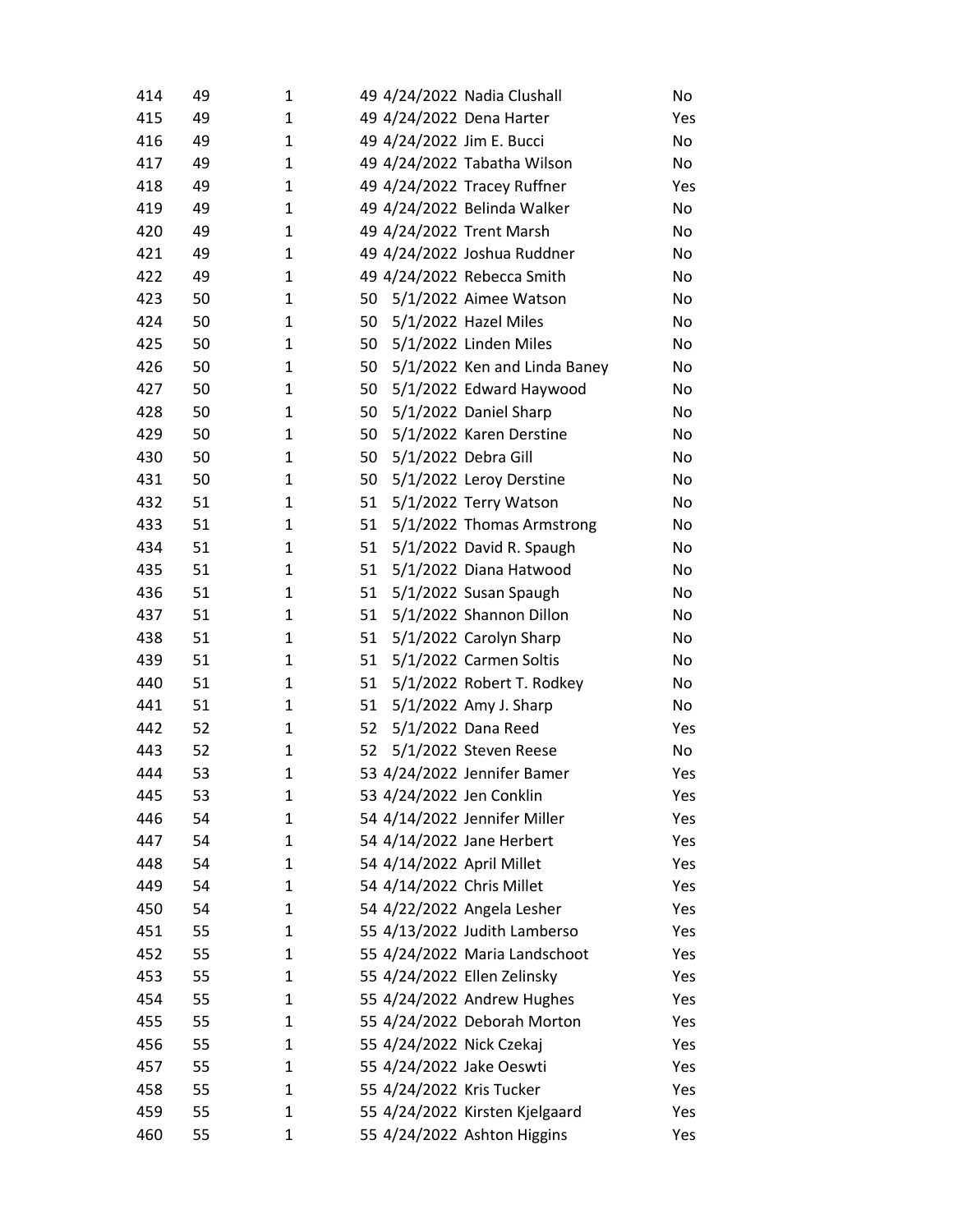| | | | | | | |
|---|---|---|---|---|---|---|
| 414 | 49 | 1 | 49 | 4/24/2022 | Nadia Clushall | No |
| 415 | 49 | 1 | 49 | 4/24/2022 | Dena Harter | Yes |
| 416 | 49 | 1 | 49 | 4/24/2022 | Jim E. Bucci | No |
| 417 | 49 | 1 | 49 | 4/24/2022 | Tabatha Wilson | No |
| 418 | 49 | 1 | 49 | 4/24/2022 | Tracey Ruffner | Yes |
| 419 | 49 | 1 | 49 | 4/24/2022 | Belinda Walker | No |
| 420 | 49 | 1 | 49 | 4/24/2022 | Trent Marsh | No |
| 421 | 49 | 1 | 49 | 4/24/2022 | Joshua Ruddner | No |
| 422 | 49 | 1 | 49 | 4/24/2022 | Rebecca Smith | No |
| 423 | 50 | 1 | 50 | 5/1/2022 | Aimee Watson | No |
| 424 | 50 | 1 | 50 | 5/1/2022 | Hazel Miles | No |
| 425 | 50 | 1 | 50 | 5/1/2022 | Linden Miles | No |
| 426 | 50 | 1 | 50 | 5/1/2022 | Ken and Linda Baney | No |
| 427 | 50 | 1 | 50 | 5/1/2022 | Edward Haywood | No |
| 428 | 50 | 1 | 50 | 5/1/2022 | Daniel Sharp | No |
| 429 | 50 | 1 | 50 | 5/1/2022 | Karen Derstine | No |
| 430 | 50 | 1 | 50 | 5/1/2022 | Debra Gill | No |
| 431 | 50 | 1 | 50 | 5/1/2022 | Leroy Derstine | No |
| 432 | 51 | 1 | 51 | 5/1/2022 | Terry Watson | No |
| 433 | 51 | 1 | 51 | 5/1/2022 | Thomas Armstrong | No |
| 434 | 51 | 1 | 51 | 5/1/2022 | David R. Spaugh | No |
| 435 | 51 | 1 | 51 | 5/1/2022 | Diana Hatwood | No |
| 436 | 51 | 1 | 51 | 5/1/2022 | Susan Spaugh | No |
| 437 | 51 | 1 | 51 | 5/1/2022 | Shannon Dillon | No |
| 438 | 51 | 1 | 51 | 5/1/2022 | Carolyn Sharp | No |
| 439 | 51 | 1 | 51 | 5/1/2022 | Carmen Soltis | No |
| 440 | 51 | 1 | 51 | 5/1/2022 | Robert T. Rodkey | No |
| 441 | 51 | 1 | 51 | 5/1/2022 | Amy J. Sharp | No |
| 442 | 52 | 1 | 52 | 5/1/2022 | Dana Reed | Yes |
| 443 | 52 | 1 | 52 | 5/1/2022 | Steven Reese | No |
| 444 | 53 | 1 | 53 | 4/24/2022 | Jennifer Bamer | Yes |
| 445 | 53 | 1 | 53 | 4/24/2022 | Jen Conklin | Yes |
| 446 | 54 | 1 | 54 | 4/14/2022 | Jennifer Miller | Yes |
| 447 | 54 | 1 | 54 | 4/14/2022 | Jane Herbert | Yes |
| 448 | 54 | 1 | 54 | 4/14/2022 | April Millet | Yes |
| 449 | 54 | 1 | 54 | 4/14/2022 | Chris Millet | Yes |
| 450 | 54 | 1 | 54 | 4/22/2022 | Angela Lesher | Yes |
| 451 | 55 | 1 | 55 | 4/13/2022 | Judith Lamberso | Yes |
| 452 | 55 | 1 | 55 | 4/24/2022 | Maria Landschoot | Yes |
| 453 | 55 | 1 | 55 | 4/24/2022 | Ellen Zelinsky | Yes |
| 454 | 55 | 1 | 55 | 4/24/2022 | Andrew Hughes | Yes |
| 455 | 55 | 1 | 55 | 4/24/2022 | Deborah Morton | Yes |
| 456 | 55 | 1 | 55 | 4/24/2022 | Nick Czekaj | Yes |
| 457 | 55 | 1 | 55 | 4/24/2022 | Jake Oeswti | Yes |
| 458 | 55 | 1 | 55 | 4/24/2022 | Kris Tucker | Yes |
| 459 | 55 | 1 | 55 | 4/24/2022 | Kirsten Kjelgaard | Yes |
| 460 | 55 | 1 | 55 | 4/24/2022 | Ashton Higgins | Yes |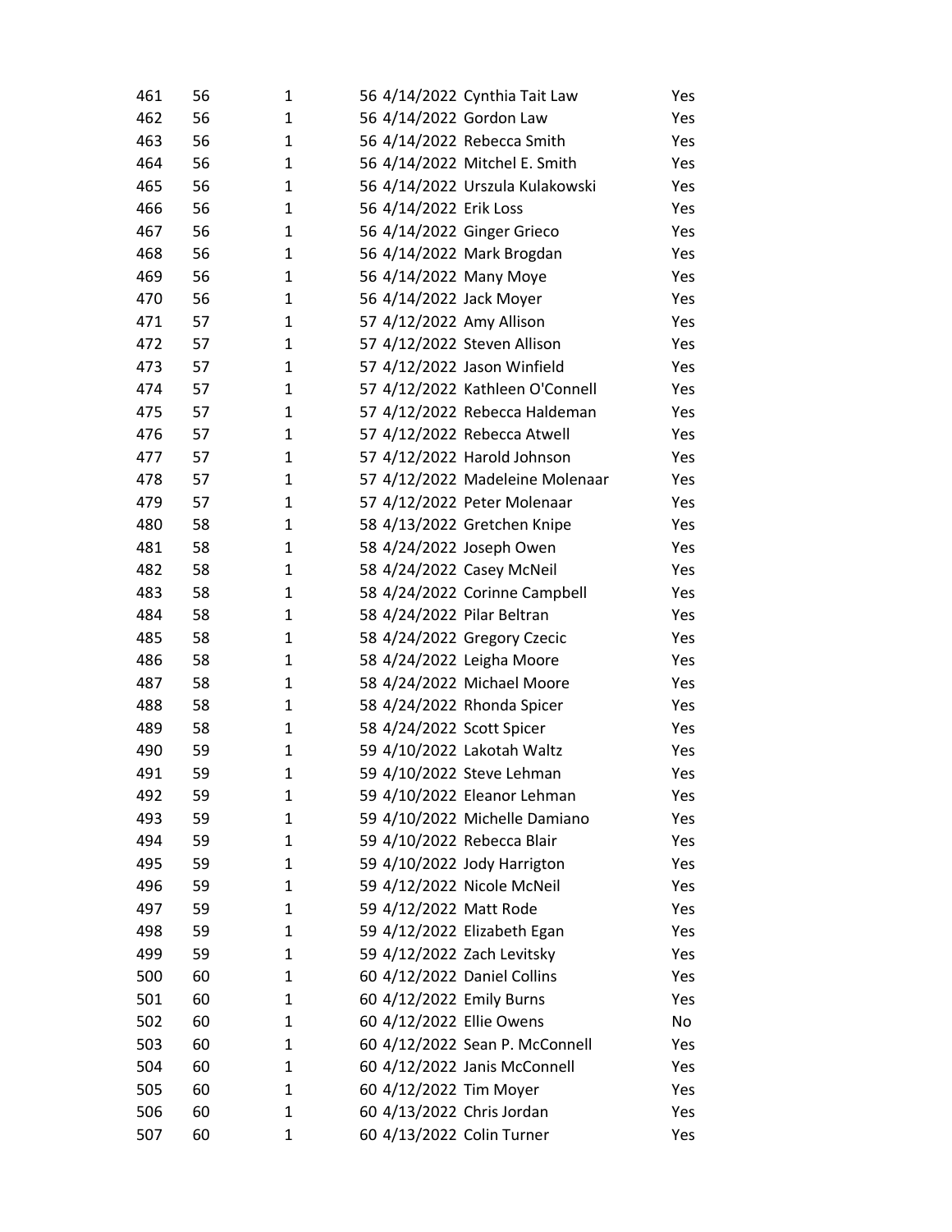| | | | | | | |
|---|---|---|---|---|---|---|
| 461 | 56 | 1 | 56 | 4/14/2022 | Cynthia Tait Law | Yes |
| 462 | 56 | 1 | 56 | 4/14/2022 | Gordon Law | Yes |
| 463 | 56 | 1 | 56 | 4/14/2022 | Rebecca Smith | Yes |
| 464 | 56 | 1 | 56 | 4/14/2022 | Mitchel E. Smith | Yes |
| 465 | 56 | 1 | 56 | 4/14/2022 | Urszula Kulakowski | Yes |
| 466 | 56 | 1 | 56 | 4/14/2022 | Erik Loss | Yes |
| 467 | 56 | 1 | 56 | 4/14/2022 | Ginger Grieco | Yes |
| 468 | 56 | 1 | 56 | 4/14/2022 | Mark Brogdan | Yes |
| 469 | 56 | 1 | 56 | 4/14/2022 | Many Moye | Yes |
| 470 | 56 | 1 | 56 | 4/14/2022 | Jack Moyer | Yes |
| 471 | 57 | 1 | 57 | 4/12/2022 | Amy Allison | Yes |
| 472 | 57 | 1 | 57 | 4/12/2022 | Steven Allison | Yes |
| 473 | 57 | 1 | 57 | 4/12/2022 | Jason Winfield | Yes |
| 474 | 57 | 1 | 57 | 4/12/2022 | Kathleen O'Connell | Yes |
| 475 | 57 | 1 | 57 | 4/12/2022 | Rebecca Haldeman | Yes |
| 476 | 57 | 1 | 57 | 4/12/2022 | Rebecca Atwell | Yes |
| 477 | 57 | 1 | 57 | 4/12/2022 | Harold Johnson | Yes |
| 478 | 57 | 1 | 57 | 4/12/2022 | Madeleine Molenaar | Yes |
| 479 | 57 | 1 | 57 | 4/12/2022 | Peter Molenaar | Yes |
| 480 | 58 | 1 | 58 | 4/13/2022 | Gretchen Knipe | Yes |
| 481 | 58 | 1 | 58 | 4/24/2022 | Joseph Owen | Yes |
| 482 | 58 | 1 | 58 | 4/24/2022 | Casey McNeil | Yes |
| 483 | 58 | 1 | 58 | 4/24/2022 | Corinne Campbell | Yes |
| 484 | 58 | 1 | 58 | 4/24/2022 | Pilar Beltran | Yes |
| 485 | 58 | 1 | 58 | 4/24/2022 | Gregory Czecic | Yes |
| 486 | 58 | 1 | 58 | 4/24/2022 | Leigha Moore | Yes |
| 487 | 58 | 1 | 58 | 4/24/2022 | Michael Moore | Yes |
| 488 | 58 | 1 | 58 | 4/24/2022 | Rhonda Spicer | Yes |
| 489 | 58 | 1 | 58 | 4/24/2022 | Scott Spicer | Yes |
| 490 | 59 | 1 | 59 | 4/10/2022 | Lakotah Waltz | Yes |
| 491 | 59 | 1 | 59 | 4/10/2022 | Steve Lehman | Yes |
| 492 | 59 | 1 | 59 | 4/10/2022 | Eleanor Lehman | Yes |
| 493 | 59 | 1 | 59 | 4/10/2022 | Michelle Damiano | Yes |
| 494 | 59 | 1 | 59 | 4/10/2022 | Rebecca Blair | Yes |
| 495 | 59 | 1 | 59 | 4/10/2022 | Jody Harrigton | Yes |
| 496 | 59 | 1 | 59 | 4/12/2022 | Nicole McNeil | Yes |
| 497 | 59 | 1 | 59 | 4/12/2022 | Matt Rode | Yes |
| 498 | 59 | 1 | 59 | 4/12/2022 | Elizabeth Egan | Yes |
| 499 | 59 | 1 | 59 | 4/12/2022 | Zach Levitsky | Yes |
| 500 | 60 | 1 | 60 | 4/12/2022 | Daniel Collins | Yes |
| 501 | 60 | 1 | 60 | 4/12/2022 | Emily Burns | Yes |
| 502 | 60 | 1 | 60 | 4/12/2022 | Ellie Owens | No |
| 503 | 60 | 1 | 60 | 4/12/2022 | Sean P. McConnell | Yes |
| 504 | 60 | 1 | 60 | 4/12/2022 | Janis McConnell | Yes |
| 505 | 60 | 1 | 60 | 4/12/2022 | Tim Moyer | Yes |
| 506 | 60 | 1 | 60 | 4/13/2022 | Chris Jordan | Yes |
| 507 | 60 | 1 | 60 | 4/13/2022 | Colin Turner | Yes |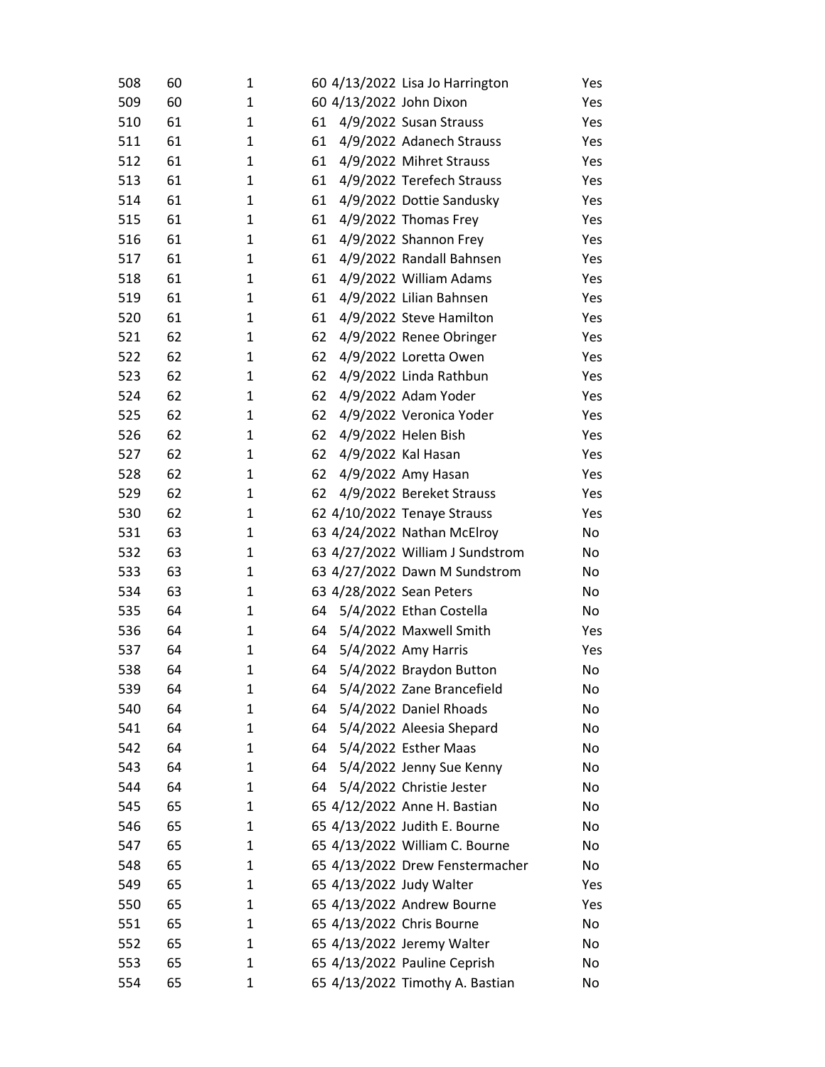| | | | | | | |
|---|---|---|---|---|---|---|
| 508 | 60 | 1 | 60 | 4/13/2022 | Lisa Jo Harrington | Yes |
| 509 | 60 | 1 | 60 | 4/13/2022 | John Dixon | Yes |
| 510 | 61 | 1 | 61 | 4/9/2022 | Susan Strauss | Yes |
| 511 | 61 | 1 | 61 | 4/9/2022 | Adanech Strauss | Yes |
| 512 | 61 | 1 | 61 | 4/9/2022 | Mihret Strauss | Yes |
| 513 | 61 | 1 | 61 | 4/9/2022 | Terefech Strauss | Yes |
| 514 | 61 | 1 | 61 | 4/9/2022 | Dottie Sandusky | Yes |
| 515 | 61 | 1 | 61 | 4/9/2022 | Thomas Frey | Yes |
| 516 | 61 | 1 | 61 | 4/9/2022 | Shannon Frey | Yes |
| 517 | 61 | 1 | 61 | 4/9/2022 | Randall Bahnsen | Yes |
| 518 | 61 | 1 | 61 | 4/9/2022 | William Adams | Yes |
| 519 | 61 | 1 | 61 | 4/9/2022 | Lilian Bahnsen | Yes |
| 520 | 61 | 1 | 61 | 4/9/2022 | Steve Hamilton | Yes |
| 521 | 62 | 1 | 62 | 4/9/2022 | Renee Obringer | Yes |
| 522 | 62 | 1 | 62 | 4/9/2022 | Loretta Owen | Yes |
| 523 | 62 | 1 | 62 | 4/9/2022 | Linda Rathbun | Yes |
| 524 | 62 | 1 | 62 | 4/9/2022 | Adam Yoder | Yes |
| 525 | 62 | 1 | 62 | 4/9/2022 | Veronica Yoder | Yes |
| 526 | 62 | 1 | 62 | 4/9/2022 | Helen Bish | Yes |
| 527 | 62 | 1 | 62 | 4/9/2022 | Kal Hasan | Yes |
| 528 | 62 | 1 | 62 | 4/9/2022 | Amy Hasan | Yes |
| 529 | 62 | 1 | 62 | 4/9/2022 | Bereket Strauss | Yes |
| 530 | 62 | 1 | 62 | 4/10/2022 | Tenaye Strauss | Yes |
| 531 | 63 | 1 | 63 | 4/24/2022 | Nathan McElroy | No |
| 532 | 63 | 1 | 63 | 4/27/2022 | William J Sundstrom | No |
| 533 | 63 | 1 | 63 | 4/27/2022 | Dawn M Sundstrom | No |
| 534 | 63 | 1 | 63 | 4/28/2022 | Sean Peters | No |
| 535 | 64 | 1 | 64 | 5/4/2022 | Ethan Costella | No |
| 536 | 64 | 1 | 64 | 5/4/2022 | Maxwell Smith | Yes |
| 537 | 64 | 1 | 64 | 5/4/2022 | Amy Harris | Yes |
| 538 | 64 | 1 | 64 | 5/4/2022 | Braydon Button | No |
| 539 | 64 | 1 | 64 | 5/4/2022 | Zane Brancefield | No |
| 540 | 64 | 1 | 64 | 5/4/2022 | Daniel Rhoads | No |
| 541 | 64 | 1 | 64 | 5/4/2022 | Aleesia Shepard | No |
| 542 | 64 | 1 | 64 | 5/4/2022 | Esther Maas | No |
| 543 | 64 | 1 | 64 | 5/4/2022 | Jenny Sue Kenny | No |
| 544 | 64 | 1 | 64 | 5/4/2022 | Christie Jester | No |
| 545 | 65 | 1 | 65 | 4/12/2022 | Anne H. Bastian | No |
| 546 | 65 | 1 | 65 | 4/13/2022 | Judith E. Bourne | No |
| 547 | 65 | 1 | 65 | 4/13/2022 | William C. Bourne | No |
| 548 | 65 | 1 | 65 | 4/13/2022 | Drew Fenstermacher | No |
| 549 | 65 | 1 | 65 | 4/13/2022 | Judy Walter | Yes |
| 550 | 65 | 1 | 65 | 4/13/2022 | Andrew Bourne | Yes |
| 551 | 65 | 1 | 65 | 4/13/2022 | Chris Bourne | No |
| 552 | 65 | 1 | 65 | 4/13/2022 | Jeremy Walter | No |
| 553 | 65 | 1 | 65 | 4/13/2022 | Pauline Ceprish | No |
| 554 | 65 | 1 | 65 | 4/13/2022 | Timothy A. Bastian | No |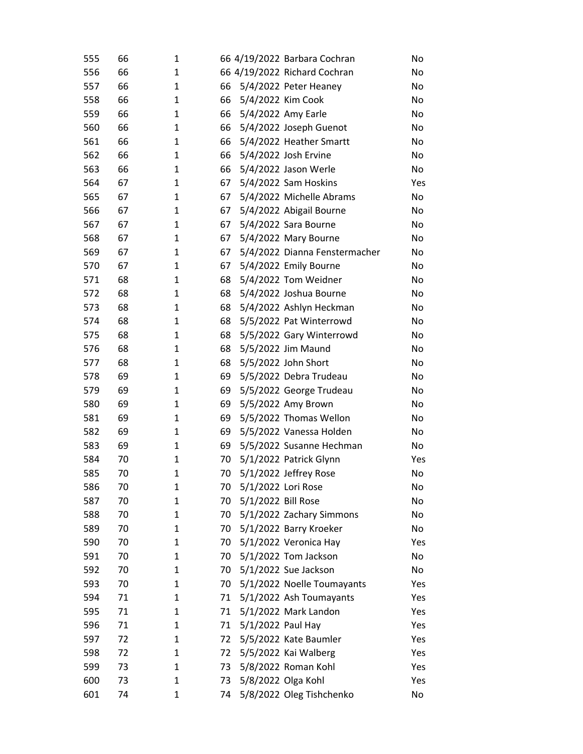| | | | | | | |
|---|---|---|---|---|---|---|
| 555 | 66 | 1 | 66 | 4/19/2022 | Barbara Cochran | No |
| 556 | 66 | 1 | 66 | 4/19/2022 | Richard Cochran | No |
| 557 | 66 | 1 | 66 | 5/4/2022 | Peter Heaney | No |
| 558 | 66 | 1 | 66 | 5/4/2022 | Kim Cook | No |
| 559 | 66 | 1 | 66 | 5/4/2022 | Amy Earle | No |
| 560 | 66 | 1 | 66 | 5/4/2022 | Joseph Guenot | No |
| 561 | 66 | 1 | 66 | 5/4/2022 | Heather Smartt | No |
| 562 | 66 | 1 | 66 | 5/4/2022 | Josh Ervine | No |
| 563 | 66 | 1 | 66 | 5/4/2022 | Jason Werle | No |
| 564 | 67 | 1 | 67 | 5/4/2022 | Sam Hoskins | Yes |
| 565 | 67 | 1 | 67 | 5/4/2022 | Michelle Abrams | No |
| 566 | 67 | 1 | 67 | 5/4/2022 | Abigail Bourne | No |
| 567 | 67 | 1 | 67 | 5/4/2022 | Sara Bourne | No |
| 568 | 67 | 1 | 67 | 5/4/2022 | Mary Bourne | No |
| 569 | 67 | 1 | 67 | 5/4/2022 | Dianna Fenstermacher | No |
| 570 | 67 | 1 | 67 | 5/4/2022 | Emily Bourne | No |
| 571 | 68 | 1 | 68 | 5/4/2022 | Tom Weidner | No |
| 572 | 68 | 1 | 68 | 5/4/2022 | Joshua Bourne | No |
| 573 | 68 | 1 | 68 | 5/4/2022 | Ashlyn Heckman | No |
| 574 | 68 | 1 | 68 | 5/5/2022 | Pat Winterrowd | No |
| 575 | 68 | 1 | 68 | 5/5/2022 | Gary Winterrowd | No |
| 576 | 68 | 1 | 68 | 5/5/2022 | Jim Maund | No |
| 577 | 68 | 1 | 68 | 5/5/2022 | John Short | No |
| 578 | 69 | 1 | 69 | 5/5/2022 | Debra Trudeau | No |
| 579 | 69 | 1 | 69 | 5/5/2022 | George Trudeau | No |
| 580 | 69 | 1 | 69 | 5/5/2022 | Amy Brown | No |
| 581 | 69 | 1 | 69 | 5/5/2022 | Thomas Wellon | No |
| 582 | 69 | 1 | 69 | 5/5/2022 | Vanessa Holden | No |
| 583 | 69 | 1 | 69 | 5/5/2022 | Susanne Hechman | No |
| 584 | 70 | 1 | 70 | 5/1/2022 | Patrick Glynn | Yes |
| 585 | 70 | 1 | 70 | 5/1/2022 | Jeffrey Rose | No |
| 586 | 70 | 1 | 70 | 5/1/2022 | Lori Rose | No |
| 587 | 70 | 1 | 70 | 5/1/2022 | Bill Rose | No |
| 588 | 70 | 1 | 70 | 5/1/2022 | Zachary Simmons | No |
| 589 | 70 | 1 | 70 | 5/1/2022 | Barry Kroeker | No |
| 590 | 70 | 1 | 70 | 5/1/2022 | Veronica Hay | Yes |
| 591 | 70 | 1 | 70 | 5/1/2022 | Tom Jackson | No |
| 592 | 70 | 1 | 70 | 5/1/2022 | Sue Jackson | No |
| 593 | 70 | 1 | 70 | 5/1/2022 | Noelle Toumayants | Yes |
| 594 | 71 | 1 | 71 | 5/1/2022 | Ash Toumayants | Yes |
| 595 | 71 | 1 | 71 | 5/1/2022 | Mark Landon | Yes |
| 596 | 71 | 1 | 71 | 5/1/2022 | Paul Hay | Yes |
| 597 | 72 | 1 | 72 | 5/5/2022 | Kate Baumler | Yes |
| 598 | 72 | 1 | 72 | 5/5/2022 | Kai Walberg | Yes |
| 599 | 73 | 1 | 73 | 5/8/2022 | Roman Kohl | Yes |
| 600 | 73 | 1 | 73 | 5/8/2022 | Olga Kohl | Yes |
| 601 | 74 | 1 | 74 | 5/8/2022 | Oleg Tishchenko | No |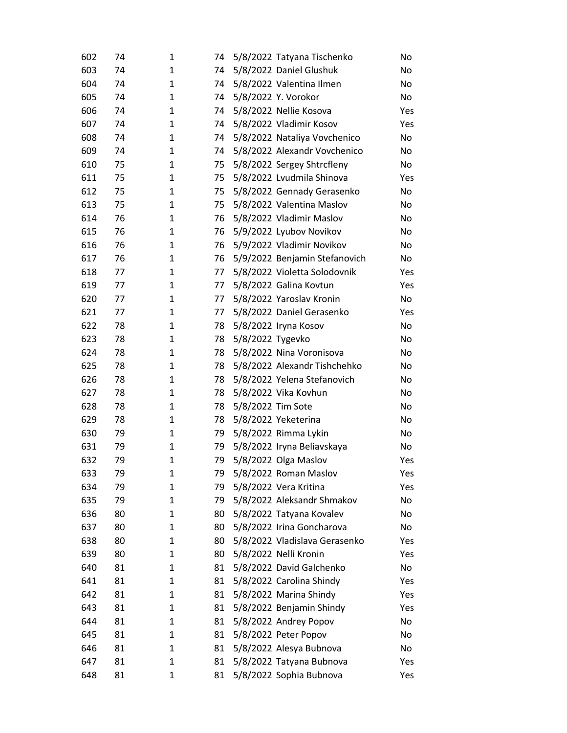| | | | | | | |
|---|---|---|---|---|---|---|
| 602 | 74 | 1 | 74 | 5/8/2022 | Tatyana Tischenko | No |
| 603 | 74 | 1 | 74 | 5/8/2022 | Daniel Glushuk | No |
| 604 | 74 | 1 | 74 | 5/8/2022 | Valentina Ilmen | No |
| 605 | 74 | 1 | 74 | 5/8/2022 | Y. Vorokor | No |
| 606 | 74 | 1 | 74 | 5/8/2022 | Nellie Kosova | Yes |
| 607 | 74 | 1 | 74 | 5/8/2022 | Vladimir Kosov | Yes |
| 608 | 74 | 1 | 74 | 5/8/2022 | Nataliya Vovchenico | No |
| 609 | 74 | 1 | 74 | 5/8/2022 | Alexandr Vovchenico | No |
| 610 | 75 | 1 | 75 | 5/8/2022 | Sergey Shtrcfleny | No |
| 611 | 75 | 1 | 75 | 5/8/2022 | Lvudmila Shinova | Yes |
| 612 | 75 | 1 | 75 | 5/8/2022 | Gennady Gerasenko | No |
| 613 | 75 | 1 | 75 | 5/8/2022 | Valentina Maslov | No |
| 614 | 76 | 1 | 76 | 5/8/2022 | Vladimir Maslov | No |
| 615 | 76 | 1 | 76 | 5/9/2022 | Lyubov Novikov | No |
| 616 | 76 | 1 | 76 | 5/9/2022 | Vladimir Novikov | No |
| 617 | 76 | 1 | 76 | 5/9/2022 | Benjamin Stefanovich | No |
| 618 | 77 | 1 | 77 | 5/8/2022 | Violetta Solodovnik | Yes |
| 619 | 77 | 1 | 77 | 5/8/2022 | Galina Kovtun | Yes |
| 620 | 77 | 1 | 77 | 5/8/2022 | Yaroslav Kronin | No |
| 621 | 77 | 1 | 77 | 5/8/2022 | Daniel Gerasenko | Yes |
| 622 | 78 | 1 | 78 | 5/8/2022 | Iryna Kosov | No |
| 623 | 78 | 1 | 78 | 5/8/2022 | Tygevko | No |
| 624 | 78 | 1 | 78 | 5/8/2022 | Nina Voronisova | No |
| 625 | 78 | 1 | 78 | 5/8/2022 | Alexandr Tishchehko | No |
| 626 | 78 | 1 | 78 | 5/8/2022 | Yelena Stefanovich | No |
| 627 | 78 | 1 | 78 | 5/8/2022 | Vika Kovhun | No |
| 628 | 78 | 1 | 78 | 5/8/2022 | Tim Sote | No |
| 629 | 78 | 1 | 78 | 5/8/2022 | Yeketerina | No |
| 630 | 79 | 1 | 79 | 5/8/2022 | Rimma Lykin | No |
| 631 | 79 | 1 | 79 | 5/8/2022 | Iryna Beliavskaya | No |
| 632 | 79 | 1 | 79 | 5/8/2022 | Olga Maslov | Yes |
| 633 | 79 | 1 | 79 | 5/8/2022 | Roman Maslov | Yes |
| 634 | 79 | 1 | 79 | 5/8/2022 | Vera Kritina | Yes |
| 635 | 79 | 1 | 79 | 5/8/2022 | Aleksandr Shmakov | No |
| 636 | 80 | 1 | 80 | 5/8/2022 | Tatyana Kovalev | No |
| 637 | 80 | 1 | 80 | 5/8/2022 | Irina Goncharova | No |
| 638 | 80 | 1 | 80 | 5/8/2022 | Vladislava Gerasenko | Yes |
| 639 | 80 | 1 | 80 | 5/8/2022 | Nelli Kronin | Yes |
| 640 | 81 | 1 | 81 | 5/8/2022 | David Galchenko | No |
| 641 | 81 | 1 | 81 | 5/8/2022 | Carolina Shindy | Yes |
| 642 | 81 | 1 | 81 | 5/8/2022 | Marina Shindy | Yes |
| 643 | 81 | 1 | 81 | 5/8/2022 | Benjamin Shindy | Yes |
| 644 | 81 | 1 | 81 | 5/8/2022 | Andrey Popov | No |
| 645 | 81 | 1 | 81 | 5/8/2022 | Peter Popov | No |
| 646 | 81 | 1 | 81 | 5/8/2022 | Alesya Bubnova | No |
| 647 | 81 | 1 | 81 | 5/8/2022 | Tatyana Bubnova | Yes |
| 648 | 81 | 1 | 81 | 5/8/2022 | Sophia Bubnova | Yes |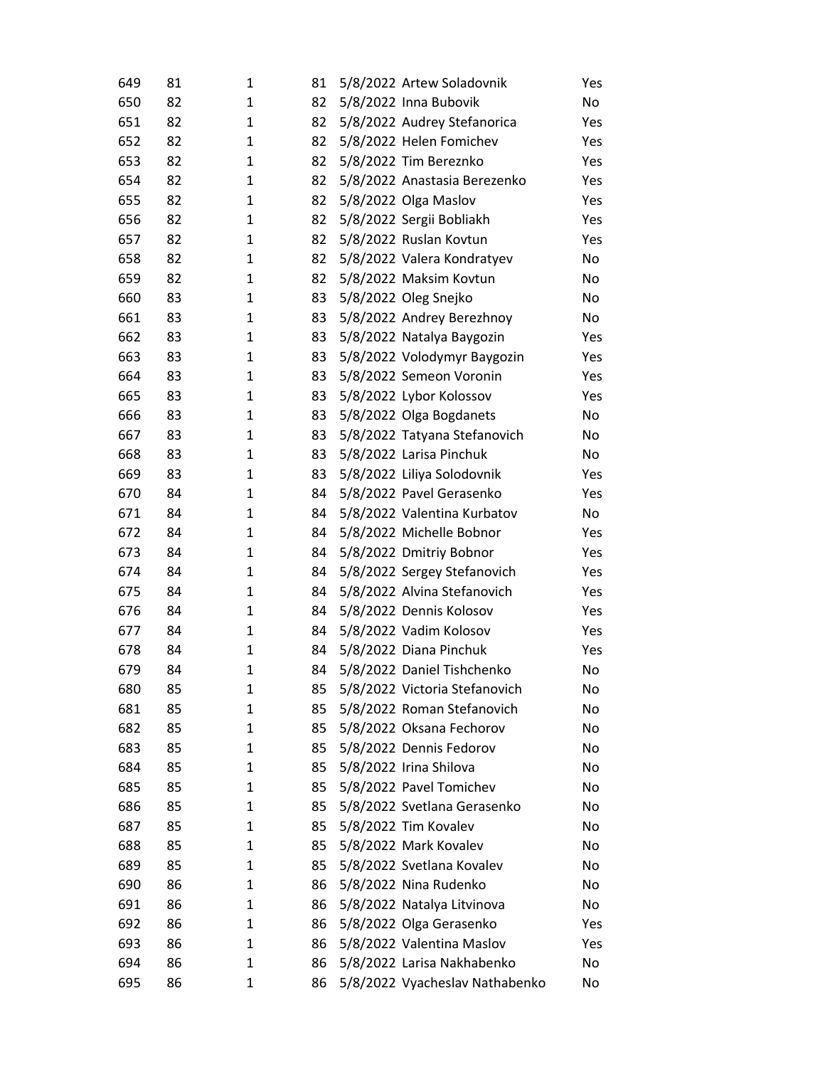| | | | | | | |
|---|---|---|---|---|---|---|
| 649 | 81 | 1 | 81 | 5/8/2022 | Artew Soladovnik | Yes |
| 650 | 82 | 1 | 82 | 5/8/2022 | Inna Bubovik | No |
| 651 | 82 | 1 | 82 | 5/8/2022 | Audrey Stefanorica | Yes |
| 652 | 82 | 1 | 82 | 5/8/2022 | Helen Fomichev | Yes |
| 653 | 82 | 1 | 82 | 5/8/2022 | Tim Bereznko | Yes |
| 654 | 82 | 1 | 82 | 5/8/2022 | Anastasia Berezenko | Yes |
| 655 | 82 | 1 | 82 | 5/8/2022 | Olga Maslov | Yes |
| 656 | 82 | 1 | 82 | 5/8/2022 | Sergii Bobliakh | Yes |
| 657 | 82 | 1 | 82 | 5/8/2022 | Ruslan Kovtun | Yes |
| 658 | 82 | 1 | 82 | 5/8/2022 | Valera Kondratyev | No |
| 659 | 82 | 1 | 82 | 5/8/2022 | Maksim Kovtun | No |
| 660 | 83 | 1 | 83 | 5/8/2022 | Oleg Snejko | No |
| 661 | 83 | 1 | 83 | 5/8/2022 | Andrey Berezhnoy | No |
| 662 | 83 | 1 | 83 | 5/8/2022 | Natalya Baygozin | Yes |
| 663 | 83 | 1 | 83 | 5/8/2022 | Volodymyr Baygozin | Yes |
| 664 | 83 | 1 | 83 | 5/8/2022 | Semeon Voronin | Yes |
| 665 | 83 | 1 | 83 | 5/8/2022 | Lybor Kolossov | Yes |
| 666 | 83 | 1 | 83 | 5/8/2022 | Olga Bogdanets | No |
| 667 | 83 | 1 | 83 | 5/8/2022 | Tatyana Stefanovich | No |
| 668 | 83 | 1 | 83 | 5/8/2022 | Larisa Pinchuk | No |
| 669 | 83 | 1 | 83 | 5/8/2022 | Liliya Solodovnik | Yes |
| 670 | 84 | 1 | 84 | 5/8/2022 | Pavel Gerasenko | Yes |
| 671 | 84 | 1 | 84 | 5/8/2022 | Valentina Kurbatov | No |
| 672 | 84 | 1 | 84 | 5/8/2022 | Michelle Bobnor | Yes |
| 673 | 84 | 1 | 84 | 5/8/2022 | Dmitriy Bobnor | Yes |
| 674 | 84 | 1 | 84 | 5/8/2022 | Sergey Stefanovich | Yes |
| 675 | 84 | 1 | 84 | 5/8/2022 | Alvina Stefanovich | Yes |
| 676 | 84 | 1 | 84 | 5/8/2022 | Dennis Kolosov | Yes |
| 677 | 84 | 1 | 84 | 5/8/2022 | Vadim Kolosov | Yes |
| 678 | 84 | 1 | 84 | 5/8/2022 | Diana Pinchuk | Yes |
| 679 | 84 | 1 | 84 | 5/8/2022 | Daniel Tishchenko | No |
| 680 | 85 | 1 | 85 | 5/8/2022 | Victoria Stefanovich | No |
| 681 | 85 | 1 | 85 | 5/8/2022 | Roman Stefanovich | No |
| 682 | 85 | 1 | 85 | 5/8/2022 | Oksana Fechorov | No |
| 683 | 85 | 1 | 85 | 5/8/2022 | Dennis Fedorov | No |
| 684 | 85 | 1 | 85 | 5/8/2022 | Irina Shilova | No |
| 685 | 85 | 1 | 85 | 5/8/2022 | Pavel Tomichev | No |
| 686 | 85 | 1 | 85 | 5/8/2022 | Svetlana Gerasenko | No |
| 687 | 85 | 1 | 85 | 5/8/2022 | Tim Kovalev | No |
| 688 | 85 | 1 | 85 | 5/8/2022 | Mark Kovalev | No |
| 689 | 85 | 1 | 85 | 5/8/2022 | Svetlana Kovalev | No |
| 690 | 86 | 1 | 86 | 5/8/2022 | Nina Rudenko | No |
| 691 | 86 | 1 | 86 | 5/8/2022 | Natalya Litvinova | No |
| 692 | 86 | 1 | 86 | 5/8/2022 | Olga Gerasenko | Yes |
| 693 | 86 | 1 | 86 | 5/8/2022 | Valentina Maslov | Yes |
| 694 | 86 | 1 | 86 | 5/8/2022 | Larisa Nakhabenko | No |
| 695 | 86 | 1 | 86 | 5/8/2022 | Vyacheslav Nathabenko | No |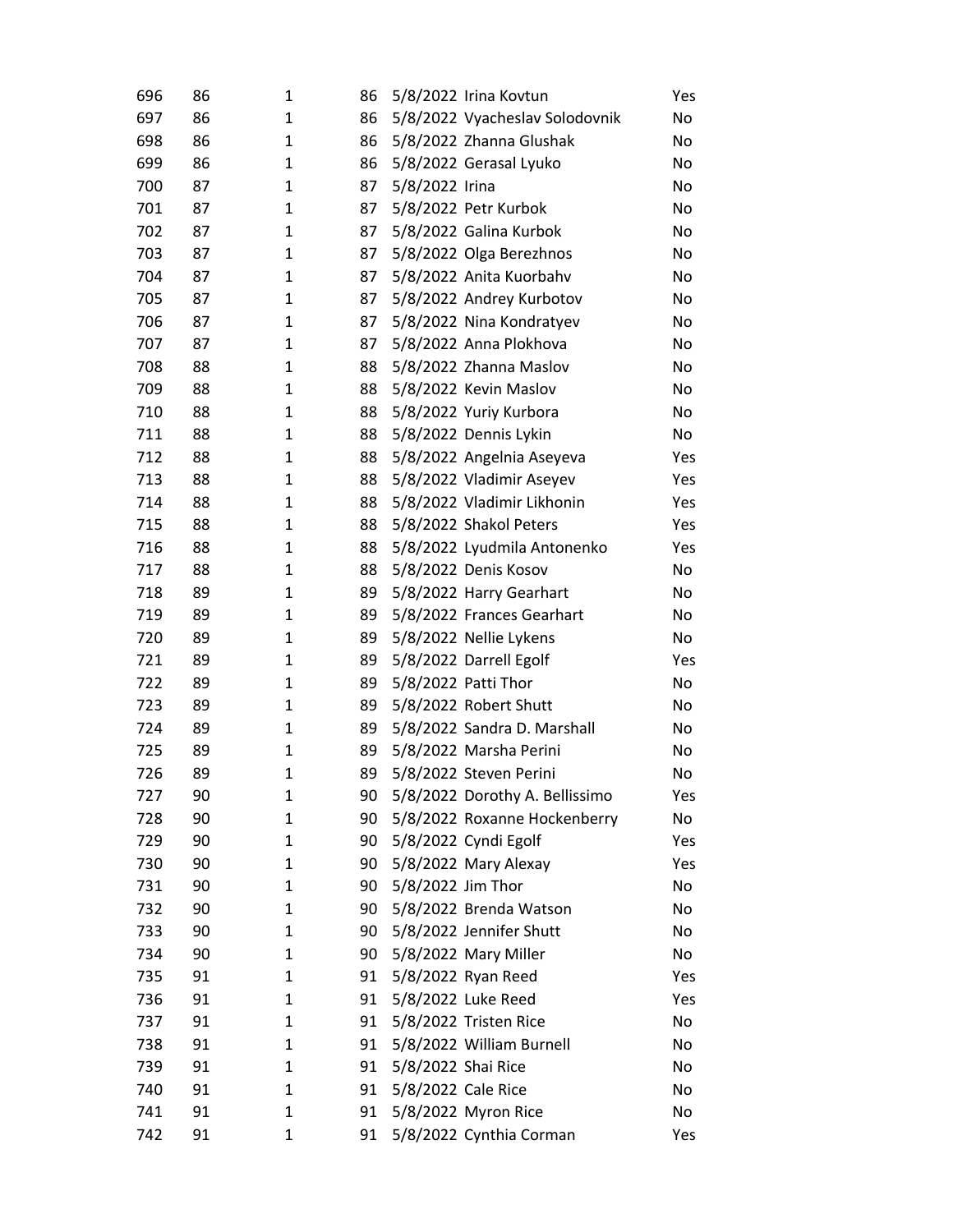| | | | | | | |
|---|---|---|---|---|---|---|
| 696 | 86 | 1 | 86 | 5/8/2022 | Irina Kovtun | Yes |
| 697 | 86 | 1 | 86 | 5/8/2022 | Vyacheslav Solodovnik | No |
| 698 | 86 | 1 | 86 | 5/8/2022 | Zhanna Glushak | No |
| 699 | 86 | 1 | 86 | 5/8/2022 | Gerasal Lyuko | No |
| 700 | 87 | 1 | 87 | 5/8/2022 | Irina | No |
| 701 | 87 | 1 | 87 | 5/8/2022 | Petr Kurbok | No |
| 702 | 87 | 1 | 87 | 5/8/2022 | Galina Kurbok | No |
| 703 | 87 | 1 | 87 | 5/8/2022 | Olga Berezhnos | No |
| 704 | 87 | 1 | 87 | 5/8/2022 | Anita Kuorbahv | No |
| 705 | 87 | 1 | 87 | 5/8/2022 | Andrey Kurbotov | No |
| 706 | 87 | 1 | 87 | 5/8/2022 | Nina Kondratyev | No |
| 707 | 87 | 1 | 87 | 5/8/2022 | Anna Plokhova | No |
| 708 | 88 | 1 | 88 | 5/8/2022 | Zhanna Maslov | No |
| 709 | 88 | 1 | 88 | 5/8/2022 | Kevin Maslov | No |
| 710 | 88 | 1 | 88 | 5/8/2022 | Yuriy Kurbora | No |
| 711 | 88 | 1 | 88 | 5/8/2022 | Dennis Lykin | No |
| 712 | 88 | 1 | 88 | 5/8/2022 | Angelnia Aseyeva | Yes |
| 713 | 88 | 1 | 88 | 5/8/2022 | Vladimir Aseyev | Yes |
| 714 | 88 | 1 | 88 | 5/8/2022 | Vladimir Likhonin | Yes |
| 715 | 88 | 1 | 88 | 5/8/2022 | Shakol Peters | Yes |
| 716 | 88 | 1 | 88 | 5/8/2022 | Lyudmila Antonenko | Yes |
| 717 | 88 | 1 | 88 | 5/8/2022 | Denis Kosov | No |
| 718 | 89 | 1 | 89 | 5/8/2022 | Harry Gearhart | No |
| 719 | 89 | 1 | 89 | 5/8/2022 | Frances Gearhart | No |
| 720 | 89 | 1 | 89 | 5/8/2022 | Nellie Lykens | No |
| 721 | 89 | 1 | 89 | 5/8/2022 | Darrell Egolf | Yes |
| 722 | 89 | 1 | 89 | 5/8/2022 | Patti Thor | No |
| 723 | 89 | 1 | 89 | 5/8/2022 | Robert Shutt | No |
| 724 | 89 | 1 | 89 | 5/8/2022 | Sandra D. Marshall | No |
| 725 | 89 | 1 | 89 | 5/8/2022 | Marsha Perini | No |
| 726 | 89 | 1 | 89 | 5/8/2022 | Steven Perini | No |
| 727 | 90 | 1 | 90 | 5/8/2022 | Dorothy A. Bellissimo | Yes |
| 728 | 90 | 1 | 90 | 5/8/2022 | Roxanne Hockenberry | No |
| 729 | 90 | 1 | 90 | 5/8/2022 | Cyndi Egolf | Yes |
| 730 | 90 | 1 | 90 | 5/8/2022 | Mary Alexay | Yes |
| 731 | 90 | 1 | 90 | 5/8/2022 | Jim Thor | No |
| 732 | 90 | 1 | 90 | 5/8/2022 | Brenda Watson | No |
| 733 | 90 | 1 | 90 | 5/8/2022 | Jennifer Shutt | No |
| 734 | 90 | 1 | 90 | 5/8/2022 | Mary Miller | No |
| 735 | 91 | 1 | 91 | 5/8/2022 | Ryan Reed | Yes |
| 736 | 91 | 1 | 91 | 5/8/2022 | Luke Reed | Yes |
| 737 | 91 | 1 | 91 | 5/8/2022 | Tristen Rice | No |
| 738 | 91 | 1 | 91 | 5/8/2022 | William Burnell | No |
| 739 | 91 | 1 | 91 | 5/8/2022 | Shai Rice | No |
| 740 | 91 | 1 | 91 | 5/8/2022 | Cale Rice | No |
| 741 | 91 | 1 | 91 | 5/8/2022 | Myron Rice | No |
| 742 | 91 | 1 | 91 | 5/8/2022 | Cynthia Corman | Yes |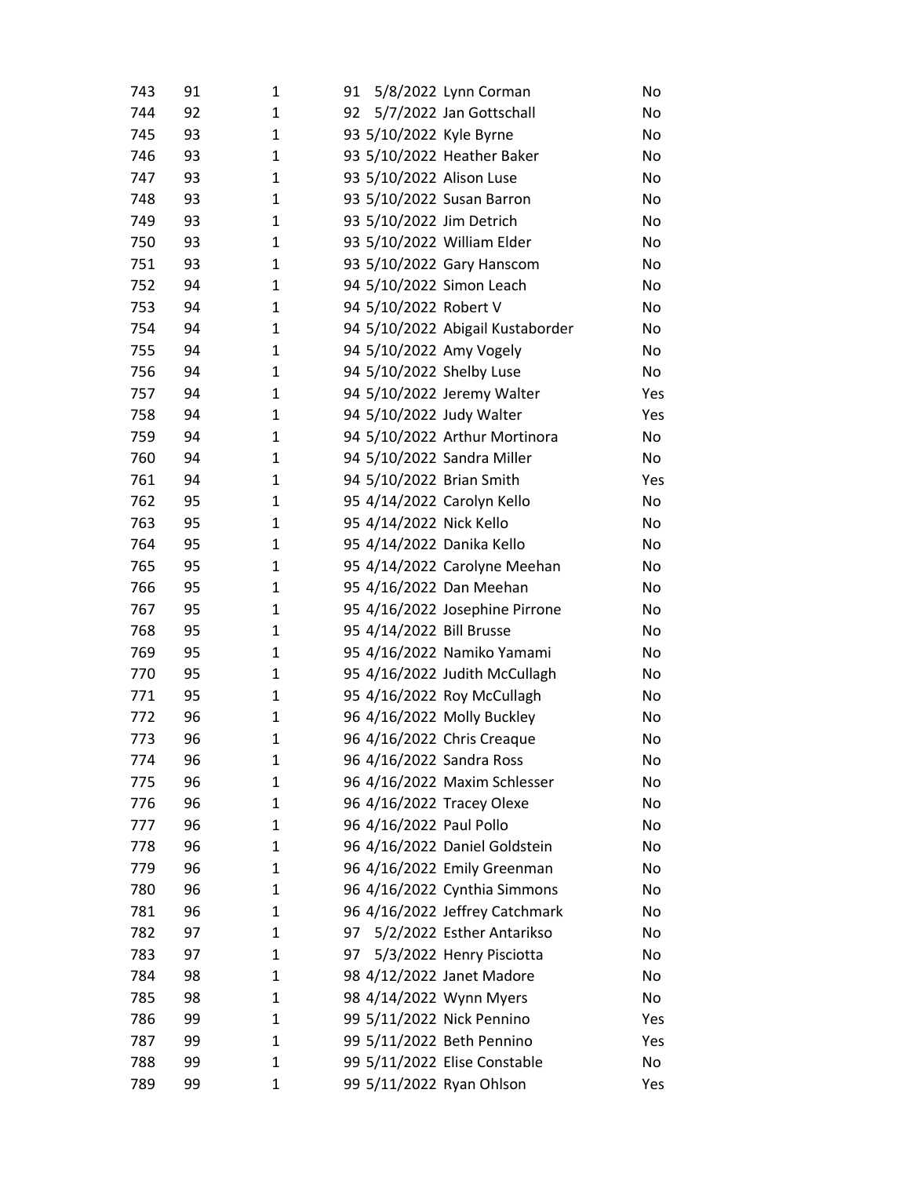| | | | | | | |
|---|---|---|---|---|---|---|
| 743 | 91 | 1 | 91 | 5/8/2022 | Lynn Corman | No |
| 744 | 92 | 1 | 92 | 5/7/2022 | Jan Gottschall | No |
| 745 | 93 | 1 | 93 | 5/10/2022 | Kyle Byrne | No |
| 746 | 93 | 1 | 93 | 5/10/2022 | Heather Baker | No |
| 747 | 93 | 1 | 93 | 5/10/2022 | Alison Luse | No |
| 748 | 93 | 1 | 93 | 5/10/2022 | Susan Barron | No |
| 749 | 93 | 1 | 93 | 5/10/2022 | Jim Detrich | No |
| 750 | 93 | 1 | 93 | 5/10/2022 | William Elder | No |
| 751 | 93 | 1 | 93 | 5/10/2022 | Gary Hanscom | No |
| 752 | 94 | 1 | 94 | 5/10/2022 | Simon Leach | No |
| 753 | 94 | 1 | 94 | 5/10/2022 | Robert V | No |
| 754 | 94 | 1 | 94 | 5/10/2022 | Abigail Kustaborder | No |
| 755 | 94 | 1 | 94 | 5/10/2022 | Amy Vogely | No |
| 756 | 94 | 1 | 94 | 5/10/2022 | Shelby Luse | No |
| 757 | 94 | 1 | 94 | 5/10/2022 | Jeremy Walter | Yes |
| 758 | 94 | 1 | 94 | 5/10/2022 | Judy Walter | Yes |
| 759 | 94 | 1 | 94 | 5/10/2022 | Arthur Mortinora | No |
| 760 | 94 | 1 | 94 | 5/10/2022 | Sandra Miller | No |
| 761 | 94 | 1 | 94 | 5/10/2022 | Brian Smith | Yes |
| 762 | 95 | 1 | 95 | 4/14/2022 | Carolyn Kello | No |
| 763 | 95 | 1 | 95 | 4/14/2022 | Nick Kello | No |
| 764 | 95 | 1 | 95 | 4/14/2022 | Danika Kello | No |
| 765 | 95 | 1 | 95 | 4/14/2022 | Carolyne Meehan | No |
| 766 | 95 | 1 | 95 | 4/16/2022 | Dan Meehan | No |
| 767 | 95 | 1 | 95 | 4/16/2022 | Josephine Pirrone | No |
| 768 | 95 | 1 | 95 | 4/14/2022 | Bill Brusse | No |
| 769 | 95 | 1 | 95 | 4/16/2022 | Namiko Yamami | No |
| 770 | 95 | 1 | 95 | 4/16/2022 | Judith McCullagh | No |
| 771 | 95 | 1 | 95 | 4/16/2022 | Roy McCullagh | No |
| 772 | 96 | 1 | 96 | 4/16/2022 | Molly Buckley | No |
| 773 | 96 | 1 | 96 | 4/16/2022 | Chris Creaque | No |
| 774 | 96 | 1 | 96 | 4/16/2022 | Sandra Ross | No |
| 775 | 96 | 1 | 96 | 4/16/2022 | Maxim Schlesser | No |
| 776 | 96 | 1 | 96 | 4/16/2022 | Tracey Olexe | No |
| 777 | 96 | 1 | 96 | 4/16/2022 | Paul Pollo | No |
| 778 | 96 | 1 | 96 | 4/16/2022 | Daniel Goldstein | No |
| 779 | 96 | 1 | 96 | 4/16/2022 | Emily Greenman | No |
| 780 | 96 | 1 | 96 | 4/16/2022 | Cynthia Simmons | No |
| 781 | 96 | 1 | 96 | 4/16/2022 | Jeffrey Catchmark | No |
| 782 | 97 | 1 | 97 | 5/2/2022 | Esther Antarikso | No |
| 783 | 97 | 1 | 97 | 5/3/2022 | Henry Pisciotta | No |
| 784 | 98 | 1 | 98 | 4/12/2022 | Janet Madore | No |
| 785 | 98 | 1 | 98 | 4/14/2022 | Wynn Myers | No |
| 786 | 99 | 1 | 99 | 5/11/2022 | Nick Pennino | Yes |
| 787 | 99 | 1 | 99 | 5/11/2022 | Beth Pennino | Yes |
| 788 | 99 | 1 | 99 | 5/11/2022 | Elise Constable | No |
| 789 | 99 | 1 | 99 | 5/11/2022 | Ryan Ohlson | Yes |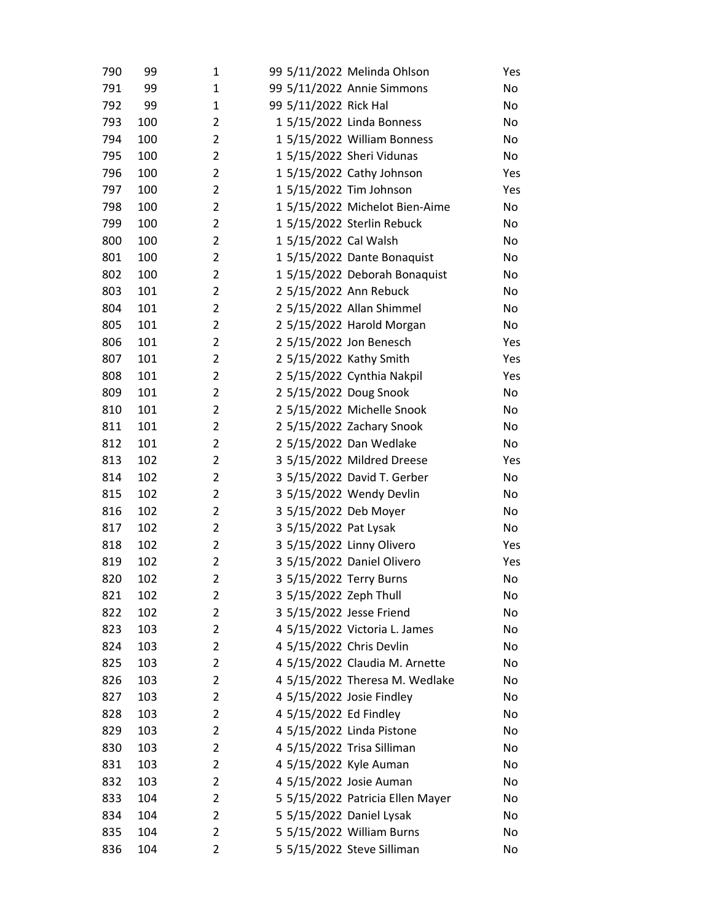| | | | | | | |
|---|---|---|---|---|---|---|
| 790 | 99 | 1 | 99 | 5/11/2022 | Melinda Ohlson | Yes |
| 791 | 99 | 1 | 99 | 5/11/2022 | Annie Simmons | No |
| 792 | 99 | 1 | 99 | 5/11/2022 | Rick Hal | No |
| 793 | 100 | 2 | 1 | 5/15/2022 | Linda Bonness | No |
| 794 | 100 | 2 | 1 | 5/15/2022 | William Bonness | No |
| 795 | 100 | 2 | 1 | 5/15/2022 | Sheri Vidunas | No |
| 796 | 100 | 2 | 1 | 5/15/2022 | Cathy Johnson | Yes |
| 797 | 100 | 2 | 1 | 5/15/2022 | Tim Johnson | Yes |
| 798 | 100 | 2 | 1 | 5/15/2022 | Michelot Bien-Aime | No |
| 799 | 100 | 2 | 1 | 5/15/2022 | Sterlin Rebuck | No |
| 800 | 100 | 2 | 1 | 5/15/2022 | Cal Walsh | No |
| 801 | 100 | 2 | 1 | 5/15/2022 | Dante Bonaquist | No |
| 802 | 100 | 2 | 1 | 5/15/2022 | Deborah Bonaquist | No |
| 803 | 101 | 2 | 2 | 5/15/2022 | Ann Rebuck | No |
| 804 | 101 | 2 | 2 | 5/15/2022 | Allan Shimmel | No |
| 805 | 101 | 2 | 2 | 5/15/2022 | Harold Morgan | No |
| 806 | 101 | 2 | 2 | 5/15/2022 | Jon Benesch | Yes |
| 807 | 101 | 2 | 2 | 5/15/2022 | Kathy Smith | Yes |
| 808 | 101 | 2 | 2 | 5/15/2022 | Cynthia Nakpil | Yes |
| 809 | 101 | 2 | 2 | 5/15/2022 | Doug Snook | No |
| 810 | 101 | 2 | 2 | 5/15/2022 | Michelle Snook | No |
| 811 | 101 | 2 | 2 | 5/15/2022 | Zachary Snook | No |
| 812 | 101 | 2 | 2 | 5/15/2022 | Dan Wedlake | No |
| 813 | 102 | 2 | 3 | 5/15/2022 | Mildred Dreese | Yes |
| 814 | 102 | 2 | 3 | 5/15/2022 | David T. Gerber | No |
| 815 | 102 | 2 | 3 | 5/15/2022 | Wendy Devlin | No |
| 816 | 102 | 2 | 3 | 5/15/2022 | Deb Moyer | No |
| 817 | 102 | 2 | 3 | 5/15/2022 | Pat Lysak | No |
| 818 | 102 | 2 | 3 | 5/15/2022 | Linny Olivero | Yes |
| 819 | 102 | 2 | 3 | 5/15/2022 | Daniel Olivero | Yes |
| 820 | 102 | 2 | 3 | 5/15/2022 | Terry Burns | No |
| 821 | 102 | 2 | 3 | 5/15/2022 | Zeph Thull | No |
| 822 | 102 | 2 | 3 | 5/15/2022 | Jesse Friend | No |
| 823 | 103 | 2 | 4 | 5/15/2022 | Victoria L. James | No |
| 824 | 103 | 2 | 4 | 5/15/2022 | Chris Devlin | No |
| 825 | 103 | 2 | 4 | 5/15/2022 | Claudia M. Arnette | No |
| 826 | 103 | 2 | 4 | 5/15/2022 | Theresa M. Wedlake | No |
| 827 | 103 | 2 | 4 | 5/15/2022 | Josie Findley | No |
| 828 | 103 | 2 | 4 | 5/15/2022 | Ed Findley | No |
| 829 | 103 | 2 | 4 | 5/15/2022 | Linda Pistone | No |
| 830 | 103 | 2 | 4 | 5/15/2022 | Trisa Silliman | No |
| 831 | 103 | 2 | 4 | 5/15/2022 | Kyle Auman | No |
| 832 | 103 | 2 | 4 | 5/15/2022 | Josie Auman | No |
| 833 | 104 | 2 | 5 | 5/15/2022 | Patricia Ellen Mayer | No |
| 834 | 104 | 2 | 5 | 5/15/2022 | Daniel Lysak | No |
| 835 | 104 | 2 | 5 | 5/15/2022 | William Burns | No |
| 836 | 104 | 2 | 5 | 5/15/2022 | Steve Silliman | No |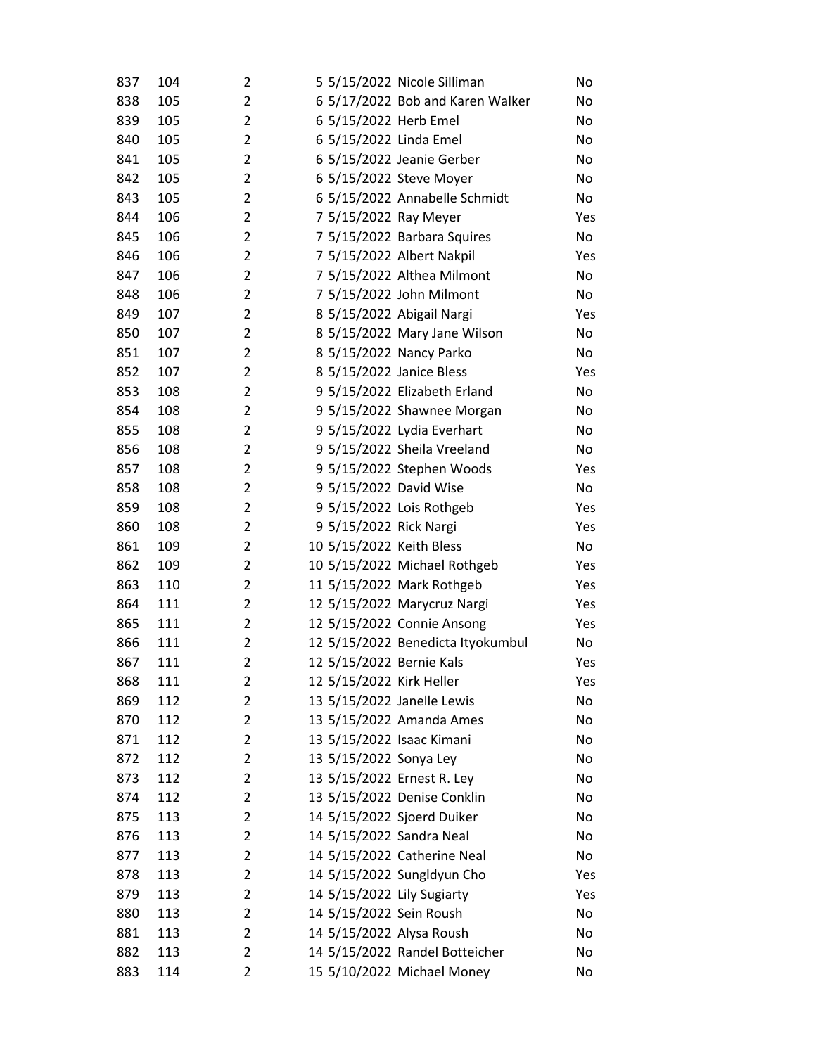| | | | | | | |
|---|---|---|---|---|---|---|
| 837 | 104 | 2 | 5 | 5/15/2022 | Nicole Silliman | No |
| 838 | 105 | 2 | 6 | 5/17/2022 | Bob and Karen Walker | No |
| 839 | 105 | 2 | 6 | 5/15/2022 | Herb Emel | No |
| 840 | 105 | 2 | 6 | 5/15/2022 | Linda Emel | No |
| 841 | 105 | 2 | 6 | 5/15/2022 | Jeanie Gerber | No |
| 842 | 105 | 2 | 6 | 5/15/2022 | Steve Moyer | No |
| 843 | 105 | 2 | 6 | 5/15/2022 | Annabelle Schmidt | No |
| 844 | 106 | 2 | 7 | 5/15/2022 | Ray Meyer | Yes |
| 845 | 106 | 2 | 7 | 5/15/2022 | Barbara Squires | No |
| 846 | 106 | 2 | 7 | 5/15/2022 | Albert Nakpil | Yes |
| 847 | 106 | 2 | 7 | 5/15/2022 | Althea Milmont | No |
| 848 | 106 | 2 | 7 | 5/15/2022 | John Milmont | No |
| 849 | 107 | 2 | 8 | 5/15/2022 | Abigail Nargi | Yes |
| 850 | 107 | 2 | 8 | 5/15/2022 | Mary Jane Wilson | No |
| 851 | 107 | 2 | 8 | 5/15/2022 | Nancy Parko | No |
| 852 | 107 | 2 | 8 | 5/15/2022 | Janice Bless | Yes |
| 853 | 108 | 2 | 9 | 5/15/2022 | Elizabeth Erland | No |
| 854 | 108 | 2 | 9 | 5/15/2022 | Shawnee Morgan | No |
| 855 | 108 | 2 | 9 | 5/15/2022 | Lydia Everhart | No |
| 856 | 108 | 2 | 9 | 5/15/2022 | Sheila Vreeland | No |
| 857 | 108 | 2 | 9 | 5/15/2022 | Stephen Woods | Yes |
| 858 | 108 | 2 | 9 | 5/15/2022 | David Wise | No |
| 859 | 108 | 2 | 9 | 5/15/2022 | Lois Rothgeb | Yes |
| 860 | 108 | 2 | 9 | 5/15/2022 | Rick Nargi | Yes |
| 861 | 109 | 2 | 10 | 5/15/2022 | Keith Bless | No |
| 862 | 109 | 2 | 10 | 5/15/2022 | Michael Rothgeb | Yes |
| 863 | 110 | 2 | 11 | 5/15/2022 | Mark Rothgeb | Yes |
| 864 | 111 | 2 | 12 | 5/15/2022 | Marycruz Nargi | Yes |
| 865 | 111 | 2 | 12 | 5/15/2022 | Connie Ansong | Yes |
| 866 | 111 | 2 | 12 | 5/15/2022 | Benedicta Ityokumbul | No |
| 867 | 111 | 2 | 12 | 5/15/2022 | Bernie Kals | Yes |
| 868 | 111 | 2 | 12 | 5/15/2022 | Kirk Heller | Yes |
| 869 | 112 | 2 | 13 | 5/15/2022 | Janelle Lewis | No |
| 870 | 112 | 2 | 13 | 5/15/2022 | Amanda Ames | No |
| 871 | 112 | 2 | 13 | 5/15/2022 | Isaac Kimani | No |
| 872 | 112 | 2 | 13 | 5/15/2022 | Sonya Ley | No |
| 873 | 112 | 2 | 13 | 5/15/2022 | Ernest R. Ley | No |
| 874 | 112 | 2 | 13 | 5/15/2022 | Denise Conklin | No |
| 875 | 113 | 2 | 14 | 5/15/2022 | Sjoerd Duiker | No |
| 876 | 113 | 2 | 14 | 5/15/2022 | Sandra Neal | No |
| 877 | 113 | 2 | 14 | 5/15/2022 | Catherine Neal | No |
| 878 | 113 | 2 | 14 | 5/15/2022 | Sungldyun Cho | Yes |
| 879 | 113 | 2 | 14 | 5/15/2022 | Lily Sugiarty | Yes |
| 880 | 113 | 2 | 14 | 5/15/2022 | Sein Roush | No |
| 881 | 113 | 2 | 14 | 5/15/2022 | Alysa Roush | No |
| 882 | 113 | 2 | 14 | 5/15/2022 | Randel Botteicher | No |
| 883 | 114 | 2 | 15 | 5/10/2022 | Michael Money | No |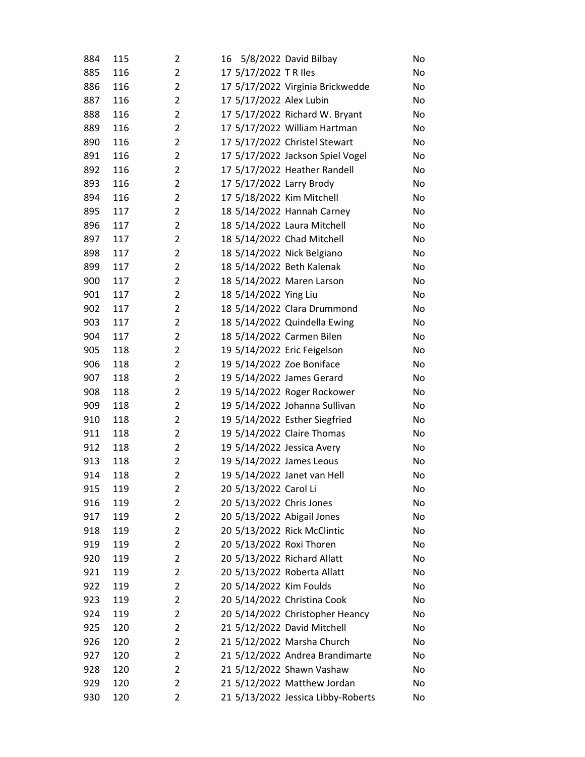| | | | | | | |
|---|---|---|---|---|---|---|
| 884 | 115 | 2 | 16 | 5/8/2022 | David Bilbay | No |
| 885 | 116 | 2 | 17 | 5/17/2022 | T R Iles | No |
| 886 | 116 | 2 | 17 | 5/17/2022 | Virginia Brickwedde | No |
| 887 | 116 | 2 | 17 | 5/17/2022 | Alex Lubin | No |
| 888 | 116 | 2 | 17 | 5/17/2022 | Richard W. Bryant | No |
| 889 | 116 | 2 | 17 | 5/17/2022 | William Hartman | No |
| 890 | 116 | 2 | 17 | 5/17/2022 | Christel Stewart | No |
| 891 | 116 | 2 | 17 | 5/17/2022 | Jackson Spiel Vogel | No |
| 892 | 116 | 2 | 17 | 5/17/2022 | Heather Randell | No |
| 893 | 116 | 2 | 17 | 5/17/2022 | Larry Brody | No |
| 894 | 116 | 2 | 17 | 5/18/2022 | Kim Mitchell | No |
| 895 | 117 | 2 | 18 | 5/14/2022 | Hannah Carney | No |
| 896 | 117 | 2 | 18 | 5/14/2022 | Laura Mitchell | No |
| 897 | 117 | 2 | 18 | 5/14/2022 | Chad Mitchell | No |
| 898 | 117 | 2 | 18 | 5/14/2022 | Nick Belgiano | No |
| 899 | 117 | 2 | 18 | 5/14/2022 | Beth Kalenak | No |
| 900 | 117 | 2 | 18 | 5/14/2022 | Maren Larson | No |
| 901 | 117 | 2 | 18 | 5/14/2022 | Ying Liu | No |
| 902 | 117 | 2 | 18 | 5/14/2022 | Clara Drummond | No |
| 903 | 117 | 2 | 18 | 5/14/2022 | Quindella Ewing | No |
| 904 | 117 | 2 | 18 | 5/14/2022 | Carmen Bilen | No |
| 905 | 118 | 2 | 19 | 5/14/2022 | Eric Feigelson | No |
| 906 | 118 | 2 | 19 | 5/14/2022 | Zoe Boniface | No |
| 907 | 118 | 2 | 19 | 5/14/2022 | James Gerard | No |
| 908 | 118 | 2 | 19 | 5/14/2022 | Roger Rockower | No |
| 909 | 118 | 2 | 19 | 5/14/2022 | Johanna Sullivan | No |
| 910 | 118 | 2 | 19 | 5/14/2022 | Esther Siegfried | No |
| 911 | 118 | 2 | 19 | 5/14/2022 | Claire Thomas | No |
| 912 | 118 | 2 | 19 | 5/14/2022 | Jessica Avery | No |
| 913 | 118 | 2 | 19 | 5/14/2022 | James Leous | No |
| 914 | 118 | 2 | 19 | 5/14/2022 | Janet van Hell | No |
| 915 | 119 | 2 | 20 | 5/13/2022 | Carol Li | No |
| 916 | 119 | 2 | 20 | 5/13/2022 | Chris Jones | No |
| 917 | 119 | 2 | 20 | 5/13/2022 | Abigail Jones | No |
| 918 | 119 | 2 | 20 | 5/13/2022 | Rick McClintic | No |
| 919 | 119 | 2 | 20 | 5/13/2022 | Roxi Thoren | No |
| 920 | 119 | 2 | 20 | 5/13/2022 | Richard Allatt | No |
| 921 | 119 | 2 | 20 | 5/13/2022 | Roberta Allatt | No |
| 922 | 119 | 2 | 20 | 5/14/2022 | Kim Foulds | No |
| 923 | 119 | 2 | 20 | 5/14/2022 | Christina Cook | No |
| 924 | 119 | 2 | 20 | 5/14/2022 | Christopher Heancy | No |
| 925 | 120 | 2 | 21 | 5/12/2022 | David Mitchell | No |
| 926 | 120 | 2 | 21 | 5/12/2022 | Marsha Church | No |
| 927 | 120 | 2 | 21 | 5/12/2022 | Andrea Brandimarte | No |
| 928 | 120 | 2 | 21 | 5/12/2022 | Shawn Vashaw | No |
| 929 | 120 | 2 | 21 | 5/12/2022 | Matthew Jordan | No |
| 930 | 120 | 2 | 21 | 5/13/2022 | Jessica Libby-Roberts | No |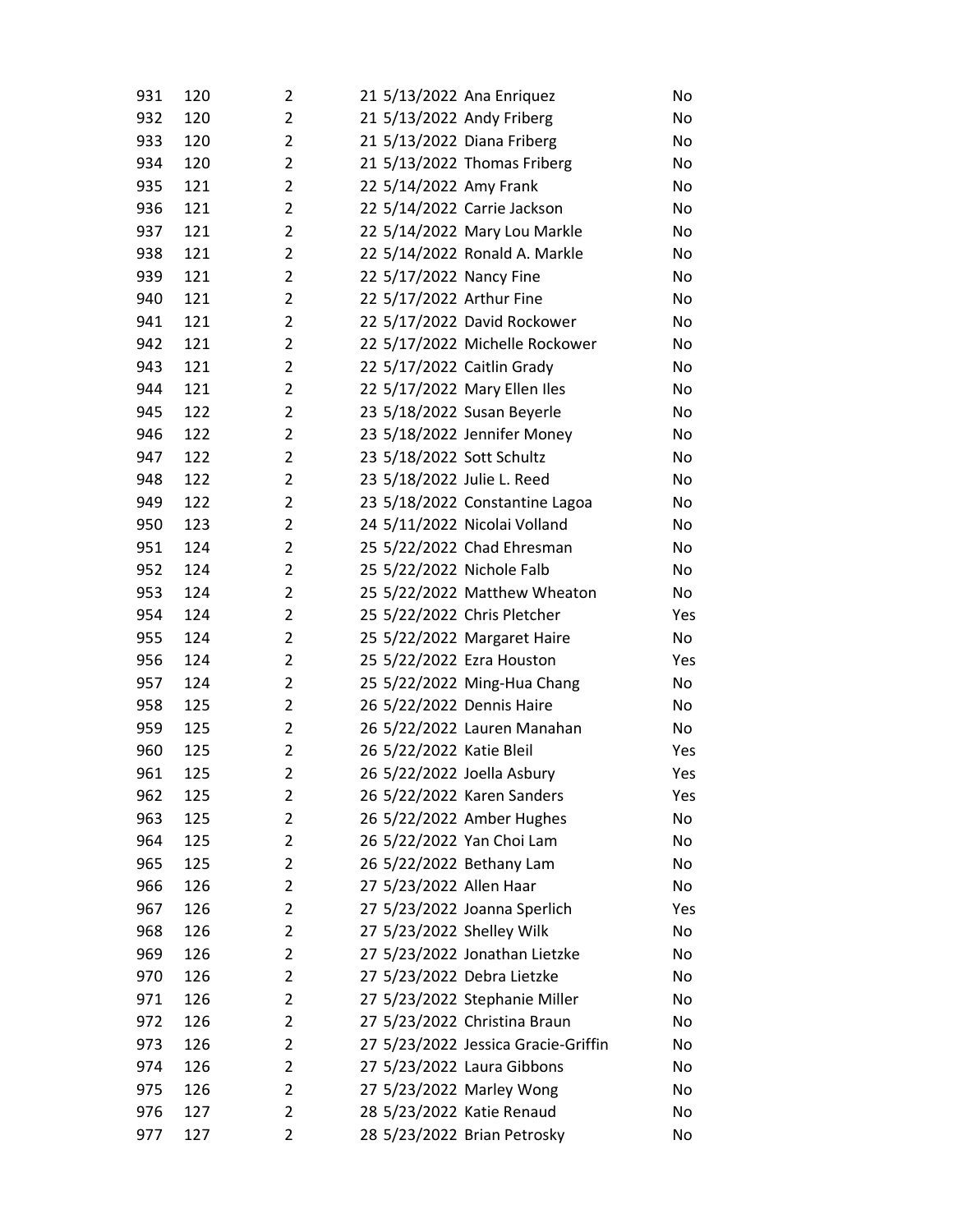| | | | | | | |
|---|---|---|---|---|---|---|
| 931 | 120 | 2 | 21 | 5/13/2022 | Ana Enriquez | No |
| 932 | 120 | 2 | 21 | 5/13/2022 | Andy Friberg | No |
| 933 | 120 | 2 | 21 | 5/13/2022 | Diana Friberg | No |
| 934 | 120 | 2 | 21 | 5/13/2022 | Thomas Friberg | No |
| 935 | 121 | 2 | 22 | 5/14/2022 | Amy Frank | No |
| 936 | 121 | 2 | 22 | 5/14/2022 | Carrie Jackson | No |
| 937 | 121 | 2 | 22 | 5/14/2022 | Mary Lou Markle | No |
| 938 | 121 | 2 | 22 | 5/14/2022 | Ronald A. Markle | No |
| 939 | 121 | 2 | 22 | 5/17/2022 | Nancy Fine | No |
| 940 | 121 | 2 | 22 | 5/17/2022 | Arthur Fine | No |
| 941 | 121 | 2 | 22 | 5/17/2022 | David Rockower | No |
| 942 | 121 | 2 | 22 | 5/17/2022 | Michelle Rockower | No |
| 943 | 121 | 2 | 22 | 5/17/2022 | Caitlin Grady | No |
| 944 | 121 | 2 | 22 | 5/17/2022 | Mary Ellen Iles | No |
| 945 | 122 | 2 | 23 | 5/18/2022 | Susan Beyerle | No |
| 946 | 122 | 2 | 23 | 5/18/2022 | Jennifer Money | No |
| 947 | 122 | 2 | 23 | 5/18/2022 | Sott Schultz | No |
| 948 | 122 | 2 | 23 | 5/18/2022 | Julie L. Reed | No |
| 949 | 122 | 2 | 23 | 5/18/2022 | Constantine Lagoa | No |
| 950 | 123 | 2 | 24 | 5/11/2022 | Nicolai Volland | No |
| 951 | 124 | 2 | 25 | 5/22/2022 | Chad Ehresman | No |
| 952 | 124 | 2 | 25 | 5/22/2022 | Nichole Falb | No |
| 953 | 124 | 2 | 25 | 5/22/2022 | Matthew Wheaton | No |
| 954 | 124 | 2 | 25 | 5/22/2022 | Chris Pletcher | Yes |
| 955 | 124 | 2 | 25 | 5/22/2022 | Margaret Haire | No |
| 956 | 124 | 2 | 25 | 5/22/2022 | Ezra Houston | Yes |
| 957 | 124 | 2 | 25 | 5/22/2022 | Ming-Hua Chang | No |
| 958 | 125 | 2 | 26 | 5/22/2022 | Dennis Haire | No |
| 959 | 125 | 2 | 26 | 5/22/2022 | Lauren Manahan | No |
| 960 | 125 | 2 | 26 | 5/22/2022 | Katie Bleil | Yes |
| 961 | 125 | 2 | 26 | 5/22/2022 | Joella Asbury | Yes |
| 962 | 125 | 2 | 26 | 5/22/2022 | Karen Sanders | Yes |
| 963 | 125 | 2 | 26 | 5/22/2022 | Amber Hughes | No |
| 964 | 125 | 2 | 26 | 5/22/2022 | Yan Choi Lam | No |
| 965 | 125 | 2 | 26 | 5/22/2022 | Bethany Lam | No |
| 966 | 126 | 2 | 27 | 5/23/2022 | Allen Haar | No |
| 967 | 126 | 2 | 27 | 5/23/2022 | Joanna Sperlich | Yes |
| 968 | 126 | 2 | 27 | 5/23/2022 | Shelley Wilk | No |
| 969 | 126 | 2 | 27 | 5/23/2022 | Jonathan Lietzke | No |
| 970 | 126 | 2 | 27 | 5/23/2022 | Debra Lietzke | No |
| 971 | 126 | 2 | 27 | 5/23/2022 | Stephanie Miller | No |
| 972 | 126 | 2 | 27 | 5/23/2022 | Christina Braun | No |
| 973 | 126 | 2 | 27 | 5/23/2022 | Jessica Gracie-Griffin | No |
| 974 | 126 | 2 | 27 | 5/23/2022 | Laura Gibbons | No |
| 975 | 126 | 2 | 27 | 5/23/2022 | Marley Wong | No |
| 976 | 127 | 2 | 28 | 5/23/2022 | Katie Renaud | No |
| 977 | 127 | 2 | 28 | 5/23/2022 | Brian Petrosky | No |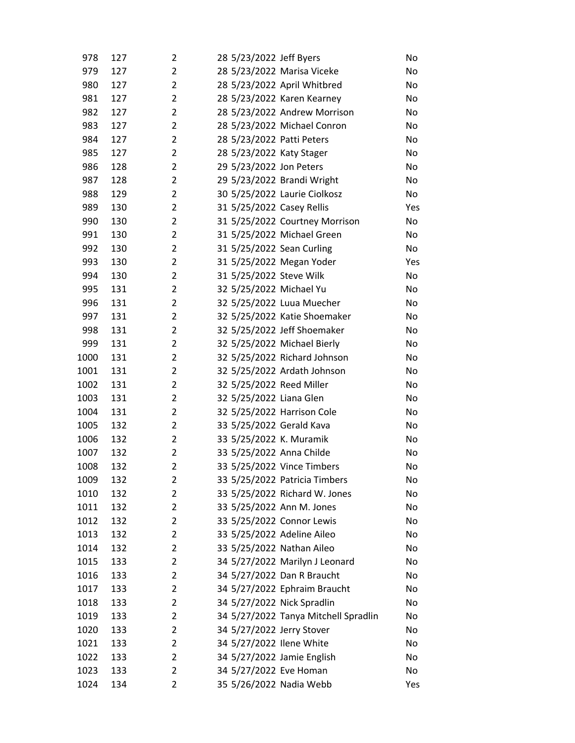| | | | | | | |
|---|---|---|---|---|---|---|
| 978 | 127 | 2 | 28 | 5/23/2022 | Jeff Byers | No |
| 979 | 127 | 2 | 28 | 5/23/2022 | Marisa Viceke | No |
| 980 | 127 | 2 | 28 | 5/23/2022 | April Whitbred | No |
| 981 | 127 | 2 | 28 | 5/23/2022 | Karen Kearney | No |
| 982 | 127 | 2 | 28 | 5/23/2022 | Andrew Morrison | No |
| 983 | 127 | 2 | 28 | 5/23/2022 | Michael Conron | No |
| 984 | 127 | 2 | 28 | 5/23/2022 | Patti Peters | No |
| 985 | 127 | 2 | 28 | 5/23/2022 | Katy Stager | No |
| 986 | 128 | 2 | 29 | 5/23/2022 | Jon Peters | No |
| 987 | 128 | 2 | 29 | 5/23/2022 | Brandi Wright | No |
| 988 | 129 | 2 | 30 | 5/25/2022 | Laurie Ciolkosz | No |
| 989 | 130 | 2 | 31 | 5/25/2022 | Casey Rellis | Yes |
| 990 | 130 | 2 | 31 | 5/25/2022 | Courtney Morrison | No |
| 991 | 130 | 2 | 31 | 5/25/2022 | Michael Green | No |
| 992 | 130 | 2 | 31 | 5/25/2022 | Sean Curling | No |
| 993 | 130 | 2 | 31 | 5/25/2022 | Megan Yoder | Yes |
| 994 | 130 | 2 | 31 | 5/25/2022 | Steve Wilk | No |
| 995 | 131 | 2 | 32 | 5/25/2022 | Michael Yu | No |
| 996 | 131 | 2 | 32 | 5/25/2022 | Luua Muecher | No |
| 997 | 131 | 2 | 32 | 5/25/2022 | Katie Shoemaker | No |
| 998 | 131 | 2 | 32 | 5/25/2022 | Jeff Shoemaker | No |
| 999 | 131 | 2 | 32 | 5/25/2022 | Michael Bierly | No |
| 1000 | 131 | 2 | 32 | 5/25/2022 | Richard Johnson | No |
| 1001 | 131 | 2 | 32 | 5/25/2022 | Ardath Johnson | No |
| 1002 | 131 | 2 | 32 | 5/25/2022 | Reed Miller | No |
| 1003 | 131 | 2 | 32 | 5/25/2022 | Liana Glen | No |
| 1004 | 131 | 2 | 32 | 5/25/2022 | Harrison Cole | No |
| 1005 | 132 | 2 | 33 | 5/25/2022 | Gerald Kava | No |
| 1006 | 132 | 2 | 33 | 5/25/2022 | K. Muramik | No |
| 1007 | 132 | 2 | 33 | 5/25/2022 | Anna Childe | No |
| 1008 | 132 | 2 | 33 | 5/25/2022 | Vince Timbers | No |
| 1009 | 132 | 2 | 33 | 5/25/2022 | Patricia Timbers | No |
| 1010 | 132 | 2 | 33 | 5/25/2022 | Richard W. Jones | No |
| 1011 | 132 | 2 | 33 | 5/25/2022 | Ann M. Jones | No |
| 1012 | 132 | 2 | 33 | 5/25/2022 | Connor Lewis | No |
| 1013 | 132 | 2 | 33 | 5/25/2022 | Adeline Aileo | No |
| 1014 | 132 | 2 | 33 | 5/25/2022 | Nathan Aileo | No |
| 1015 | 133 | 2 | 34 | 5/27/2022 | Marilyn J Leonard | No |
| 1016 | 133 | 2 | 34 | 5/27/2022 | Dan R Braucht | No |
| 1017 | 133 | 2 | 34 | 5/27/2022 | Ephraim Braucht | No |
| 1018 | 133 | 2 | 34 | 5/27/2022 | Nick Spradlin | No |
| 1019 | 133 | 2 | 34 | 5/27/2022 | Tanya Mitchell Spradlin | No |
| 1020 | 133 | 2 | 34 | 5/27/2022 | Jerry Stover | No |
| 1021 | 133 | 2 | 34 | 5/27/2022 | Ilene White | No |
| 1022 | 133 | 2 | 34 | 5/27/2022 | Jamie English | No |
| 1023 | 133 | 2 | 34 | 5/27/2022 | Eve Homan | No |
| 1024 | 134 | 2 | 35 | 5/26/2022 | Nadia Webb | Yes |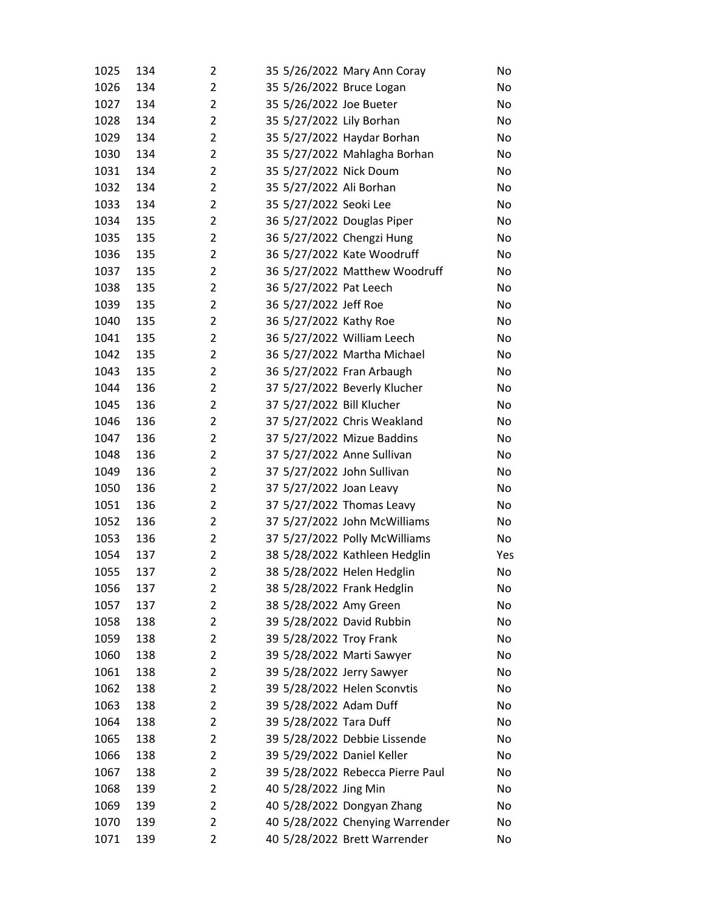| | | | | | | |
|---|---|---|---|---|---|---|
| 1025 | 134 | 2 | 35 | 5/26/2022 | Mary Ann Coray | No |
| 1026 | 134 | 2 | 35 | 5/26/2022 | Bruce Logan | No |
| 1027 | 134 | 2 | 35 | 5/26/2022 | Joe Bueter | No |
| 1028 | 134 | 2 | 35 | 5/27/2022 | Lily Borhan | No |
| 1029 | 134 | 2 | 35 | 5/27/2022 | Haydar Borhan | No |
| 1030 | 134 | 2 | 35 | 5/27/2022 | Mahlagha Borhan | No |
| 1031 | 134 | 2 | 35 | 5/27/2022 | Nick Doum | No |
| 1032 | 134 | 2 | 35 | 5/27/2022 | Ali Borhan | No |
| 1033 | 134 | 2 | 35 | 5/27/2022 | Seoki Lee | No |
| 1034 | 135 | 2 | 36 | 5/27/2022 | Douglas Piper | No |
| 1035 | 135 | 2 | 36 | 5/27/2022 | Chengzi Hung | No |
| 1036 | 135 | 2 | 36 | 5/27/2022 | Kate Woodruff | No |
| 1037 | 135 | 2 | 36 | 5/27/2022 | Matthew Woodruff | No |
| 1038 | 135 | 2 | 36 | 5/27/2022 | Pat Leech | No |
| 1039 | 135 | 2 | 36 | 5/27/2022 | Jeff Roe | No |
| 1040 | 135 | 2 | 36 | 5/27/2022 | Kathy Roe | No |
| 1041 | 135 | 2 | 36 | 5/27/2022 | William Leech | No |
| 1042 | 135 | 2 | 36 | 5/27/2022 | Martha Michael | No |
| 1043 | 135 | 2 | 36 | 5/27/2022 | Fran Arbaugh | No |
| 1044 | 136 | 2 | 37 | 5/27/2022 | Beverly Klucher | No |
| 1045 | 136 | 2 | 37 | 5/27/2022 | Bill Klucher | No |
| 1046 | 136 | 2 | 37 | 5/27/2022 | Chris Weakland | No |
| 1047 | 136 | 2 | 37 | 5/27/2022 | Mizue Baddins | No |
| 1048 | 136 | 2 | 37 | 5/27/2022 | Anne Sullivan | No |
| 1049 | 136 | 2 | 37 | 5/27/2022 | John Sullivan | No |
| 1050 | 136 | 2 | 37 | 5/27/2022 | Joan Leavy | No |
| 1051 | 136 | 2 | 37 | 5/27/2022 | Thomas Leavy | No |
| 1052 | 136 | 2 | 37 | 5/27/2022 | John McWilliams | No |
| 1053 | 136 | 2 | 37 | 5/27/2022 | Polly McWilliams | No |
| 1054 | 137 | 2 | 38 | 5/28/2022 | Kathleen Hedglin | Yes |
| 1055 | 137 | 2 | 38 | 5/28/2022 | Helen Hedglin | No |
| 1056 | 137 | 2 | 38 | 5/28/2022 | Frank Hedglin | No |
| 1057 | 137 | 2 | 38 | 5/28/2022 | Amy Green | No |
| 1058 | 138 | 2 | 39 | 5/28/2022 | David Rubbin | No |
| 1059 | 138 | 2 | 39 | 5/28/2022 | Troy Frank | No |
| 1060 | 138 | 2 | 39 | 5/28/2022 | Marti Sawyer | No |
| 1061 | 138 | 2 | 39 | 5/28/2022 | Jerry Sawyer | No |
| 1062 | 138 | 2 | 39 | 5/28/2022 | Helen Sconvtis | No |
| 1063 | 138 | 2 | 39 | 5/28/2022 | Adam Duff | No |
| 1064 | 138 | 2 | 39 | 5/28/2022 | Tara Duff | No |
| 1065 | 138 | 2 | 39 | 5/28/2022 | Debbie Lissende | No |
| 1066 | 138 | 2 | 39 | 5/29/2022 | Daniel Keller | No |
| 1067 | 138 | 2 | 39 | 5/28/2022 | Rebecca Pierre Paul | No |
| 1068 | 139 | 2 | 40 | 5/28/2022 | Jing Min | No |
| 1069 | 139 | 2 | 40 | 5/28/2022 | Dongyan Zhang | No |
| 1070 | 139 | 2 | 40 | 5/28/2022 | Chenying Warrender | No |
| 1071 | 139 | 2 | 40 | 5/28/2022 | Brett Warrender | No |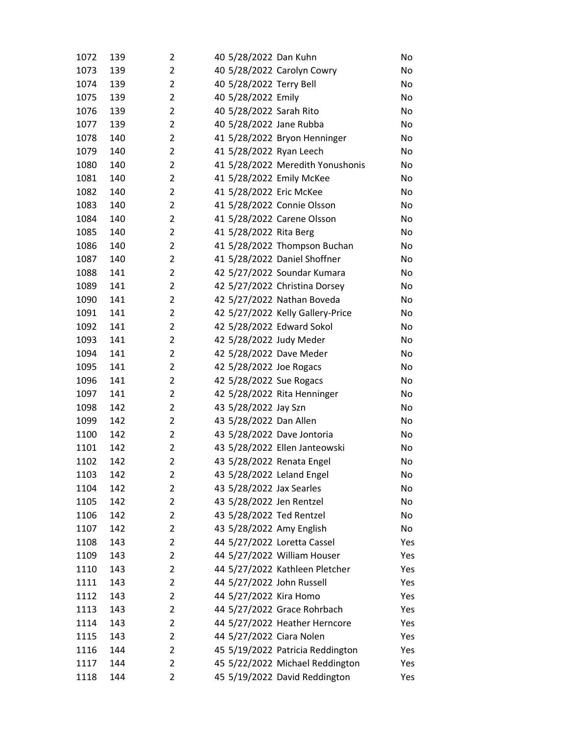| | | | | | | |
|---|---|---|---|---|---|---|
| 1072 | 139 | 2 | 40 | 5/28/2022 | Dan Kuhn | No |
| 1073 | 139 | 2 | 40 | 5/28/2022 | Carolyn Cowry | No |
| 1074 | 139 | 2 | 40 | 5/28/2022 | Terry Bell | No |
| 1075 | 139 | 2 | 40 | 5/28/2022 | Emily | No |
| 1076 | 139 | 2 | 40 | 5/28/2022 | Sarah Rito | No |
| 1077 | 139 | 2 | 40 | 5/28/2022 | Jane Rubba | No |
| 1078 | 140 | 2 | 41 | 5/28/2022 | Bryon Henninger | No |
| 1079 | 140 | 2 | 41 | 5/28/2022 | Ryan Leech | No |
| 1080 | 140 | 2 | 41 | 5/28/2022 | Meredith Yonushonis | No |
| 1081 | 140 | 2 | 41 | 5/28/2022 | Emily McKee | No |
| 1082 | 140 | 2 | 41 | 5/28/2022 | Eric McKee | No |
| 1083 | 140 | 2 | 41 | 5/28/2022 | Connie Olsson | No |
| 1084 | 140 | 2 | 41 | 5/28/2022 | Carene Olsson | No |
| 1085 | 140 | 2 | 41 | 5/28/2022 | Rita Berg | No |
| 1086 | 140 | 2 | 41 | 5/28/2022 | Thompson Buchan | No |
| 1087 | 140 | 2 | 41 | 5/28/2022 | Daniel Shoffner | No |
| 1088 | 141 | 2 | 42 | 5/27/2022 | Soundar Kumara | No |
| 1089 | 141 | 2 | 42 | 5/27/2022 | Christina Dorsey | No |
| 1090 | 141 | 2 | 42 | 5/27/2022 | Nathan Boveda | No |
| 1091 | 141 | 2 | 42 | 5/27/2022 | Kelly Gallery-Price | No |
| 1092 | 141 | 2 | 42 | 5/28/2022 | Edward Sokol | No |
| 1093 | 141 | 2 | 42 | 5/28/2022 | Judy Meder | No |
| 1094 | 141 | 2 | 42 | 5/28/2022 | Dave Meder | No |
| 1095 | 141 | 2 | 42 | 5/28/2022 | Joe Rogacs | No |
| 1096 | 141 | 2 | 42 | 5/28/2022 | Sue Rogacs | No |
| 1097 | 141 | 2 | 42 | 5/28/2022 | Rita Henninger | No |
| 1098 | 142 | 2 | 43 | 5/28/2022 | Jay Szn | No |
| 1099 | 142 | 2 | 43 | 5/28/2022 | Dan Allen | No |
| 1100 | 142 | 2 | 43 | 5/28/2022 | Dave Jontoria | No |
| 1101 | 142 | 2 | 43 | 5/28/2022 | Ellen Janteowski | No |
| 1102 | 142 | 2 | 43 | 5/28/2022 | Renata Engel | No |
| 1103 | 142 | 2 | 43 | 5/28/2022 | Leland Engel | No |
| 1104 | 142 | 2 | 43 | 5/28/2022 | Jax Searles | No |
| 1105 | 142 | 2 | 43 | 5/28/2022 | Jen Rentzel | No |
| 1106 | 142 | 2 | 43 | 5/28/2022 | Ted Rentzel | No |
| 1107 | 142 | 2 | 43 | 5/28/2022 | Amy English | No |
| 1108 | 143 | 2 | 44 | 5/27/2022 | Loretta Cassel | Yes |
| 1109 | 143 | 2 | 44 | 5/27/2022 | William Houser | Yes |
| 1110 | 143 | 2 | 44 | 5/27/2022 | Kathleen Pletcher | Yes |
| 1111 | 143 | 2 | 44 | 5/27/2022 | John Russell | Yes |
| 1112 | 143 | 2 | 44 | 5/27/2022 | Kira Homo | Yes |
| 1113 | 143 | 2 | 44 | 5/27/2022 | Grace Rohrbach | Yes |
| 1114 | 143 | 2 | 44 | 5/27/2022 | Heather Herncore | Yes |
| 1115 | 143 | 2 | 44 | 5/27/2022 | Ciara Nolen | Yes |
| 1116 | 144 | 2 | 45 | 5/19/2022 | Patricia Reddington | Yes |
| 1117 | 144 | 2 | 45 | 5/22/2022 | Michael Reddington | Yes |
| 1118 | 144 | 2 | 45 | 5/19/2022 | David Reddington | Yes |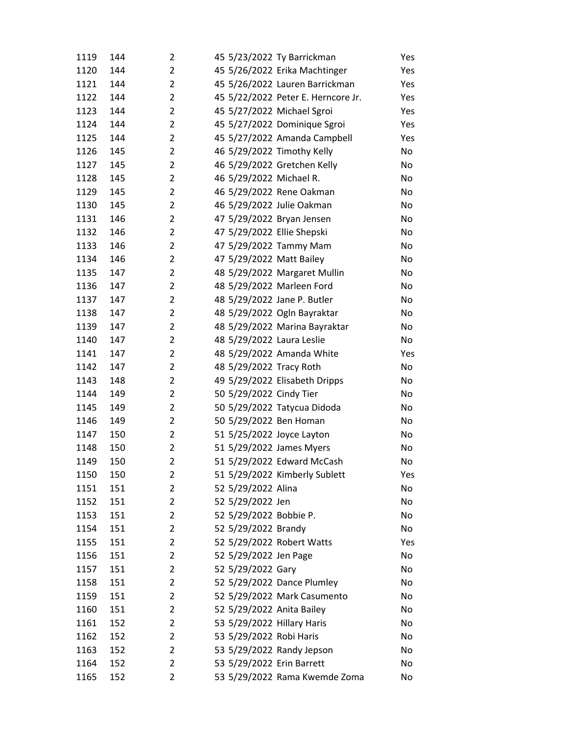| | | | | | | |
|---|---|---|---|---|---|---|
| 1119 | 144 | 2 | 45 | 5/23/2022 | Ty Barrickman | Yes |
| 1120 | 144 | 2 | 45 | 5/26/2022 | Erika Machtinger | Yes |
| 1121 | 144 | 2 | 45 | 5/26/2022 | Lauren Barrickman | Yes |
| 1122 | 144 | 2 | 45 | 5/22/2022 | Peter E. Herncore Jr. | Yes |
| 1123 | 144 | 2 | 45 | 5/27/2022 | Michael Sgroi | Yes |
| 1124 | 144 | 2 | 45 | 5/27/2022 | Dominique Sgroi | Yes |
| 1125 | 144 | 2 | 45 | 5/27/2022 | Amanda Campbell | Yes |
| 1126 | 145 | 2 | 46 | 5/29/2022 | Timothy Kelly | No |
| 1127 | 145 | 2 | 46 | 5/29/2022 | Gretchen Kelly | No |
| 1128 | 145 | 2 | 46 | 5/29/2022 | Michael R. | No |
| 1129 | 145 | 2 | 46 | 5/29/2022 | Rene Oakman | No |
| 1130 | 145 | 2 | 46 | 5/29/2022 | Julie Oakman | No |
| 1131 | 146 | 2 | 47 | 5/29/2022 | Bryan Jensen | No |
| 1132 | 146 | 2 | 47 | 5/29/2022 | Ellie Shepski | No |
| 1133 | 146 | 2 | 47 | 5/29/2022 | Tammy Mam | No |
| 1134 | 146 | 2 | 47 | 5/29/2022 | Matt Bailey | No |
| 1135 | 147 | 2 | 48 | 5/29/2022 | Margaret Mullin | No |
| 1136 | 147 | 2 | 48 | 5/29/2022 | Marleen Ford | No |
| 1137 | 147 | 2 | 48 | 5/29/2022 | Jane P. Butler | No |
| 1138 | 147 | 2 | 48 | 5/29/2022 | Ogln Bayraktar | No |
| 1139 | 147 | 2 | 48 | 5/29/2022 | Marina Bayraktar | No |
| 1140 | 147 | 2 | 48 | 5/29/2022 | Laura Leslie | No |
| 1141 | 147 | 2 | 48 | 5/29/2022 | Amanda White | Yes |
| 1142 | 147 | 2 | 48 | 5/29/2022 | Tracy Roth | No |
| 1143 | 148 | 2 | 49 | 5/29/2022 | Elisabeth Dripps | No |
| 1144 | 149 | 2 | 50 | 5/29/2022 | Cindy Tier | No |
| 1145 | 149 | 2 | 50 | 5/29/2022 | Tatycua Didoda | No |
| 1146 | 149 | 2 | 50 | 5/29/2022 | Ben Homan | No |
| 1147 | 150 | 2 | 51 | 5/25/2022 | Joyce Layton | No |
| 1148 | 150 | 2 | 51 | 5/29/2022 | James Myers | No |
| 1149 | 150 | 2 | 51 | 5/29/2022 | Edward McCash | No |
| 1150 | 150 | 2 | 51 | 5/29/2022 | Kimberly Sublett | Yes |
| 1151 | 151 | 2 | 52 | 5/29/2022 | Alina | No |
| 1152 | 151 | 2 | 52 | 5/29/2022 | Jen | No |
| 1153 | 151 | 2 | 52 | 5/29/2022 | Bobbie P. | No |
| 1154 | 151 | 2 | 52 | 5/29/2022 | Brandy | No |
| 1155 | 151 | 2 | 52 | 5/29/2022 | Robert Watts | Yes |
| 1156 | 151 | 2 | 52 | 5/29/2022 | Jen Page | No |
| 1157 | 151 | 2 | 52 | 5/29/2022 | Gary | No |
| 1158 | 151 | 2 | 52 | 5/29/2022 | Dance Plumley | No |
| 1159 | 151 | 2 | 52 | 5/29/2022 | Mark Casumento | No |
| 1160 | 151 | 2 | 52 | 5/29/2022 | Anita Bailey | No |
| 1161 | 152 | 2 | 53 | 5/29/2022 | Hillary Haris | No |
| 1162 | 152 | 2 | 53 | 5/29/2022 | Robi Haris | No |
| 1163 | 152 | 2 | 53 | 5/29/2022 | Randy Jepson | No |
| 1164 | 152 | 2 | 53 | 5/29/2022 | Erin Barrett | No |
| 1165 | 152 | 2 | 53 | 5/29/2022 | Rama Kwemde Zoma | No |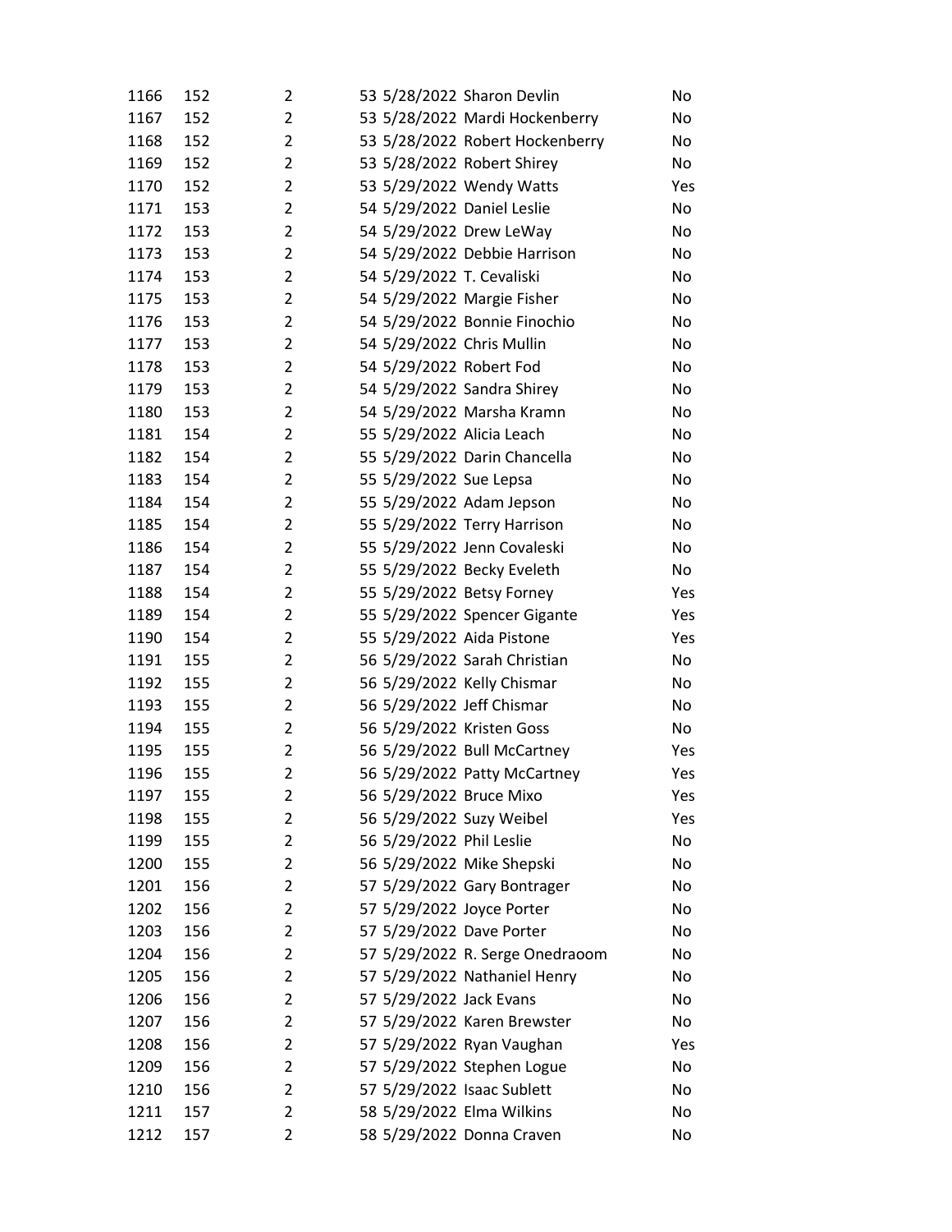| | | | | | | |
|---|---|---|---|---|---|---|
| 1166 | 152 | 2 | 53 | 5/28/2022 | Sharon Devlin | No |
| 1167 | 152 | 2 | 53 | 5/28/2022 | Mardi Hockenberry | No |
| 1168 | 152 | 2 | 53 | 5/28/2022 | Robert Hockenberry | No |
| 1169 | 152 | 2 | 53 | 5/28/2022 | Robert Shirey | No |
| 1170 | 152 | 2 | 53 | 5/29/2022 | Wendy Watts | Yes |
| 1171 | 153 | 2 | 54 | 5/29/2022 | Daniel Leslie | No |
| 1172 | 153 | 2 | 54 | 5/29/2022 | Drew LeWay | No |
| 1173 | 153 | 2 | 54 | 5/29/2022 | Debbie Harrison | No |
| 1174 | 153 | 2 | 54 | 5/29/2022 | T. Cevaliski | No |
| 1175 | 153 | 2 | 54 | 5/29/2022 | Margie Fisher | No |
| 1176 | 153 | 2 | 54 | 5/29/2022 | Bonnie Finochio | No |
| 1177 | 153 | 2 | 54 | 5/29/2022 | Chris Mullin | No |
| 1178 | 153 | 2 | 54 | 5/29/2022 | Robert Fod | No |
| 1179 | 153 | 2 | 54 | 5/29/2022 | Sandra Shirey | No |
| 1180 | 153 | 2 | 54 | 5/29/2022 | Marsha Kramn | No |
| 1181 | 154 | 2 | 55 | 5/29/2022 | Alicia Leach | No |
| 1182 | 154 | 2 | 55 | 5/29/2022 | Darin Chancella | No |
| 1183 | 154 | 2 | 55 | 5/29/2022 | Sue Lepsa | No |
| 1184 | 154 | 2 | 55 | 5/29/2022 | Adam Jepson | No |
| 1185 | 154 | 2 | 55 | 5/29/2022 | Terry Harrison | No |
| 1186 | 154 | 2 | 55 | 5/29/2022 | Jenn Covaleski | No |
| 1187 | 154 | 2 | 55 | 5/29/2022 | Becky Eveleth | No |
| 1188 | 154 | 2 | 55 | 5/29/2022 | Betsy Forney | Yes |
| 1189 | 154 | 2 | 55 | 5/29/2022 | Spencer Gigante | Yes |
| 1190 | 154 | 2 | 55 | 5/29/2022 | Aida Pistone | Yes |
| 1191 | 155 | 2 | 56 | 5/29/2022 | Sarah Christian | No |
| 1192 | 155 | 2 | 56 | 5/29/2022 | Kelly Chismar | No |
| 1193 | 155 | 2 | 56 | 5/29/2022 | Jeff Chismar | No |
| 1194 | 155 | 2 | 56 | 5/29/2022 | Kristen Goss | No |
| 1195 | 155 | 2 | 56 | 5/29/2022 | Bull McCartney | Yes |
| 1196 | 155 | 2 | 56 | 5/29/2022 | Patty McCartney | Yes |
| 1197 | 155 | 2 | 56 | 5/29/2022 | Bruce Mixo | Yes |
| 1198 | 155 | 2 | 56 | 5/29/2022 | Suzy Weibel | Yes |
| 1199 | 155 | 2 | 56 | 5/29/2022 | Phil Leslie | No |
| 1200 | 155 | 2 | 56 | 5/29/2022 | Mike Shepski | No |
| 1201 | 156 | 2 | 57 | 5/29/2022 | Gary Bontrager | No |
| 1202 | 156 | 2 | 57 | 5/29/2022 | Joyce Porter | No |
| 1203 | 156 | 2 | 57 | 5/29/2022 | Dave Porter | No |
| 1204 | 156 | 2 | 57 | 5/29/2022 | R. Serge Onedraoom | No |
| 1205 | 156 | 2 | 57 | 5/29/2022 | Nathaniel Henry | No |
| 1206 | 156 | 2 | 57 | 5/29/2022 | Jack Evans | No |
| 1207 | 156 | 2 | 57 | 5/29/2022 | Karen Brewster | No |
| 1208 | 156 | 2 | 57 | 5/29/2022 | Ryan Vaughan | Yes |
| 1209 | 156 | 2 | 57 | 5/29/2022 | Stephen Logue | No |
| 1210 | 156 | 2 | 57 | 5/29/2022 | Isaac Sublett | No |
| 1211 | 157 | 2 | 58 | 5/29/2022 | Elma Wilkins | No |
| 1212 | 157 | 2 | 58 | 5/29/2022 | Donna Craven | No |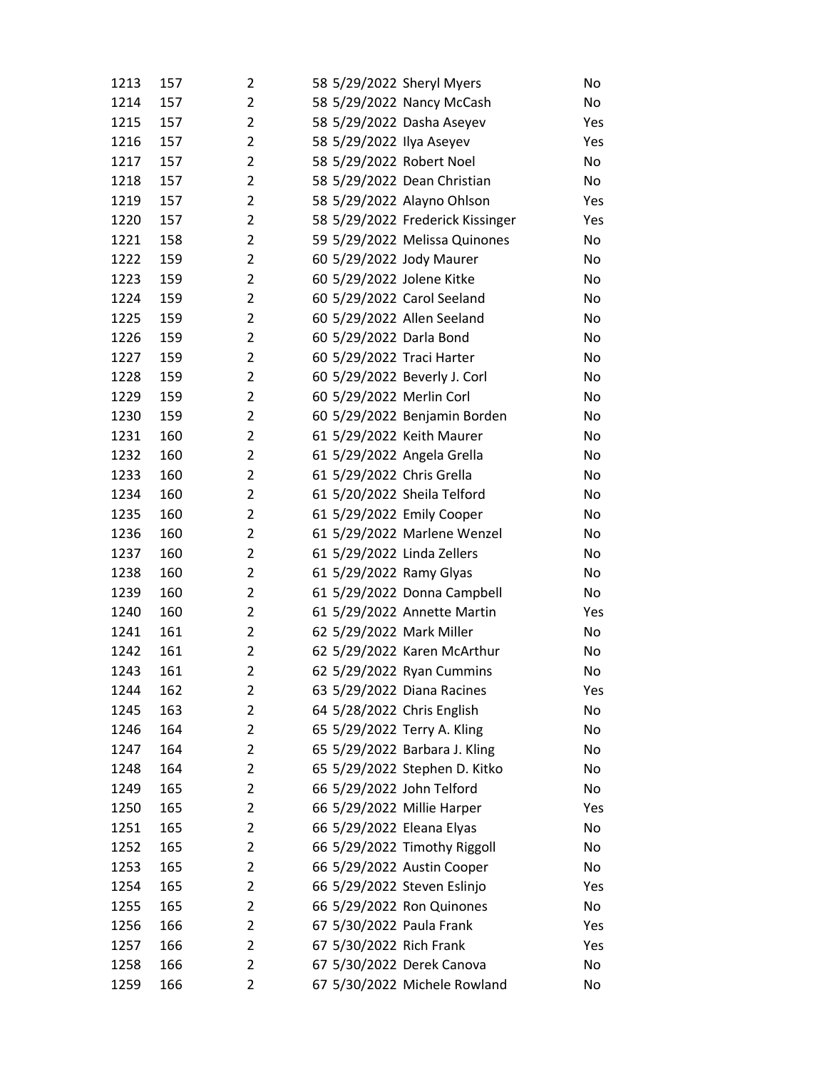| | | | | | | |
|---|---|---|---|---|---|---|
| 1213 | 157 | 2 | 58 | 5/29/2022 | Sheryl Myers | No |
| 1214 | 157 | 2 | 58 | 5/29/2022 | Nancy McCash | No |
| 1215 | 157 | 2 | 58 | 5/29/2022 | Dasha Aseyev | Yes |
| 1216 | 157 | 2 | 58 | 5/29/2022 | Ilya Aseyev | Yes |
| 1217 | 157 | 2 | 58 | 5/29/2022 | Robert Noel | No |
| 1218 | 157 | 2 | 58 | 5/29/2022 | Dean Christian | No |
| 1219 | 157 | 2 | 58 | 5/29/2022 | Alayno Ohlson | Yes |
| 1220 | 157 | 2 | 58 | 5/29/2022 | Frederick Kissinger | Yes |
| 1221 | 158 | 2 | 59 | 5/29/2022 | Melissa Quinones | No |
| 1222 | 159 | 2 | 60 | 5/29/2022 | Jody Maurer | No |
| 1223 | 159 | 2 | 60 | 5/29/2022 | Jolene Kitke | No |
| 1224 | 159 | 2 | 60 | 5/29/2022 | Carol Seeland | No |
| 1225 | 159 | 2 | 60 | 5/29/2022 | Allen Seeland | No |
| 1226 | 159 | 2 | 60 | 5/29/2022 | Darla Bond | No |
| 1227 | 159 | 2 | 60 | 5/29/2022 | Traci Harter | No |
| 1228 | 159 | 2 | 60 | 5/29/2022 | Beverly J. Corl | No |
| 1229 | 159 | 2 | 60 | 5/29/2022 | Merlin Corl | No |
| 1230 | 159 | 2 | 60 | 5/29/2022 | Benjamin Borden | No |
| 1231 | 160 | 2 | 61 | 5/29/2022 | Keith Maurer | No |
| 1232 | 160 | 2 | 61 | 5/29/2022 | Angela Grella | No |
| 1233 | 160 | 2 | 61 | 5/29/2022 | Chris Grella | No |
| 1234 | 160 | 2 | 61 | 5/20/2022 | Sheila Telford | No |
| 1235 | 160 | 2 | 61 | 5/29/2022 | Emily Cooper | No |
| 1236 | 160 | 2 | 61 | 5/29/2022 | Marlene Wenzel | No |
| 1237 | 160 | 2 | 61 | 5/29/2022 | Linda Zellers | No |
| 1238 | 160 | 2 | 61 | 5/29/2022 | Ramy Glyas | No |
| 1239 | 160 | 2 | 61 | 5/29/2022 | Donna Campbell | No |
| 1240 | 160 | 2 | 61 | 5/29/2022 | Annette Martin | Yes |
| 1241 | 161 | 2 | 62 | 5/29/2022 | Mark Miller | No |
| 1242 | 161 | 2 | 62 | 5/29/2022 | Karen McArthur | No |
| 1243 | 161 | 2 | 62 | 5/29/2022 | Ryan Cummins | No |
| 1244 | 162 | 2 | 63 | 5/29/2022 | Diana Racines | Yes |
| 1245 | 163 | 2 | 64 | 5/28/2022 | Chris English | No |
| 1246 | 164 | 2 | 65 | 5/29/2022 | Terry A. Kling | No |
| 1247 | 164 | 2 | 65 | 5/29/2022 | Barbara J. Kling | No |
| 1248 | 164 | 2 | 65 | 5/29/2022 | Stephen D. Kitko | No |
| 1249 | 165 | 2 | 66 | 5/29/2022 | John Telford | No |
| 1250 | 165 | 2 | 66 | 5/29/2022 | Millie Harper | Yes |
| 1251 | 165 | 2 | 66 | 5/29/2022 | Eleana Elyas | No |
| 1252 | 165 | 2 | 66 | 5/29/2022 | Timothy Riggoll | No |
| 1253 | 165 | 2 | 66 | 5/29/2022 | Austin Cooper | No |
| 1254 | 165 | 2 | 66 | 5/29/2022 | Steven Eslinjo | Yes |
| 1255 | 165 | 2 | 66 | 5/29/2022 | Ron Quinones | No |
| 1256 | 166 | 2 | 67 | 5/30/2022 | Paula Frank | Yes |
| 1257 | 166 | 2 | 67 | 5/30/2022 | Rich Frank | Yes |
| 1258 | 166 | 2 | 67 | 5/30/2022 | Derek Canova | No |
| 1259 | 166 | 2 | 67 | 5/30/2022 | Michele Rowland | No |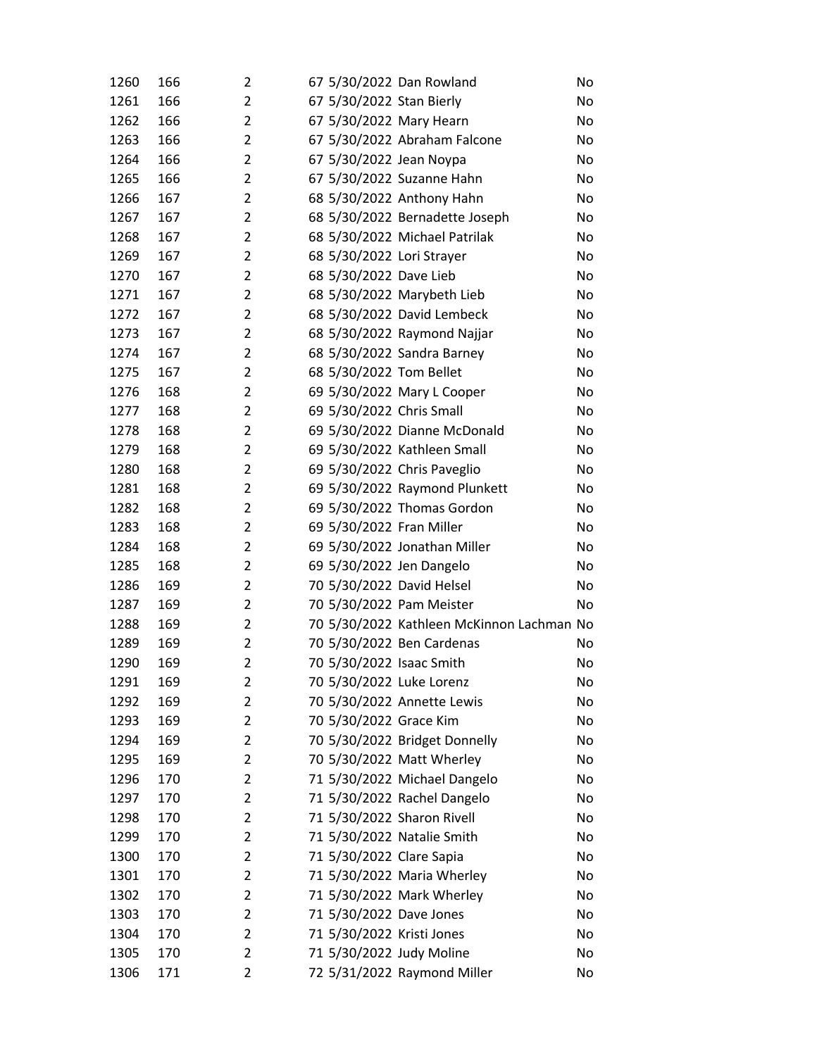| | | | | | | |
|---|---|---|---|---|---|---|
| 1260 | 166 | 2 | 67 | 5/30/2022 | Dan Rowland | No |
| 1261 | 166 | 2 | 67 | 5/30/2022 | Stan Bierly | No |
| 1262 | 166 | 2 | 67 | 5/30/2022 | Mary Hearn | No |
| 1263 | 166 | 2 | 67 | 5/30/2022 | Abraham Falcone | No |
| 1264 | 166 | 2 | 67 | 5/30/2022 | Jean Noypa | No |
| 1265 | 166 | 2 | 67 | 5/30/2022 | Suzanne Hahn | No |
| 1266 | 167 | 2 | 68 | 5/30/2022 | Anthony Hahn | No |
| 1267 | 167 | 2 | 68 | 5/30/2022 | Bernadette Joseph | No |
| 1268 | 167 | 2 | 68 | 5/30/2022 | Michael Patrilak | No |
| 1269 | 167 | 2 | 68 | 5/30/2022 | Lori Strayer | No |
| 1270 | 167 | 2 | 68 | 5/30/2022 | Dave Lieb | No |
| 1271 | 167 | 2 | 68 | 5/30/2022 | Marybeth Lieb | No |
| 1272 | 167 | 2 | 68 | 5/30/2022 | David Lembeck | No |
| 1273 | 167 | 2 | 68 | 5/30/2022 | Raymond Najjar | No |
| 1274 | 167 | 2 | 68 | 5/30/2022 | Sandra Barney | No |
| 1275 | 167 | 2 | 68 | 5/30/2022 | Tom Bellet | No |
| 1276 | 168 | 2 | 69 | 5/30/2022 | Mary L Cooper | No |
| 1277 | 168 | 2 | 69 | 5/30/2022 | Chris Small | No |
| 1278 | 168 | 2 | 69 | 5/30/2022 | Dianne McDonald | No |
| 1279 | 168 | 2 | 69 | 5/30/2022 | Kathleen Small | No |
| 1280 | 168 | 2 | 69 | 5/30/2022 | Chris Paveglio | No |
| 1281 | 168 | 2 | 69 | 5/30/2022 | Raymond Plunkett | No |
| 1282 | 168 | 2 | 69 | 5/30/2022 | Thomas Gordon | No |
| 1283 | 168 | 2 | 69 | 5/30/2022 | Fran Miller | No |
| 1284 | 168 | 2 | 69 | 5/30/2022 | Jonathan Miller | No |
| 1285 | 168 | 2 | 69 | 5/30/2022 | Jen Dangelo | No |
| 1286 | 169 | 2 | 70 | 5/30/2022 | David Helsel | No |
| 1287 | 169 | 2 | 70 | 5/30/2022 | Pam Meister | No |
| 1288 | 169 | 2 | 70 | 5/30/2022 | Kathleen McKinnon Lachman | No |
| 1289 | 169 | 2 | 70 | 5/30/2022 | Ben Cardenas | No |
| 1290 | 169 | 2 | 70 | 5/30/2022 | Isaac Smith | No |
| 1291 | 169 | 2 | 70 | 5/30/2022 | Luke Lorenz | No |
| 1292 | 169 | 2 | 70 | 5/30/2022 | Annette Lewis | No |
| 1293 | 169 | 2 | 70 | 5/30/2022 | Grace Kim | No |
| 1294 | 169 | 2 | 70 | 5/30/2022 | Bridget Donnelly | No |
| 1295 | 169 | 2 | 70 | 5/30/2022 | Matt Wherley | No |
| 1296 | 170 | 2 | 71 | 5/30/2022 | Michael Dangelo | No |
| 1297 | 170 | 2 | 71 | 5/30/2022 | Rachel Dangelo | No |
| 1298 | 170 | 2 | 71 | 5/30/2022 | Sharon Rivell | No |
| 1299 | 170 | 2 | 71 | 5/30/2022 | Natalie Smith | No |
| 1300 | 170 | 2 | 71 | 5/30/2022 | Clare Sapia | No |
| 1301 | 170 | 2 | 71 | 5/30/2022 | Maria Wherley | No |
| 1302 | 170 | 2 | 71 | 5/30/2022 | Mark Wherley | No |
| 1303 | 170 | 2 | 71 | 5/30/2022 | Dave Jones | No |
| 1304 | 170 | 2 | 71 | 5/30/2022 | Kristi Jones | No |
| 1305 | 170 | 2 | 71 | 5/30/2022 | Judy Moline | No |
| 1306 | 171 | 2 | 72 | 5/31/2022 | Raymond Miller | No |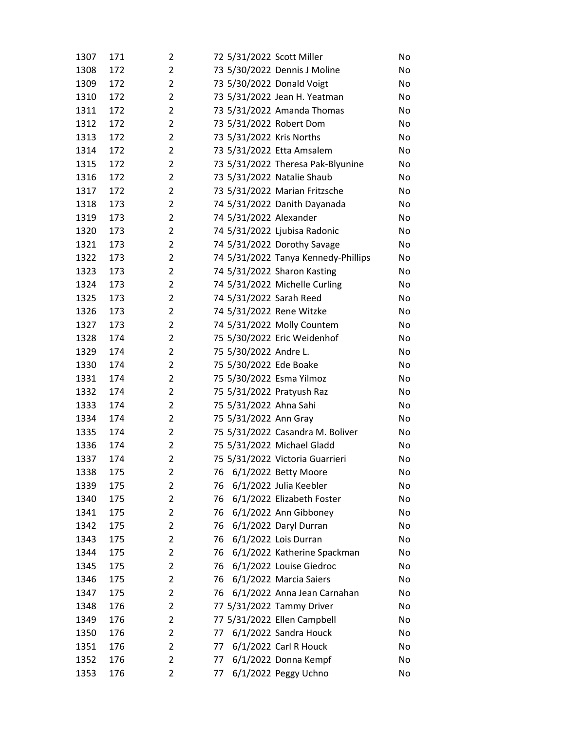| | | | | | | |
|---|---|---|---|---|---|---|
| 1307 | 171 | 2 | 72 | 5/31/2022 | Scott Miller | No |
| 1308 | 172 | 2 | 73 | 5/30/2022 | Dennis J Moline | No |
| 1309 | 172 | 2 | 73 | 5/30/2022 | Donald Voigt | No |
| 1310 | 172 | 2 | 73 | 5/31/2022 | Jean H. Yeatman | No |
| 1311 | 172 | 2 | 73 | 5/31/2022 | Amanda Thomas | No |
| 1312 | 172 | 2 | 73 | 5/31/2022 | Robert Dom | No |
| 1313 | 172 | 2 | 73 | 5/31/2022 | Kris Norths | No |
| 1314 | 172 | 2 | 73 | 5/31/2022 | Etta Amsalem | No |
| 1315 | 172 | 2 | 73 | 5/31/2022 | Theresa Pak-Blyunine | No |
| 1316 | 172 | 2 | 73 | 5/31/2022 | Natalie Shaub | No |
| 1317 | 172 | 2 | 73 | 5/31/2022 | Marian Fritzsche | No |
| 1318 | 173 | 2 | 74 | 5/31/2022 | Danith Dayanada | No |
| 1319 | 173 | 2 | 74 | 5/31/2022 | Alexander | No |
| 1320 | 173 | 2 | 74 | 5/31/2022 | Ljubisa Radonic | No |
| 1321 | 173 | 2 | 74 | 5/31/2022 | Dorothy Savage | No |
| 1322 | 173 | 2 | 74 | 5/31/2022 | Tanya Kennedy-Phillips | No |
| 1323 | 173 | 2 | 74 | 5/31/2022 | Sharon Kasting | No |
| 1324 | 173 | 2 | 74 | 5/31/2022 | Michelle Curling | No |
| 1325 | 173 | 2 | 74 | 5/31/2022 | Sarah Reed | No |
| 1326 | 173 | 2 | 74 | 5/31/2022 | Rene Witzke | No |
| 1327 | 173 | 2 | 74 | 5/31/2022 | Molly Countem | No |
| 1328 | 174 | 2 | 75 | 5/30/2022 | Eric Weidenhof | No |
| 1329 | 174 | 2 | 75 | 5/30/2022 | Andre L. | No |
| 1330 | 174 | 2 | 75 | 5/30/2022 | Ede Boake | No |
| 1331 | 174 | 2 | 75 | 5/30/2022 | Esma Yilmoz | No |
| 1332 | 174 | 2 | 75 | 5/31/2022 | Pratyush Raz | No |
| 1333 | 174 | 2 | 75 | 5/31/2022 | Ahna Sahi | No |
| 1334 | 174 | 2 | 75 | 5/31/2022 | Ann Gray | No |
| 1335 | 174 | 2 | 75 | 5/31/2022 | Casandra M. Boliver | No |
| 1336 | 174 | 2 | 75 | 5/31/2022 | Michael Gladd | No |
| 1337 | 174 | 2 | 75 | 5/31/2022 | Victoria Guarrieri | No |
| 1338 | 175 | 2 | 76 | 6/1/2022 | Betty Moore | No |
| 1339 | 175 | 2 | 76 | 6/1/2022 | Julia Keebler | No |
| 1340 | 175 | 2 | 76 | 6/1/2022 | Elizabeth Foster | No |
| 1341 | 175 | 2 | 76 | 6/1/2022 | Ann Gibboney | No |
| 1342 | 175 | 2 | 76 | 6/1/2022 | Daryl Durran | No |
| 1343 | 175 | 2 | 76 | 6/1/2022 | Lois Durran | No |
| 1344 | 175 | 2 | 76 | 6/1/2022 | Katherine Spackman | No |
| 1345 | 175 | 2 | 76 | 6/1/2022 | Louise Giedroc | No |
| 1346 | 175 | 2 | 76 | 6/1/2022 | Marcia Saiers | No |
| 1347 | 175 | 2 | 76 | 6/1/2022 | Anna Jean Carnahan | No |
| 1348 | 176 | 2 | 77 | 5/31/2022 | Tammy Driver | No |
| 1349 | 176 | 2 | 77 | 5/31/2022 | Ellen Campbell | No |
| 1350 | 176 | 2 | 77 | 6/1/2022 | Sandra Houck | No |
| 1351 | 176 | 2 | 77 | 6/1/2022 | Carl R Houck | No |
| 1352 | 176 | 2 | 77 | 6/1/2022 | Donna Kempf | No |
| 1353 | 176 | 2 | 77 | 6/1/2022 | Peggy Uchno | No |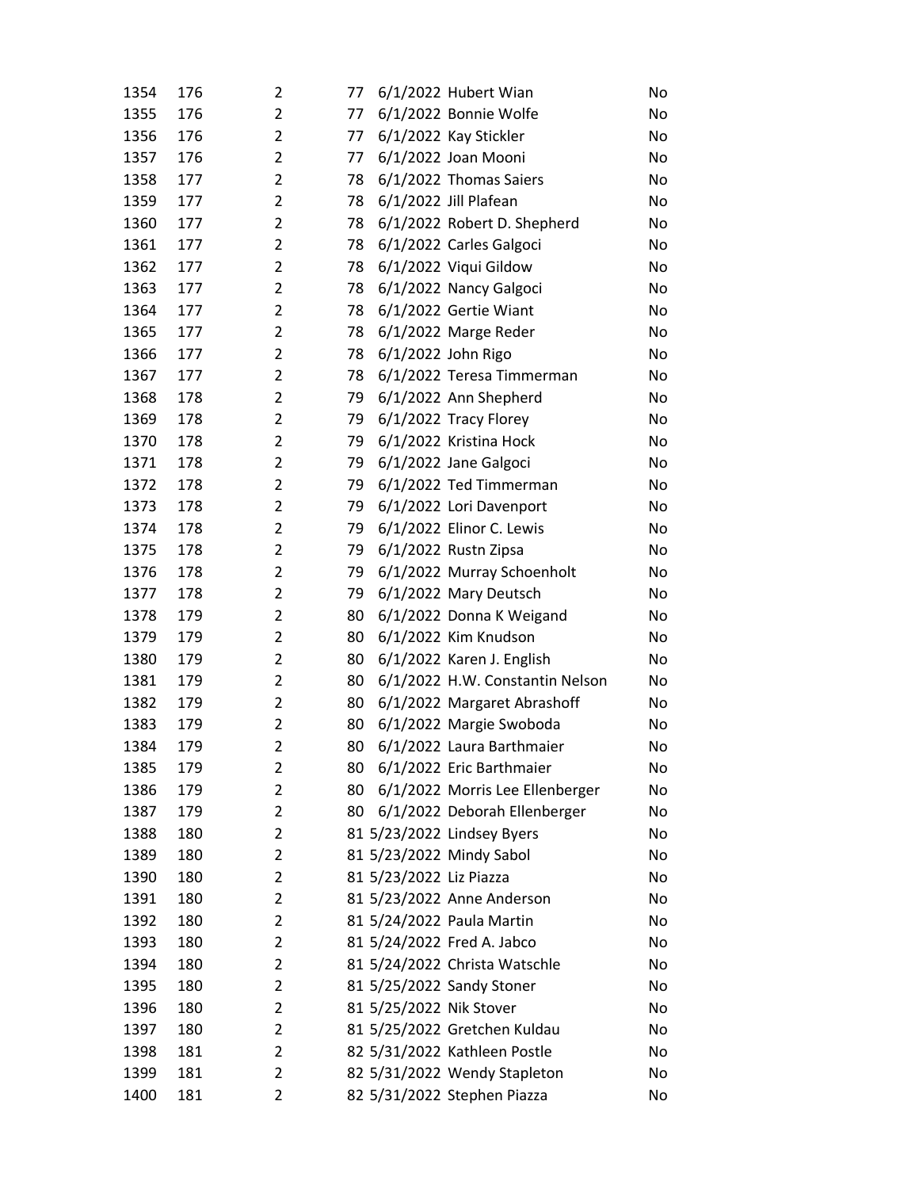| | | | | | | |
|---|---|---|---|---|---|---|
| 1354 | 176 | 2 | 77 | 6/1/2022 | Hubert Wian | No |
| 1355 | 176 | 2 | 77 | 6/1/2022 | Bonnie Wolfe | No |
| 1356 | 176 | 2 | 77 | 6/1/2022 | Kay Stickler | No |
| 1357 | 176 | 2 | 77 | 6/1/2022 | Joan Mooni | No |
| 1358 | 177 | 2 | 78 | 6/1/2022 | Thomas Saiers | No |
| 1359 | 177 | 2 | 78 | 6/1/2022 | Jill Plafean | No |
| 1360 | 177 | 2 | 78 | 6/1/2022 | Robert D. Shepherd | No |
| 1361 | 177 | 2 | 78 | 6/1/2022 | Carles Galgoci | No |
| 1362 | 177 | 2 | 78 | 6/1/2022 | Viqui Gildow | No |
| 1363 | 177 | 2 | 78 | 6/1/2022 | Nancy Galgoci | No |
| 1364 | 177 | 2 | 78 | 6/1/2022 | Gertie Wiant | No |
| 1365 | 177 | 2 | 78 | 6/1/2022 | Marge Reder | No |
| 1366 | 177 | 2 | 78 | 6/1/2022 | John Rigo | No |
| 1367 | 177 | 2 | 78 | 6/1/2022 | Teresa Timmerman | No |
| 1368 | 178 | 2 | 79 | 6/1/2022 | Ann Shepherd | No |
| 1369 | 178 | 2 | 79 | 6/1/2022 | Tracy Florey | No |
| 1370 | 178 | 2 | 79 | 6/1/2022 | Kristina Hock | No |
| 1371 | 178 | 2 | 79 | 6/1/2022 | Jane Galgoci | No |
| 1372 | 178 | 2 | 79 | 6/1/2022 | Ted Timmerman | No |
| 1373 | 178 | 2 | 79 | 6/1/2022 | Lori Davenport | No |
| 1374 | 178 | 2 | 79 | 6/1/2022 | Elinor C. Lewis | No |
| 1375 | 178 | 2 | 79 | 6/1/2022 | Rustn Zipsa | No |
| 1376 | 178 | 2 | 79 | 6/1/2022 | Murray Schoenholt | No |
| 1377 | 178 | 2 | 79 | 6/1/2022 | Mary Deutsch | No |
| 1378 | 179 | 2 | 80 | 6/1/2022 | Donna K Weigand | No |
| 1379 | 179 | 2 | 80 | 6/1/2022 | Kim Knudson | No |
| 1380 | 179 | 2 | 80 | 6/1/2022 | Karen J. English | No |
| 1381 | 179 | 2 | 80 | 6/1/2022 | H.W. Constantin Nelson | No |
| 1382 | 179 | 2 | 80 | 6/1/2022 | Margaret Abrashoff | No |
| 1383 | 179 | 2 | 80 | 6/1/2022 | Margie Swoboda | No |
| 1384 | 179 | 2 | 80 | 6/1/2022 | Laura Barthmaier | No |
| 1385 | 179 | 2 | 80 | 6/1/2022 | Eric Barthmaier | No |
| 1386 | 179 | 2 | 80 | 6/1/2022 | Morris Lee Ellenberger | No |
| 1387 | 179 | 2 | 80 | 6/1/2022 | Deborah Ellenberger | No |
| 1388 | 180 | 2 | 81 | 5/23/2022 | Lindsey Byers | No |
| 1389 | 180 | 2 | 81 | 5/23/2022 | Mindy Sabol | No |
| 1390 | 180 | 2 | 81 | 5/23/2022 | Liz Piazza | No |
| 1391 | 180 | 2 | 81 | 5/23/2022 | Anne Anderson | No |
| 1392 | 180 | 2 | 81 | 5/24/2022 | Paula Martin | No |
| 1393 | 180 | 2 | 81 | 5/24/2022 | Fred A. Jabco | No |
| 1394 | 180 | 2 | 81 | 5/24/2022 | Christa Watschle | No |
| 1395 | 180 | 2 | 81 | 5/25/2022 | Sandy Stoner | No |
| 1396 | 180 | 2 | 81 | 5/25/2022 | Nik Stover | No |
| 1397 | 180 | 2 | 81 | 5/25/2022 | Gretchen Kuldau | No |
| 1398 | 181 | 2 | 82 | 5/31/2022 | Kathleen Postle | No |
| 1399 | 181 | 2 | 82 | 5/31/2022 | Wendy Stapleton | No |
| 1400 | 181 | 2 | 82 | 5/31/2022 | Stephen Piazza | No |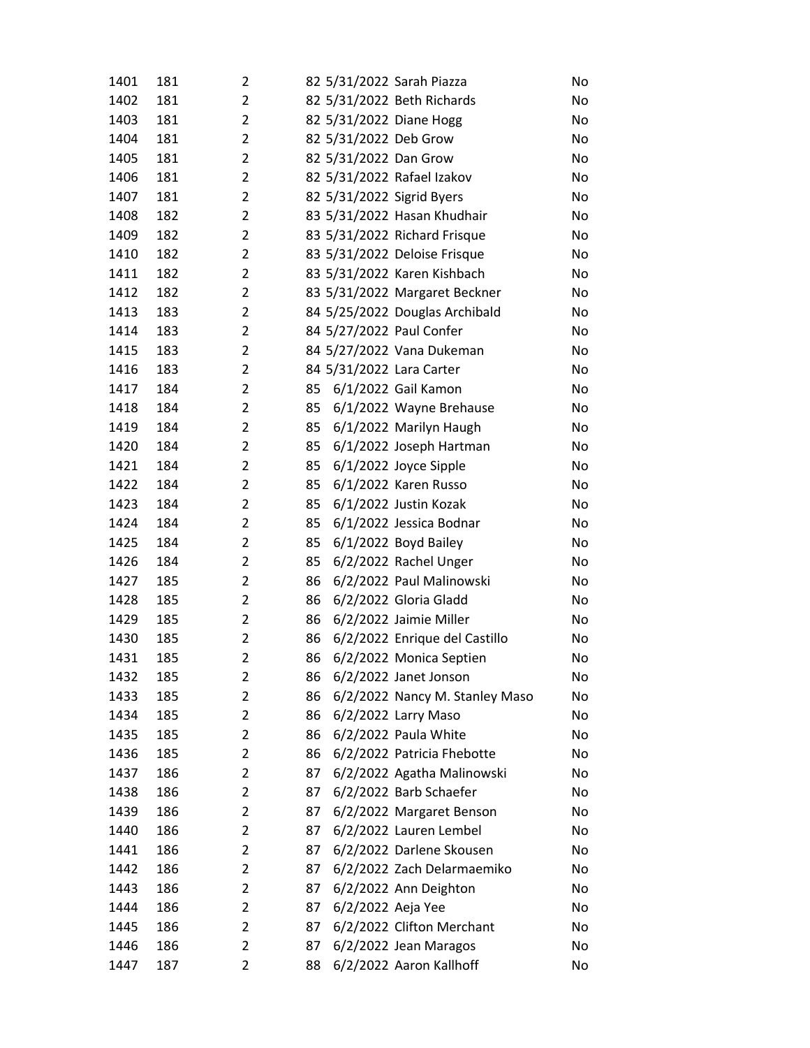| | | | | | | |
|---|---|---|---|---|---|---|
| 1401 | 181 | 2 | 82 | 5/31/2022 | Sarah Piazza | No |
| 1402 | 181 | 2 | 82 | 5/31/2022 | Beth Richards | No |
| 1403 | 181 | 2 | 82 | 5/31/2022 | Diane Hogg | No |
| 1404 | 181 | 2 | 82 | 5/31/2022 | Deb Grow | No |
| 1405 | 181 | 2 | 82 | 5/31/2022 | Dan Grow | No |
| 1406 | 181 | 2 | 82 | 5/31/2022 | Rafael Izakov | No |
| 1407 | 181 | 2 | 82 | 5/31/2022 | Sigrid Byers | No |
| 1408 | 182 | 2 | 83 | 5/31/2022 | Hasan Khudhair | No |
| 1409 | 182 | 2 | 83 | 5/31/2022 | Richard Frisque | No |
| 1410 | 182 | 2 | 83 | 5/31/2022 | Deloise Frisque | No |
| 1411 | 182 | 2 | 83 | 5/31/2022 | Karen Kishbach | No |
| 1412 | 182 | 2 | 83 | 5/31/2022 | Margaret Beckner | No |
| 1413 | 183 | 2 | 84 | 5/25/2022 | Douglas Archibald | No |
| 1414 | 183 | 2 | 84 | 5/27/2022 | Paul Confer | No |
| 1415 | 183 | 2 | 84 | 5/27/2022 | Vana Dukeman | No |
| 1416 | 183 | 2 | 84 | 5/31/2022 | Lara Carter | No |
| 1417 | 184 | 2 | 85 | 6/1/2022 | Gail Kamon | No |
| 1418 | 184 | 2 | 85 | 6/1/2022 | Wayne Brehause | No |
| 1419 | 184 | 2 | 85 | 6/1/2022 | Marilyn Haugh | No |
| 1420 | 184 | 2 | 85 | 6/1/2022 | Joseph Hartman | No |
| 1421 | 184 | 2 | 85 | 6/1/2022 | Joyce Sipple | No |
| 1422 | 184 | 2 | 85 | 6/1/2022 | Karen Russo | No |
| 1423 | 184 | 2 | 85 | 6/1/2022 | Justin Kozak | No |
| 1424 | 184 | 2 | 85 | 6/1/2022 | Jessica Bodnar | No |
| 1425 | 184 | 2 | 85 | 6/1/2022 | Boyd Bailey | No |
| 1426 | 184 | 2 | 85 | 6/2/2022 | Rachel Unger | No |
| 1427 | 185 | 2 | 86 | 6/2/2022 | Paul Malinowski | No |
| 1428 | 185 | 2 | 86 | 6/2/2022 | Gloria Gladd | No |
| 1429 | 185 | 2 | 86 | 6/2/2022 | Jaimie Miller | No |
| 1430 | 185 | 2 | 86 | 6/2/2022 | Enrique del Castillo | No |
| 1431 | 185 | 2 | 86 | 6/2/2022 | Monica Septien | No |
| 1432 | 185 | 2 | 86 | 6/2/2022 | Janet Jonson | No |
| 1433 | 185 | 2 | 86 | 6/2/2022 | Nancy M. Stanley Maso | No |
| 1434 | 185 | 2 | 86 | 6/2/2022 | Larry Maso | No |
| 1435 | 185 | 2 | 86 | 6/2/2022 | Paula White | No |
| 1436 | 185 | 2 | 86 | 6/2/2022 | Patricia Fhebotte | No |
| 1437 | 186 | 2 | 87 | 6/2/2022 | Agatha Malinowski | No |
| 1438 | 186 | 2 | 87 | 6/2/2022 | Barb Schaefer | No |
| 1439 | 186 | 2 | 87 | 6/2/2022 | Margaret Benson | No |
| 1440 | 186 | 2 | 87 | 6/2/2022 | Lauren Lembel | No |
| 1441 | 186 | 2 | 87 | 6/2/2022 | Darlene Skousen | No |
| 1442 | 186 | 2 | 87 | 6/2/2022 | Zach Delarmaemiko | No |
| 1443 | 186 | 2 | 87 | 6/2/2022 | Ann Deighton | No |
| 1444 | 186 | 2 | 87 | 6/2/2022 | Aeja Yee | No |
| 1445 | 186 | 2 | 87 | 6/2/2022 | Clifton Merchant | No |
| 1446 | 186 | 2 | 87 | 6/2/2022 | Jean Maragos | No |
| 1447 | 187 | 2 | 88 | 6/2/2022 | Aaron Kallhoff | No |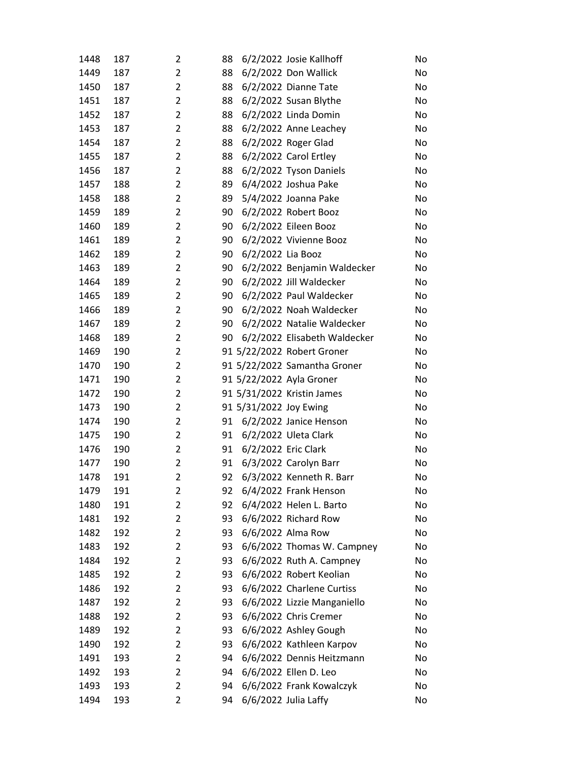| | | | | | | |
|---|---|---|---|---|---|---|
| 1448 | 187 | 2 | 88 | 6/2/2022 | Josie Kallhoff | No |
| 1449 | 187 | 2 | 88 | 6/2/2022 | Don Wallick | No |
| 1450 | 187 | 2 | 88 | 6/2/2022 | Dianne Tate | No |
| 1451 | 187 | 2 | 88 | 6/2/2022 | Susan Blythe | No |
| 1452 | 187 | 2 | 88 | 6/2/2022 | Linda Domin | No |
| 1453 | 187 | 2 | 88 | 6/2/2022 | Anne Leachey | No |
| 1454 | 187 | 2 | 88 | 6/2/2022 | Roger Glad | No |
| 1455 | 187 | 2 | 88 | 6/2/2022 | Carol Ertley | No |
| 1456 | 187 | 2 | 88 | 6/2/2022 | Tyson Daniels | No |
| 1457 | 188 | 2 | 89 | 6/4/2022 | Joshua Pake | No |
| 1458 | 188 | 2 | 89 | 5/4/2022 | Joanna Pake | No |
| 1459 | 189 | 2 | 90 | 6/2/2022 | Robert Booz | No |
| 1460 | 189 | 2 | 90 | 6/2/2022 | Eileen Booz | No |
| 1461 | 189 | 2 | 90 | 6/2/2022 | Vivienne Booz | No |
| 1462 | 189 | 2 | 90 | 6/2/2022 | Lia Booz | No |
| 1463 | 189 | 2 | 90 | 6/2/2022 | Benjamin Waldecker | No |
| 1464 | 189 | 2 | 90 | 6/2/2022 | Jill Waldecker | No |
| 1465 | 189 | 2 | 90 | 6/2/2022 | Paul Waldecker | No |
| 1466 | 189 | 2 | 90 | 6/2/2022 | Noah Waldecker | No |
| 1467 | 189 | 2 | 90 | 6/2/2022 | Natalie Waldecker | No |
| 1468 | 189 | 2 | 90 | 6/2/2022 | Elisabeth Waldecker | No |
| 1469 | 190 | 2 | 91 | 5/22/2022 | Robert Groner | No |
| 1470 | 190 | 2 | 91 | 5/22/2022 | Samantha Groner | No |
| 1471 | 190 | 2 | 91 | 5/22/2022 | Ayla Groner | No |
| 1472 | 190 | 2 | 91 | 5/31/2022 | Kristin James | No |
| 1473 | 190 | 2 | 91 | 5/31/2022 | Joy Ewing | No |
| 1474 | 190 | 2 | 91 | 6/2/2022 | Janice Henson | No |
| 1475 | 190 | 2 | 91 | 6/2/2022 | Uleta Clark | No |
| 1476 | 190 | 2 | 91 | 6/2/2022 | Eric Clark | No |
| 1477 | 190 | 2 | 91 | 6/3/2022 | Carolyn Barr | No |
| 1478 | 191 | 2 | 92 | 6/3/2022 | Kenneth R. Barr | No |
| 1479 | 191 | 2 | 92 | 6/4/2022 | Frank Henson | No |
| 1480 | 191 | 2 | 92 | 6/4/2022 | Helen L. Barto | No |
| 1481 | 192 | 2 | 93 | 6/6/2022 | Richard Row | No |
| 1482 | 192 | 2 | 93 | 6/6/2022 | Alma Row | No |
| 1483 | 192 | 2 | 93 | 6/6/2022 | Thomas W. Campney | No |
| 1484 | 192 | 2 | 93 | 6/6/2022 | Ruth A. Campney | No |
| 1485 | 192 | 2 | 93 | 6/6/2022 | Robert Keolian | No |
| 1486 | 192 | 2 | 93 | 6/6/2022 | Charlene Curtiss | No |
| 1487 | 192 | 2 | 93 | 6/6/2022 | Lizzie Manganiello | No |
| 1488 | 192 | 2 | 93 | 6/6/2022 | Chris Cremer | No |
| 1489 | 192 | 2 | 93 | 6/6/2022 | Ashley Gough | No |
| 1490 | 192 | 2 | 93 | 6/6/2022 | Kathleen Karpov | No |
| 1491 | 193 | 2 | 94 | 6/6/2022 | Dennis Heitzmann | No |
| 1492 | 193 | 2 | 94 | 6/6/2022 | Ellen D. Leo | No |
| 1493 | 193 | 2 | 94 | 6/6/2022 | Frank Kowalczyk | No |
| 1494 | 193 | 2 | 94 | 6/6/2022 | Julia Laffy | No |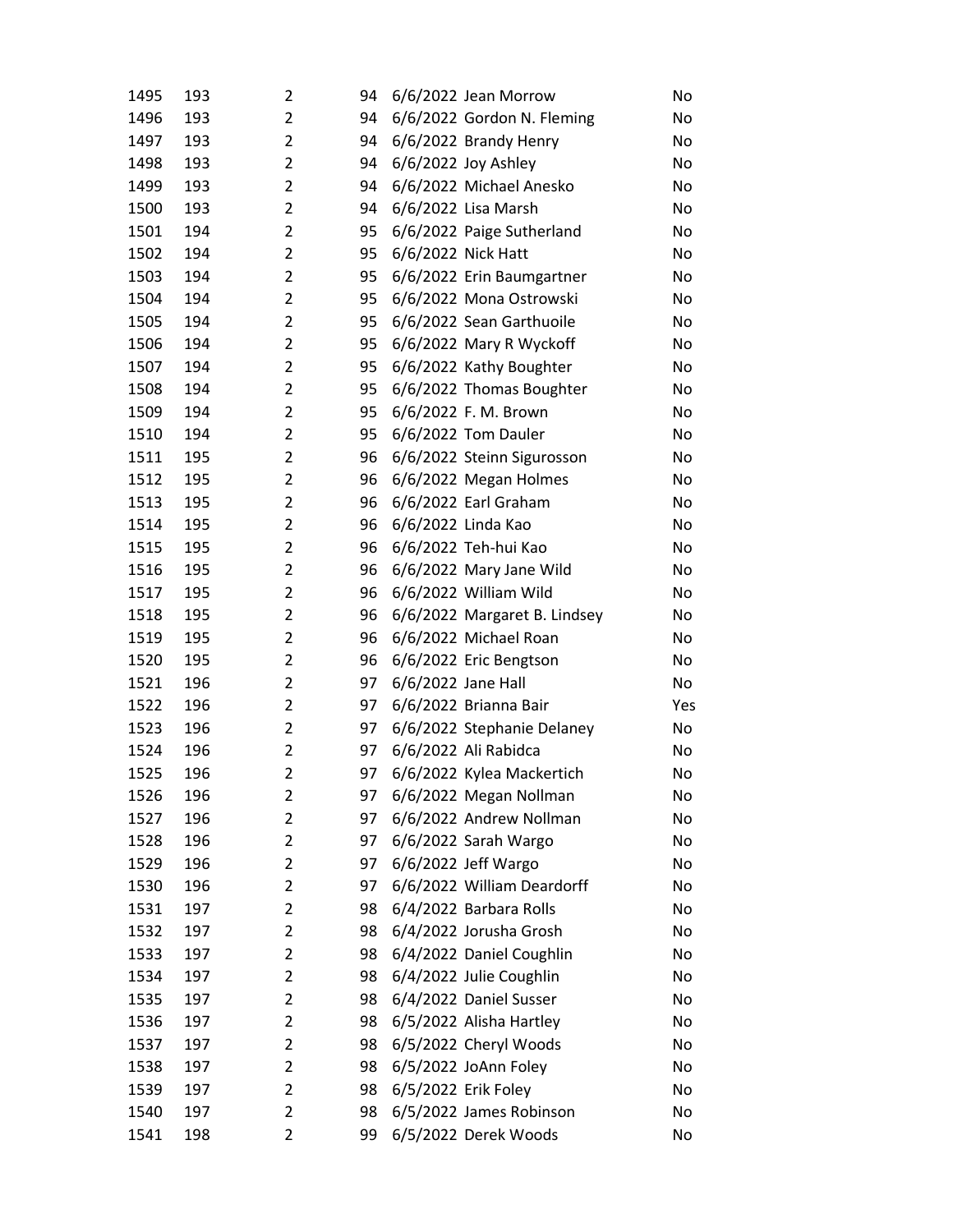| | | | | | | |
|---|---|---|---|---|---|---|
| 1495 | 193 | 2 | 94 | 6/6/2022 | Jean Morrow | No |
| 1496 | 193 | 2 | 94 | 6/6/2022 | Gordon N. Fleming | No |
| 1497 | 193 | 2 | 94 | 6/6/2022 | Brandy Henry | No |
| 1498 | 193 | 2 | 94 | 6/6/2022 | Joy Ashley | No |
| 1499 | 193 | 2 | 94 | 6/6/2022 | Michael Anesko | No |
| 1500 | 193 | 2 | 94 | 6/6/2022 | Lisa Marsh | No |
| 1501 | 194 | 2 | 95 | 6/6/2022 | Paige Sutherland | No |
| 1502 | 194 | 2 | 95 | 6/6/2022 | Nick Hatt | No |
| 1503 | 194 | 2 | 95 | 6/6/2022 | Erin Baumgartner | No |
| 1504 | 194 | 2 | 95 | 6/6/2022 | Mona Ostrowski | No |
| 1505 | 194 | 2 | 95 | 6/6/2022 | Sean Garthuoile | No |
| 1506 | 194 | 2 | 95 | 6/6/2022 | Mary R Wyckoff | No |
| 1507 | 194 | 2 | 95 | 6/6/2022 | Kathy Boughter | No |
| 1508 | 194 | 2 | 95 | 6/6/2022 | Thomas Boughter | No |
| 1509 | 194 | 2 | 95 | 6/6/2022 | F. M. Brown | No |
| 1510 | 194 | 2 | 95 | 6/6/2022 | Tom Dauler | No |
| 1511 | 195 | 2 | 96 | 6/6/2022 | Steinn Sigurosson | No |
| 1512 | 195 | 2 | 96 | 6/6/2022 | Megan Holmes | No |
| 1513 | 195 | 2 | 96 | 6/6/2022 | Earl Graham | No |
| 1514 | 195 | 2 | 96 | 6/6/2022 | Linda Kao | No |
| 1515 | 195 | 2 | 96 | 6/6/2022 | Teh-hui Kao | No |
| 1516 | 195 | 2 | 96 | 6/6/2022 | Mary Jane Wild | No |
| 1517 | 195 | 2 | 96 | 6/6/2022 | William Wild | No |
| 1518 | 195 | 2 | 96 | 6/6/2022 | Margaret B. Lindsey | No |
| 1519 | 195 | 2 | 96 | 6/6/2022 | Michael Roan | No |
| 1520 | 195 | 2 | 96 | 6/6/2022 | Eric Bengtson | No |
| 1521 | 196 | 2 | 97 | 6/6/2022 | Jane Hall | No |
| 1522 | 196 | 2 | 97 | 6/6/2022 | Brianna Bair | Yes |
| 1523 | 196 | 2 | 97 | 6/6/2022 | Stephanie Delaney | No |
| 1524 | 196 | 2 | 97 | 6/6/2022 | Ali Rabidca | No |
| 1525 | 196 | 2 | 97 | 6/6/2022 | Kylea Mackertich | No |
| 1526 | 196 | 2 | 97 | 6/6/2022 | Megan Nollman | No |
| 1527 | 196 | 2 | 97 | 6/6/2022 | Andrew Nollman | No |
| 1528 | 196 | 2 | 97 | 6/6/2022 | Sarah Wargo | No |
| 1529 | 196 | 2 | 97 | 6/6/2022 | Jeff Wargo | No |
| 1530 | 196 | 2 | 97 | 6/6/2022 | William Deardorff | No |
| 1531 | 197 | 2 | 98 | 6/4/2022 | Barbara Rolls | No |
| 1532 | 197 | 2 | 98 | 6/4/2022 | Jorusha Grosh | No |
| 1533 | 197 | 2 | 98 | 6/4/2022 | Daniel Coughlin | No |
| 1534 | 197 | 2 | 98 | 6/4/2022 | Julie Coughlin | No |
| 1535 | 197 | 2 | 98 | 6/4/2022 | Daniel Susser | No |
| 1536 | 197 | 2 | 98 | 6/5/2022 | Alisha Hartley | No |
| 1537 | 197 | 2 | 98 | 6/5/2022 | Cheryl Woods | No |
| 1538 | 197 | 2 | 98 | 6/5/2022 | JoAnn Foley | No |
| 1539 | 197 | 2 | 98 | 6/5/2022 | Erik Foley | No |
| 1540 | 197 | 2 | 98 | 6/5/2022 | James Robinson | No |
| 1541 | 198 | 2 | 99 | 6/5/2022 | Derek Woods | No |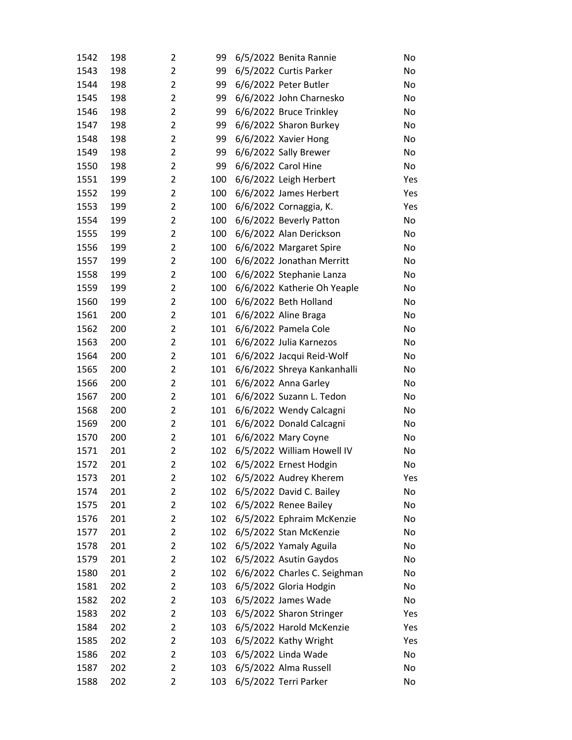| | | | | | | |
|---|---|---|---|---|---|---|
| 1542 | 198 | 2 | 99 | 6/5/2022 | Benita Rannie | No |
| 1543 | 198 | 2 | 99 | 6/5/2022 | Curtis Parker | No |
| 1544 | 198 | 2 | 99 | 6/6/2022 | Peter Butler | No |
| 1545 | 198 | 2 | 99 | 6/6/2022 | John Charnesko | No |
| 1546 | 198 | 2 | 99 | 6/6/2022 | Bruce Trinkley | No |
| 1547 | 198 | 2 | 99 | 6/6/2022 | Sharon Burkey | No |
| 1548 | 198 | 2 | 99 | 6/6/2022 | Xavier Hong | No |
| 1549 | 198 | 2 | 99 | 6/6/2022 | Sally Brewer | No |
| 1550 | 198 | 2 | 99 | 6/6/2022 | Carol Hine | No |
| 1551 | 199 | 2 | 100 | 6/6/2022 | Leigh Herbert | Yes |
| 1552 | 199 | 2 | 100 | 6/6/2022 | James Herbert | Yes |
| 1553 | 199 | 2 | 100 | 6/6/2022 | Cornaggia, K. | Yes |
| 1554 | 199 | 2 | 100 | 6/6/2022 | Beverly Patton | No |
| 1555 | 199 | 2 | 100 | 6/6/2022 | Alan Derickson | No |
| 1556 | 199 | 2 | 100 | 6/6/2022 | Margaret Spire | No |
| 1557 | 199 | 2 | 100 | 6/6/2022 | Jonathan Merritt | No |
| 1558 | 199 | 2 | 100 | 6/6/2022 | Stephanie Lanza | No |
| 1559 | 199 | 2 | 100 | 6/6/2022 | Katherie Oh Yeaple | No |
| 1560 | 199 | 2 | 100 | 6/6/2022 | Beth Holland | No |
| 1561 | 200 | 2 | 101 | 6/6/2022 | Aline Braga | No |
| 1562 | 200 | 2 | 101 | 6/6/2022 | Pamela Cole | No |
| 1563 | 200 | 2 | 101 | 6/6/2022 | Julia Karnezos | No |
| 1564 | 200 | 2 | 101 | 6/6/2022 | Jacqui Reid-Wolf | No |
| 1565 | 200 | 2 | 101 | 6/6/2022 | Shreya Kankanhalli | No |
| 1566 | 200 | 2 | 101 | 6/6/2022 | Anna Garley | No |
| 1567 | 200 | 2 | 101 | 6/6/2022 | Suzann L. Tedon | No |
| 1568 | 200 | 2 | 101 | 6/6/2022 | Wendy Calcagni | No |
| 1569 | 200 | 2 | 101 | 6/6/2022 | Donald Calcagni | No |
| 1570 | 200 | 2 | 101 | 6/6/2022 | Mary Coyne | No |
| 1571 | 201 | 2 | 102 | 6/5/2022 | William Howell IV | No |
| 1572 | 201 | 2 | 102 | 6/5/2022 | Ernest Hodgin | No |
| 1573 | 201 | 2 | 102 | 6/5/2022 | Audrey Kherem | Yes |
| 1574 | 201 | 2 | 102 | 6/5/2022 | David C. Bailey | No |
| 1575 | 201 | 2 | 102 | 6/5/2022 | Renee Bailey | No |
| 1576 | 201 | 2 | 102 | 6/5/2022 | Ephraim McKenzie | No |
| 1577 | 201 | 2 | 102 | 6/5/2022 | Stan McKenzie | No |
| 1578 | 201 | 2 | 102 | 6/5/2022 | Yamaly Aguila | No |
| 1579 | 201 | 2 | 102 | 6/5/2022 | Asutin Gaydos | No |
| 1580 | 201 | 2 | 102 | 6/6/2022 | Charles C. Seighman | No |
| 1581 | 202 | 2 | 103 | 6/5/2022 | Gloria Hodgin | No |
| 1582 | 202 | 2 | 103 | 6/5/2022 | James Wade | No |
| 1583 | 202 | 2 | 103 | 6/5/2022 | Sharon Stringer | Yes |
| 1584 | 202 | 2 | 103 | 6/5/2022 | Harold McKenzie | Yes |
| 1585 | 202 | 2 | 103 | 6/5/2022 | Kathy Wright | Yes |
| 1586 | 202 | 2 | 103 | 6/5/2022 | Linda Wade | No |
| 1587 | 202 | 2 | 103 | 6/5/2022 | Alma Russell | No |
| 1588 | 202 | 2 | 103 | 6/5/2022 | Terri Parker | No |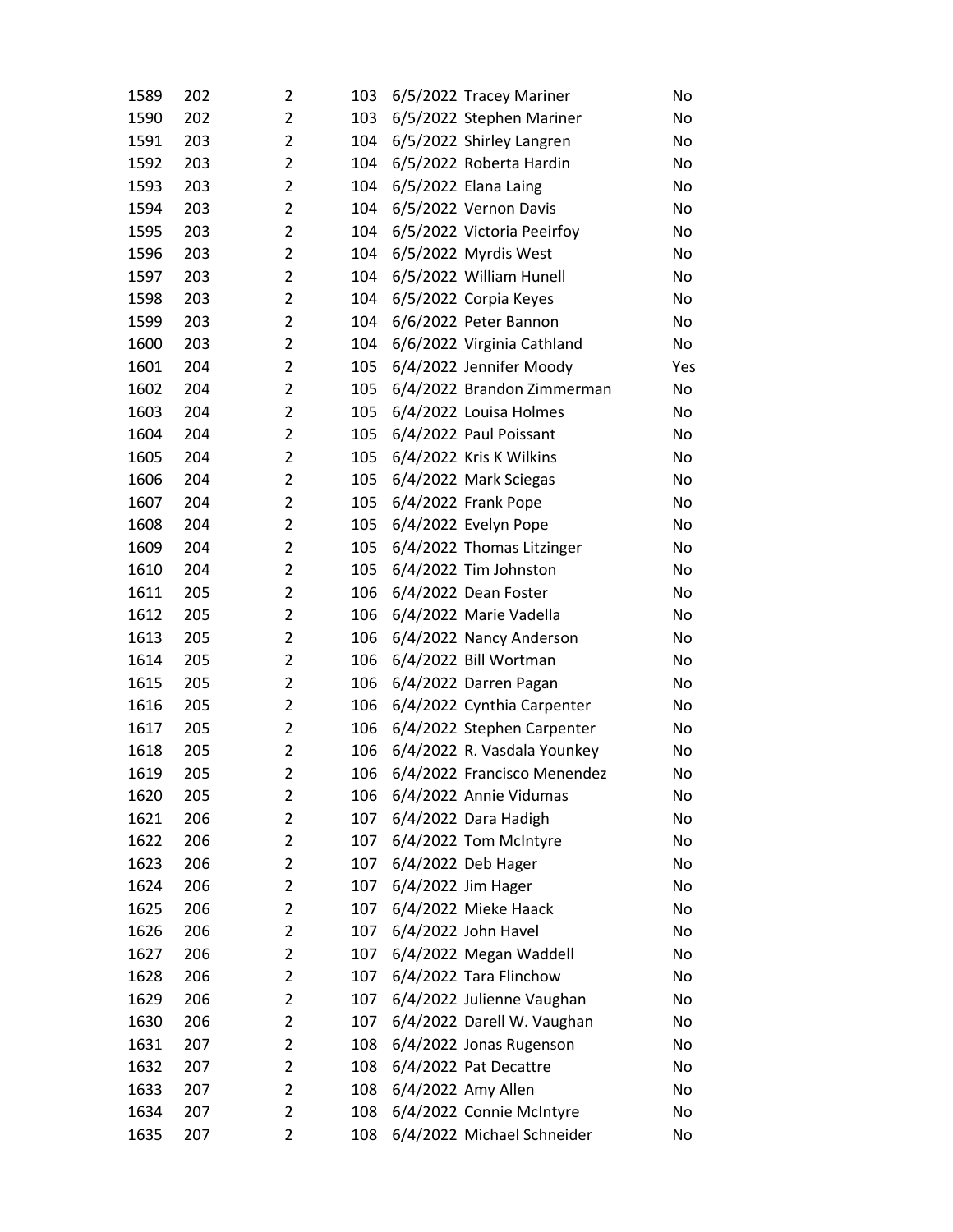| | | | | | | |
|---|---|---|---|---|---|---|
| 1589 | 202 | 2 | 103 | 6/5/2022 | Tracey Mariner | No |
| 1590 | 202 | 2 | 103 | 6/5/2022 | Stephen Mariner | No |
| 1591 | 203 | 2 | 104 | 6/5/2022 | Shirley Langren | No |
| 1592 | 203 | 2 | 104 | 6/5/2022 | Roberta Hardin | No |
| 1593 | 203 | 2 | 104 | 6/5/2022 | Elana Laing | No |
| 1594 | 203 | 2 | 104 | 6/5/2022 | Vernon Davis | No |
| 1595 | 203 | 2 | 104 | 6/5/2022 | Victoria Peeirfoy | No |
| 1596 | 203 | 2 | 104 | 6/5/2022 | Myrdis West | No |
| 1597 | 203 | 2 | 104 | 6/5/2022 | William Hunell | No |
| 1598 | 203 | 2 | 104 | 6/5/2022 | Corpia Keyes | No |
| 1599 | 203 | 2 | 104 | 6/6/2022 | Peter Bannon | No |
| 1600 | 203 | 2 | 104 | 6/6/2022 | Virginia Cathland | No |
| 1601 | 204 | 2 | 105 | 6/4/2022 | Jennifer Moody | Yes |
| 1602 | 204 | 2 | 105 | 6/4/2022 | Brandon Zimmerman | No |
| 1603 | 204 | 2 | 105 | 6/4/2022 | Louisa Holmes | No |
| 1604 | 204 | 2 | 105 | 6/4/2022 | Paul Poissant | No |
| 1605 | 204 | 2 | 105 | 6/4/2022 | Kris K Wilkins | No |
| 1606 | 204 | 2 | 105 | 6/4/2022 | Mark Sciegas | No |
| 1607 | 204 | 2 | 105 | 6/4/2022 | Frank Pope | No |
| 1608 | 204 | 2 | 105 | 6/4/2022 | Evelyn Pope | No |
| 1609 | 204 | 2 | 105 | 6/4/2022 | Thomas Litzinger | No |
| 1610 | 204 | 2 | 105 | 6/4/2022 | Tim Johnston | No |
| 1611 | 205 | 2 | 106 | 6/4/2022 | Dean Foster | No |
| 1612 | 205 | 2 | 106 | 6/4/2022 | Marie Vadella | No |
| 1613 | 205 | 2 | 106 | 6/4/2022 | Nancy Anderson | No |
| 1614 | 205 | 2 | 106 | 6/4/2022 | Bill Wortman | No |
| 1615 | 205 | 2 | 106 | 6/4/2022 | Darren Pagan | No |
| 1616 | 205 | 2 | 106 | 6/4/2022 | Cynthia Carpenter | No |
| 1617 | 205 | 2 | 106 | 6/4/2022 | Stephen Carpenter | No |
| 1618 | 205 | 2 | 106 | 6/4/2022 | R. Vasdala Younkey | No |
| 1619 | 205 | 2 | 106 | 6/4/2022 | Francisco Menendez | No |
| 1620 | 205 | 2 | 106 | 6/4/2022 | Annie Vidumas | No |
| 1621 | 206 | 2 | 107 | 6/4/2022 | Dara Hadigh | No |
| 1622 | 206 | 2 | 107 | 6/4/2022 | Tom McIntyre | No |
| 1623 | 206 | 2 | 107 | 6/4/2022 | Deb Hager | No |
| 1624 | 206 | 2 | 107 | 6/4/2022 | Jim Hager | No |
| 1625 | 206 | 2 | 107 | 6/4/2022 | Mieke Haack | No |
| 1626 | 206 | 2 | 107 | 6/4/2022 | John Havel | No |
| 1627 | 206 | 2 | 107 | 6/4/2022 | Megan Waddell | No |
| 1628 | 206 | 2 | 107 | 6/4/2022 | Tara Flinchow | No |
| 1629 | 206 | 2 | 107 | 6/4/2022 | Julienne Vaughan | No |
| 1630 | 206 | 2 | 107 | 6/4/2022 | Darell W. Vaughan | No |
| 1631 | 207 | 2 | 108 | 6/4/2022 | Jonas Rugenson | No |
| 1632 | 207 | 2 | 108 | 6/4/2022 | Pat Decattre | No |
| 1633 | 207 | 2 | 108 | 6/4/2022 | Amy Allen | No |
| 1634 | 207 | 2 | 108 | 6/4/2022 | Connie McIntyre | No |
| 1635 | 207 | 2 | 108 | 6/4/2022 | Michael Schneider | No |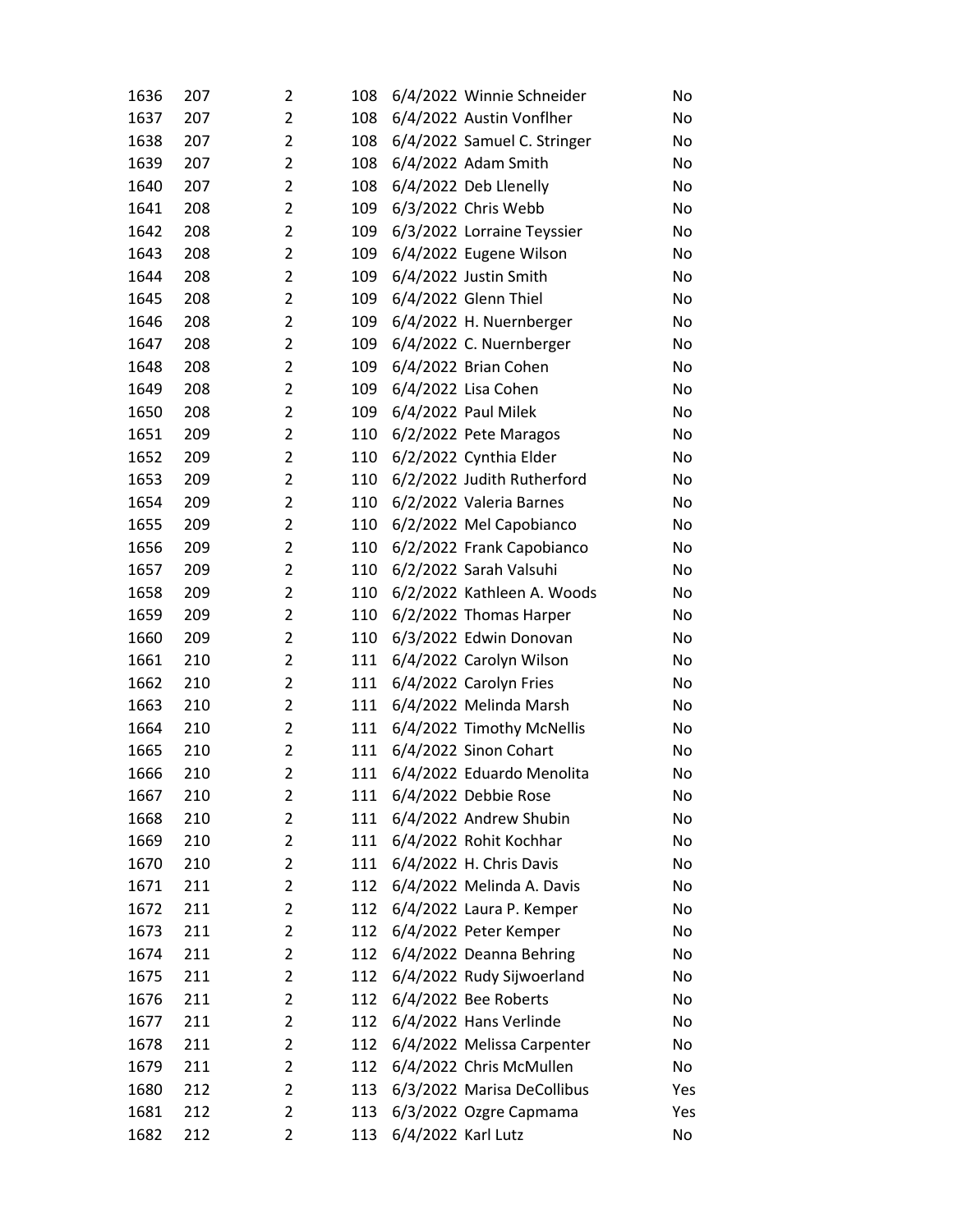| | | | | | | |
|---|---|---|---|---|---|---|
| 1636 | 207 | 2 | 108 | 6/4/2022 | Winnie Schneider | No |
| 1637 | 207 | 2 | 108 | 6/4/2022 | Austin Vonflher | No |
| 1638 | 207 | 2 | 108 | 6/4/2022 | Samuel C. Stringer | No |
| 1639 | 207 | 2 | 108 | 6/4/2022 | Adam Smith | No |
| 1640 | 207 | 2 | 108 | 6/4/2022 | Deb Llenelly | No |
| 1641 | 208 | 2 | 109 | 6/3/2022 | Chris Webb | No |
| 1642 | 208 | 2 | 109 | 6/3/2022 | Lorraine Teyssier | No |
| 1643 | 208 | 2 | 109 | 6/4/2022 | Eugene Wilson | No |
| 1644 | 208 | 2 | 109 | 6/4/2022 | Justin Smith | No |
| 1645 | 208 | 2 | 109 | 6/4/2022 | Glenn Thiel | No |
| 1646 | 208 | 2 | 109 | 6/4/2022 | H. Nuernberger | No |
| 1647 | 208 | 2 | 109 | 6/4/2022 | C. Nuernberger | No |
| 1648 | 208 | 2 | 109 | 6/4/2022 | Brian Cohen | No |
| 1649 | 208 | 2 | 109 | 6/4/2022 | Lisa Cohen | No |
| 1650 | 208 | 2 | 109 | 6/4/2022 | Paul Milek | No |
| 1651 | 209 | 2 | 110 | 6/2/2022 | Pete Maragos | No |
| 1652 | 209 | 2 | 110 | 6/2/2022 | Cynthia Elder | No |
| 1653 | 209 | 2 | 110 | 6/2/2022 | Judith Rutherford | No |
| 1654 | 209 | 2 | 110 | 6/2/2022 | Valeria Barnes | No |
| 1655 | 209 | 2 | 110 | 6/2/2022 | Mel Capobianco | No |
| 1656 | 209 | 2 | 110 | 6/2/2022 | Frank Capobianco | No |
| 1657 | 209 | 2 | 110 | 6/2/2022 | Sarah Valsuhi | No |
| 1658 | 209 | 2 | 110 | 6/2/2022 | Kathleen A. Woods | No |
| 1659 | 209 | 2 | 110 | 6/2/2022 | Thomas Harper | No |
| 1660 | 209 | 2 | 110 | 6/3/2022 | Edwin Donovan | No |
| 1661 | 210 | 2 | 111 | 6/4/2022 | Carolyn Wilson | No |
| 1662 | 210 | 2 | 111 | 6/4/2022 | Carolyn Fries | No |
| 1663 | 210 | 2 | 111 | 6/4/2022 | Melinda Marsh | No |
| 1664 | 210 | 2 | 111 | 6/4/2022 | Timothy McNellis | No |
| 1665 | 210 | 2 | 111 | 6/4/2022 | Sinon Cohart | No |
| 1666 | 210 | 2 | 111 | 6/4/2022 | Eduardo Menolita | No |
| 1667 | 210 | 2 | 111 | 6/4/2022 | Debbie Rose | No |
| 1668 | 210 | 2 | 111 | 6/4/2022 | Andrew Shubin | No |
| 1669 | 210 | 2 | 111 | 6/4/2022 | Rohit Kochhar | No |
| 1670 | 210 | 2 | 111 | 6/4/2022 | H. Chris Davis | No |
| 1671 | 211 | 2 | 112 | 6/4/2022 | Melinda A. Davis | No |
| 1672 | 211 | 2 | 112 | 6/4/2022 | Laura P. Kemper | No |
| 1673 | 211 | 2 | 112 | 6/4/2022 | Peter Kemper | No |
| 1674 | 211 | 2 | 112 | 6/4/2022 | Deanna Behring | No |
| 1675 | 211 | 2 | 112 | 6/4/2022 | Rudy Sijwoerland | No |
| 1676 | 211 | 2 | 112 | 6/4/2022 | Bee Roberts | No |
| 1677 | 211 | 2 | 112 | 6/4/2022 | Hans Verlinde | No |
| 1678 | 211 | 2 | 112 | 6/4/2022 | Melissa Carpenter | No |
| 1679 | 211 | 2 | 112 | 6/4/2022 | Chris McMullen | No |
| 1680 | 212 | 2 | 113 | 6/3/2022 | Marisa DeCollibus | Yes |
| 1681 | 212 | 2 | 113 | 6/3/2022 | Ozgre Capmama | Yes |
| 1682 | 212 | 2 | 113 | 6/4/2022 | Karl Lutz | No |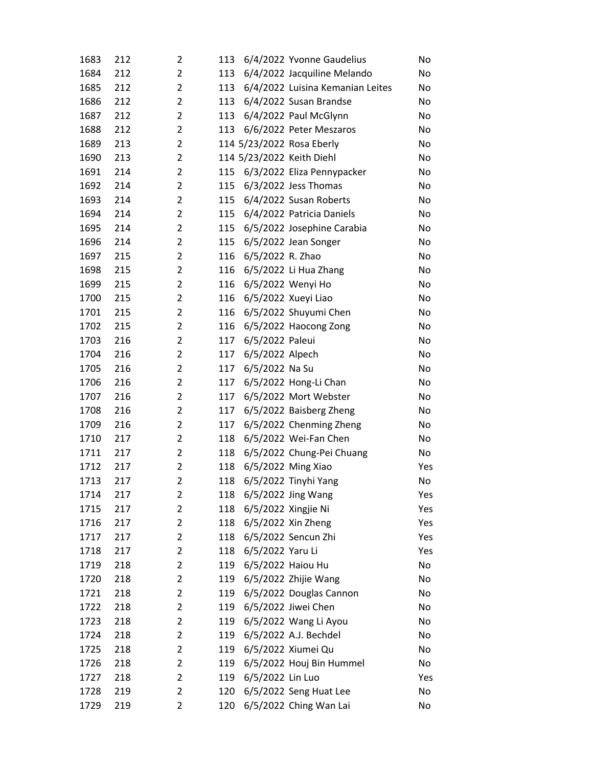| | | | | | | |
|---|---|---|---|---|---|---|
| 1683 | 212 | 2 | 113 | 6/4/2022 | Yvonne Gaudelius | No |
| 1684 | 212 | 2 | 113 | 6/4/2022 | Jacquiline Melando | No |
| 1685 | 212 | 2 | 113 | 6/4/2022 | Luisina Kemanian Leites | No |
| 1686 | 212 | 2 | 113 | 6/4/2022 | Susan Brandse | No |
| 1687 | 212 | 2 | 113 | 6/4/2022 | Paul McGlynn | No |
| 1688 | 212 | 2 | 113 | 6/6/2022 | Peter Meszaros | No |
| 1689 | 213 | 2 | 114 | 5/23/2022 | Rosa Eberly | No |
| 1690 | 213 | 2 | 114 | 5/23/2022 | Keith Diehl | No |
| 1691 | 214 | 2 | 115 | 6/3/2022 | Eliza Pennypacker | No |
| 1692 | 214 | 2 | 115 | 6/3/2022 | Jess Thomas | No |
| 1693 | 214 | 2 | 115 | 6/4/2022 | Susan Roberts | No |
| 1694 | 214 | 2 | 115 | 6/4/2022 | Patricia Daniels | No |
| 1695 | 214 | 2 | 115 | 6/5/2022 | Josephine Carabia | No |
| 1696 | 214 | 2 | 115 | 6/5/2022 | Jean Songer | No |
| 1697 | 215 | 2 | 116 | 6/5/2022 | R. Zhao | No |
| 1698 | 215 | 2 | 116 | 6/5/2022 | Li Hua Zhang | No |
| 1699 | 215 | 2 | 116 | 6/5/2022 | Wenyi Ho | No |
| 1700 | 215 | 2 | 116 | 6/5/2022 | Xueyi Liao | No |
| 1701 | 215 | 2 | 116 | 6/5/2022 | Shuyumi Chen | No |
| 1702 | 215 | 2 | 116 | 6/5/2022 | Haocong Zong | No |
| 1703 | 216 | 2 | 117 | 6/5/2022 | Paleui | No |
| 1704 | 216 | 2 | 117 | 6/5/2022 | Alpech | No |
| 1705 | 216 | 2 | 117 | 6/5/2022 | Na Su | No |
| 1706 | 216 | 2 | 117 | 6/5/2022 | Hong-Li Chan | No |
| 1707 | 216 | 2 | 117 | 6/5/2022 | Mort Webster | No |
| 1708 | 216 | 2 | 117 | 6/5/2022 | Baisberg Zheng | No |
| 1709 | 216 | 2 | 117 | 6/5/2022 | Chenming Zheng | No |
| 1710 | 217 | 2 | 118 | 6/5/2022 | Wei-Fan Chen | No |
| 1711 | 217 | 2 | 118 | 6/5/2022 | Chung-Pei Chuang | No |
| 1712 | 217 | 2 | 118 | 6/5/2022 | Ming Xiao | Yes |
| 1713 | 217 | 2 | 118 | 6/5/2022 | Tinyhi Yang | No |
| 1714 | 217 | 2 | 118 | 6/5/2022 | Jing Wang | Yes |
| 1715 | 217 | 2 | 118 | 6/5/2022 | Xingjie Ni | Yes |
| 1716 | 217 | 2 | 118 | 6/5/2022 | Xin Zheng | Yes |
| 1717 | 217 | 2 | 118 | 6/5/2022 | Sencun Zhi | Yes |
| 1718 | 217 | 2 | 118 | 6/5/2022 | Yaru Li | Yes |
| 1719 | 218 | 2 | 119 | 6/5/2022 | Haiou Hu | No |
| 1720 | 218 | 2 | 119 | 6/5/2022 | Zhijie Wang | No |
| 1721 | 218 | 2 | 119 | 6/5/2022 | Douglas Cannon | No |
| 1722 | 218 | 2 | 119 | 6/5/2022 | Jiwei Chen | No |
| 1723 | 218 | 2 | 119 | 6/5/2022 | Wang Li Ayou | No |
| 1724 | 218 | 2 | 119 | 6/5/2022 | A.J. Bechdel | No |
| 1725 | 218 | 2 | 119 | 6/5/2022 | Xiumei Qu | No |
| 1726 | 218 | 2 | 119 | 6/5/2022 | Houj Bin Hummel | No |
| 1727 | 218 | 2 | 119 | 6/5/2022 | Lin Luo | Yes |
| 1728 | 219 | 2 | 120 | 6/5/2022 | Seng Huat Lee | No |
| 1729 | 219 | 2 | 120 | 6/5/2022 | Ching Wan Lai | No |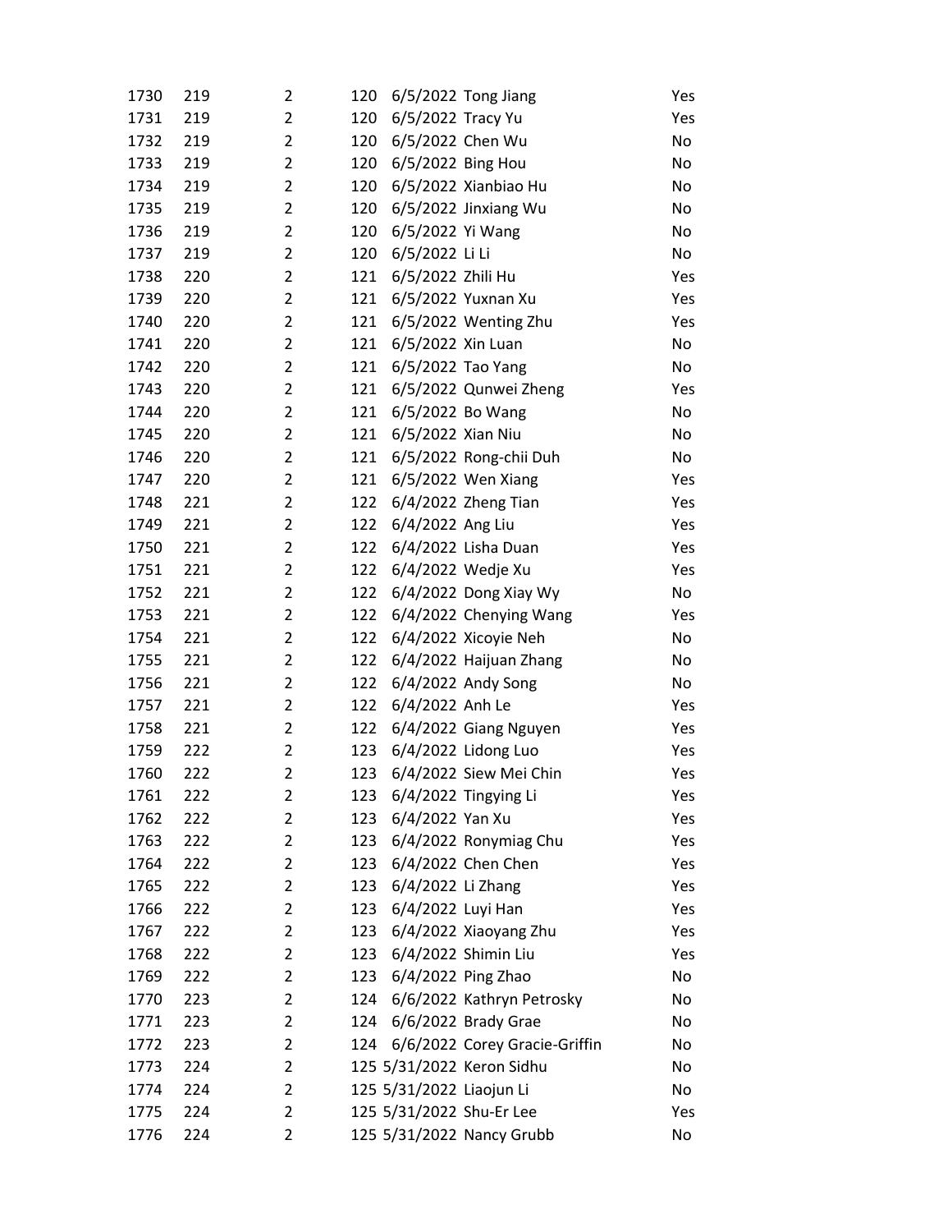| | | | | | | |
|---|---|---|---|---|---|---|
| 1730 | 219 | 2 | 120 | 6/5/2022 | Tong Jiang | Yes |
| 1731 | 219 | 2 | 120 | 6/5/2022 | Tracy Yu | Yes |
| 1732 | 219 | 2 | 120 | 6/5/2022 | Chen Wu | No |
| 1733 | 219 | 2 | 120 | 6/5/2022 | Bing Hou | No |
| 1734 | 219 | 2 | 120 | 6/5/2022 | Xianbiao Hu | No |
| 1735 | 219 | 2 | 120 | 6/5/2022 | Jinxiang Wu | No |
| 1736 | 219 | 2 | 120 | 6/5/2022 | Yi Wang | No |
| 1737 | 219 | 2 | 120 | 6/5/2022 | Li Li | No |
| 1738 | 220 | 2 | 121 | 6/5/2022 | Zhili Hu | Yes |
| 1739 | 220 | 2 | 121 | 6/5/2022 | Yuxnan Xu | Yes |
| 1740 | 220 | 2 | 121 | 6/5/2022 | Wenting Zhu | Yes |
| 1741 | 220 | 2 | 121 | 6/5/2022 | Xin Luan | No |
| 1742 | 220 | 2 | 121 | 6/5/2022 | Tao Yang | No |
| 1743 | 220 | 2 | 121 | 6/5/2022 | Qunwei Zheng | Yes |
| 1744 | 220 | 2 | 121 | 6/5/2022 | Bo Wang | No |
| 1745 | 220 | 2 | 121 | 6/5/2022 | Xian Niu | No |
| 1746 | 220 | 2 | 121 | 6/5/2022 | Rong-chii Duh | No |
| 1747 | 220 | 2 | 121 | 6/5/2022 | Wen Xiang | Yes |
| 1748 | 221 | 2 | 122 | 6/4/2022 | Zheng Tian | Yes |
| 1749 | 221 | 2 | 122 | 6/4/2022 | Ang Liu | Yes |
| 1750 | 221 | 2 | 122 | 6/4/2022 | Lisha Duan | Yes |
| 1751 | 221 | 2 | 122 | 6/4/2022 | Wedje Xu | Yes |
| 1752 | 221 | 2 | 122 | 6/4/2022 | Dong Xiay Wy | No |
| 1753 | 221 | 2 | 122 | 6/4/2022 | Chenying Wang | Yes |
| 1754 | 221 | 2 | 122 | 6/4/2022 | Xicoyie Neh | No |
| 1755 | 221 | 2 | 122 | 6/4/2022 | Haijuan Zhang | No |
| 1756 | 221 | 2 | 122 | 6/4/2022 | Andy Song | No |
| 1757 | 221 | 2 | 122 | 6/4/2022 | Anh Le | Yes |
| 1758 | 221 | 2 | 122 | 6/4/2022 | Giang Nguyen | Yes |
| 1759 | 222 | 2 | 123 | 6/4/2022 | Lidong Luo | Yes |
| 1760 | 222 | 2 | 123 | 6/4/2022 | Siew Mei Chin | Yes |
| 1761 | 222 | 2 | 123 | 6/4/2022 | Tingying Li | Yes |
| 1762 | 222 | 2 | 123 | 6/4/2022 | Yan Xu | Yes |
| 1763 | 222 | 2 | 123 | 6/4/2022 | Ronymiag Chu | Yes |
| 1764 | 222 | 2 | 123 | 6/4/2022 | Chen Chen | Yes |
| 1765 | 222 | 2 | 123 | 6/4/2022 | Li Zhang | Yes |
| 1766 | 222 | 2 | 123 | 6/4/2022 | Luyi Han | Yes |
| 1767 | 222 | 2 | 123 | 6/4/2022 | Xiaoyang Zhu | Yes |
| 1768 | 222 | 2 | 123 | 6/4/2022 | Shimin Liu | Yes |
| 1769 | 222 | 2 | 123 | 6/4/2022 | Ping Zhao | No |
| 1770 | 223 | 2 | 124 | 6/6/2022 | Kathryn Petrosky | No |
| 1771 | 223 | 2 | 124 | 6/6/2022 | Brady Grae | No |
| 1772 | 223 | 2 | 124 | 6/6/2022 | Corey Gracie-Griffin | No |
| 1773 | 224 | 2 | 125 | 5/31/2022 | Keron Sidhu | No |
| 1774 | 224 | 2 | 125 | 5/31/2022 | Liaojun Li | No |
| 1775 | 224 | 2 | 125 | 5/31/2022 | Shu-Er Lee | Yes |
| 1776 | 224 | 2 | 125 | 5/31/2022 | Nancy Grubb | No |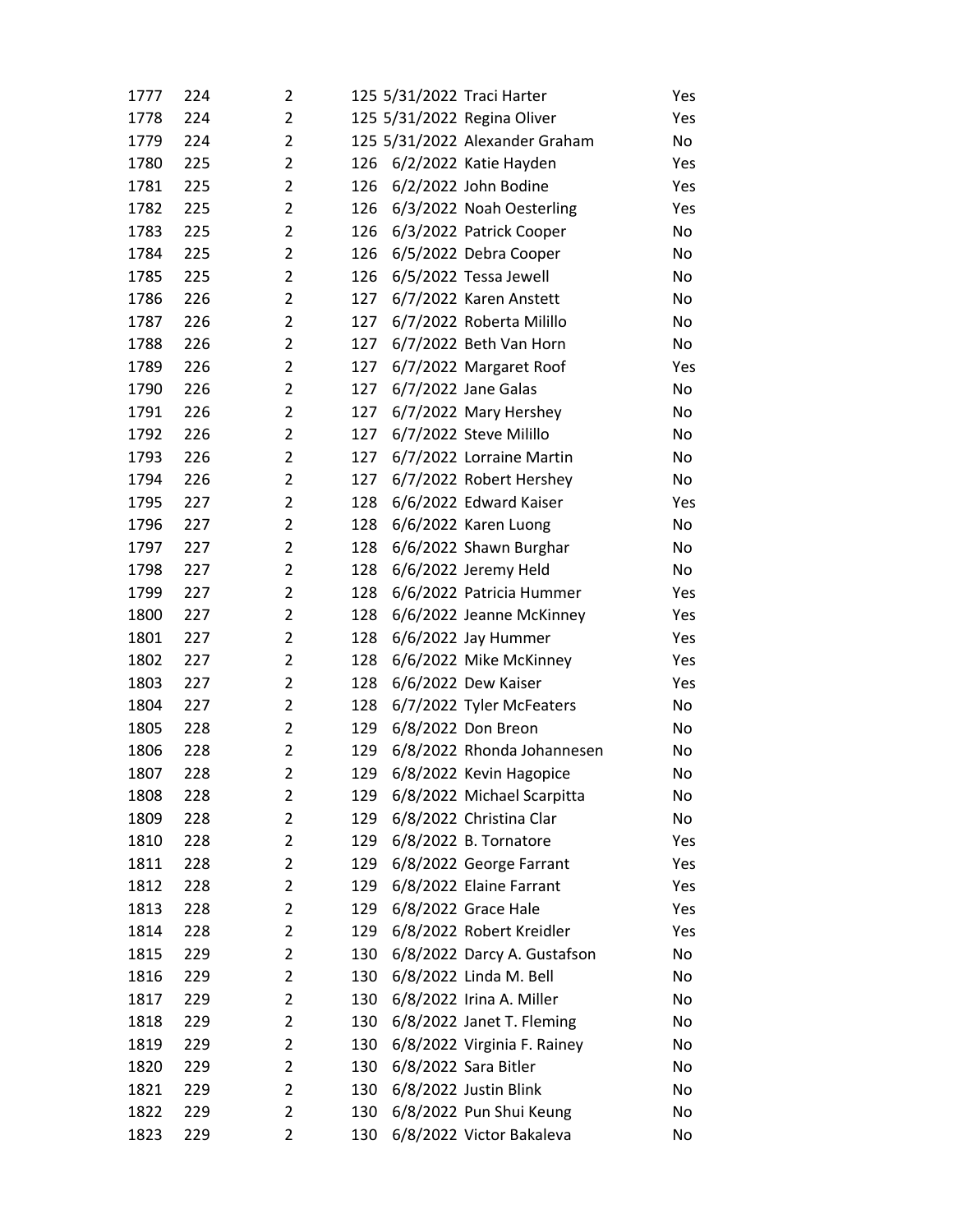| | | | | | | |
|---|---|---|---|---|---|---|
| 1777 | 224 | 2 | 125 | 5/31/2022 | Traci Harter | Yes |
| 1778 | 224 | 2 | 125 | 5/31/2022 | Regina Oliver | Yes |
| 1779 | 224 | 2 | 125 | 5/31/2022 | Alexander Graham | No |
| 1780 | 225 | 2 | 126 | 6/2/2022 | Katie Hayden | Yes |
| 1781 | 225 | 2 | 126 | 6/2/2022 | John Bodine | Yes |
| 1782 | 225 | 2 | 126 | 6/3/2022 | Noah Oesterling | Yes |
| 1783 | 225 | 2 | 126 | 6/3/2022 | Patrick Cooper | No |
| 1784 | 225 | 2 | 126 | 6/5/2022 | Debra Cooper | No |
| 1785 | 225 | 2 | 126 | 6/5/2022 | Tessa Jewell | No |
| 1786 | 226 | 2 | 127 | 6/7/2022 | Karen Anstett | No |
| 1787 | 226 | 2 | 127 | 6/7/2022 | Roberta Milillo | No |
| 1788 | 226 | 2 | 127 | 6/7/2022 | Beth Van Horn | No |
| 1789 | 226 | 2 | 127 | 6/7/2022 | Margaret Roof | Yes |
| 1790 | 226 | 2 | 127 | 6/7/2022 | Jane Galas | No |
| 1791 | 226 | 2 | 127 | 6/7/2022 | Mary Hershey | No |
| 1792 | 226 | 2 | 127 | 6/7/2022 | Steve Milillo | No |
| 1793 | 226 | 2 | 127 | 6/7/2022 | Lorraine Martin | No |
| 1794 | 226 | 2 | 127 | 6/7/2022 | Robert Hershey | No |
| 1795 | 227 | 2 | 128 | 6/6/2022 | Edward Kaiser | Yes |
| 1796 | 227 | 2 | 128 | 6/6/2022 | Karen Luong | No |
| 1797 | 227 | 2 | 128 | 6/6/2022 | Shawn Burghar | No |
| 1798 | 227 | 2 | 128 | 6/6/2022 | Jeremy Held | No |
| 1799 | 227 | 2 | 128 | 6/6/2022 | Patricia Hummer | Yes |
| 1800 | 227 | 2 | 128 | 6/6/2022 | Jeanne McKinney | Yes |
| 1801 | 227 | 2 | 128 | 6/6/2022 | Jay Hummer | Yes |
| 1802 | 227 | 2 | 128 | 6/6/2022 | Mike McKinney | Yes |
| 1803 | 227 | 2 | 128 | 6/6/2022 | Dew Kaiser | Yes |
| 1804 | 227 | 2 | 128 | 6/7/2022 | Tyler McFeaters | No |
| 1805 | 228 | 2 | 129 | 6/8/2022 | Don Breon | No |
| 1806 | 228 | 2 | 129 | 6/8/2022 | Rhonda Johannesen | No |
| 1807 | 228 | 2 | 129 | 6/8/2022 | Kevin Hagopice | No |
| 1808 | 228 | 2 | 129 | 6/8/2022 | Michael Scarpitta | No |
| 1809 | 228 | 2 | 129 | 6/8/2022 | Christina Clar | No |
| 1810 | 228 | 2 | 129 | 6/8/2022 | B. Tornatore | Yes |
| 1811 | 228 | 2 | 129 | 6/8/2022 | George Farrant | Yes |
| 1812 | 228 | 2 | 129 | 6/8/2022 | Elaine Farrant | Yes |
| 1813 | 228 | 2 | 129 | 6/8/2022 | Grace Hale | Yes |
| 1814 | 228 | 2 | 129 | 6/8/2022 | Robert Kreidler | Yes |
| 1815 | 229 | 2 | 130 | 6/8/2022 | Darcy A. Gustafson | No |
| 1816 | 229 | 2 | 130 | 6/8/2022 | Linda M. Bell | No |
| 1817 | 229 | 2 | 130 | 6/8/2022 | Irina A. Miller | No |
| 1818 | 229 | 2 | 130 | 6/8/2022 | Janet T. Fleming | No |
| 1819 | 229 | 2 | 130 | 6/8/2022 | Virginia F. Rainey | No |
| 1820 | 229 | 2 | 130 | 6/8/2022 | Sara Bitler | No |
| 1821 | 229 | 2 | 130 | 6/8/2022 | Justin Blink | No |
| 1822 | 229 | 2 | 130 | 6/8/2022 | Pun Shui Keung | No |
| 1823 | 229 | 2 | 130 | 6/8/2022 | Victor Bakaleva | No |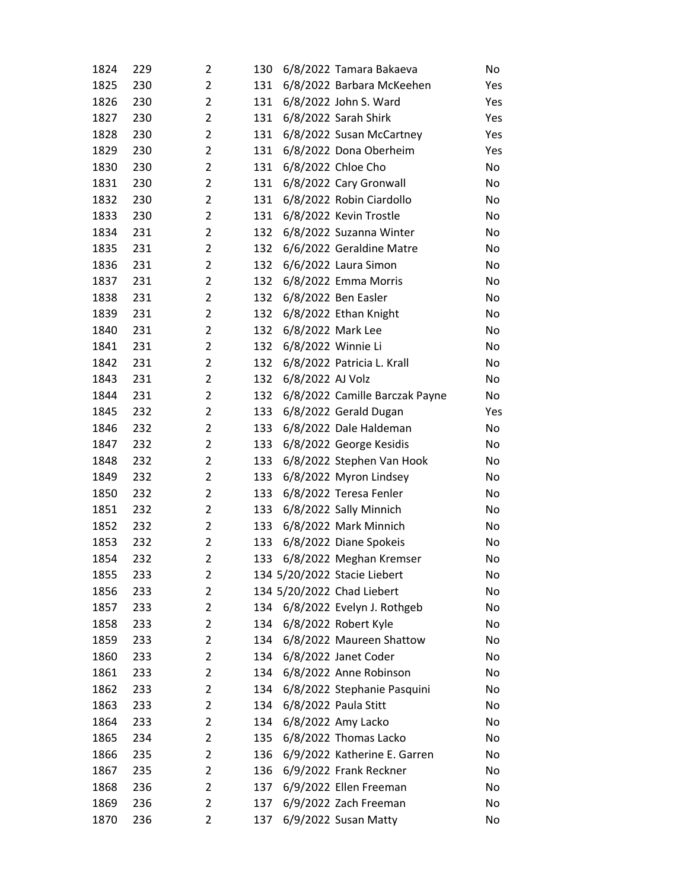| | | | | | | |
|---|---|---|---|---|---|---|
| 1824 | 229 | 2 | 130 | 6/8/2022 | Tamara Bakaeva | No |
| 1825 | 230 | 2 | 131 | 6/8/2022 | Barbara McKeehen | Yes |
| 1826 | 230 | 2 | 131 | 6/8/2022 | John S. Ward | Yes |
| 1827 | 230 | 2 | 131 | 6/8/2022 | Sarah Shirk | Yes |
| 1828 | 230 | 2 | 131 | 6/8/2022 | Susan McCartney | Yes |
| 1829 | 230 | 2 | 131 | 6/8/2022 | Dona Oberheim | Yes |
| 1830 | 230 | 2 | 131 | 6/8/2022 | Chloe Cho | No |
| 1831 | 230 | 2 | 131 | 6/8/2022 | Cary Gronwall | No |
| 1832 | 230 | 2 | 131 | 6/8/2022 | Robin Ciardollo | No |
| 1833 | 230 | 2 | 131 | 6/8/2022 | Kevin Trostle | No |
| 1834 | 231 | 2 | 132 | 6/8/2022 | Suzanna Winter | No |
| 1835 | 231 | 2 | 132 | 6/6/2022 | Geraldine Matre | No |
| 1836 | 231 | 2 | 132 | 6/6/2022 | Laura Simon | No |
| 1837 | 231 | 2 | 132 | 6/8/2022 | Emma Morris | No |
| 1838 | 231 | 2 | 132 | 6/8/2022 | Ben Easler | No |
| 1839 | 231 | 2 | 132 | 6/8/2022 | Ethan Knight | No |
| 1840 | 231 | 2 | 132 | 6/8/2022 | Mark Lee | No |
| 1841 | 231 | 2 | 132 | 6/8/2022 | Winnie Li | No |
| 1842 | 231 | 2 | 132 | 6/8/2022 | Patricia L. Krall | No |
| 1843 | 231 | 2 | 132 | 6/8/2022 | AJ Volz | No |
| 1844 | 231 | 2 | 132 | 6/8/2022 | Camille Barczak Payne | No |
| 1845 | 232 | 2 | 133 | 6/8/2022 | Gerald Dugan | Yes |
| 1846 | 232 | 2 | 133 | 6/8/2022 | Dale Haldeman | No |
| 1847 | 232 | 2 | 133 | 6/8/2022 | George Kesidis | No |
| 1848 | 232 | 2 | 133 | 6/8/2022 | Stephen Van Hook | No |
| 1849 | 232 | 2 | 133 | 6/8/2022 | Myron Lindsey | No |
| 1850 | 232 | 2 | 133 | 6/8/2022 | Teresa Fenler | No |
| 1851 | 232 | 2 | 133 | 6/8/2022 | Sally Minnich | No |
| 1852 | 232 | 2 | 133 | 6/8/2022 | Mark Minnich | No |
| 1853 | 232 | 2 | 133 | 6/8/2022 | Diane Spokeis | No |
| 1854 | 232 | 2 | 133 | 6/8/2022 | Meghan Kremser | No |
| 1855 | 233 | 2 | 134 | 5/20/2022 | Stacie Liebert | No |
| 1856 | 233 | 2 | 134 | 5/20/2022 | Chad Liebert | No |
| 1857 | 233 | 2 | 134 | 6/8/2022 | Evelyn J. Rothgeb | No |
| 1858 | 233 | 2 | 134 | 6/8/2022 | Robert Kyle | No |
| 1859 | 233 | 2 | 134 | 6/8/2022 | Maureen Shattow | No |
| 1860 | 233 | 2 | 134 | 6/8/2022 | Janet Coder | No |
| 1861 | 233 | 2 | 134 | 6/8/2022 | Anne Robinson | No |
| 1862 | 233 | 2 | 134 | 6/8/2022 | Stephanie Pasquini | No |
| 1863 | 233 | 2 | 134 | 6/8/2022 | Paula Stitt | No |
| 1864 | 233 | 2 | 134 | 6/8/2022 | Amy Lacko | No |
| 1865 | 234 | 2 | 135 | 6/8/2022 | Thomas Lacko | No |
| 1866 | 235 | 2 | 136 | 6/9/2022 | Katherine E. Garren | No |
| 1867 | 235 | 2 | 136 | 6/9/2022 | Frank Reckner | No |
| 1868 | 236 | 2 | 137 | 6/9/2022 | Ellen Freeman | No |
| 1869 | 236 | 2 | 137 | 6/9/2022 | Zach Freeman | No |
| 1870 | 236 | 2 | 137 | 6/9/2022 | Susan Matty | No |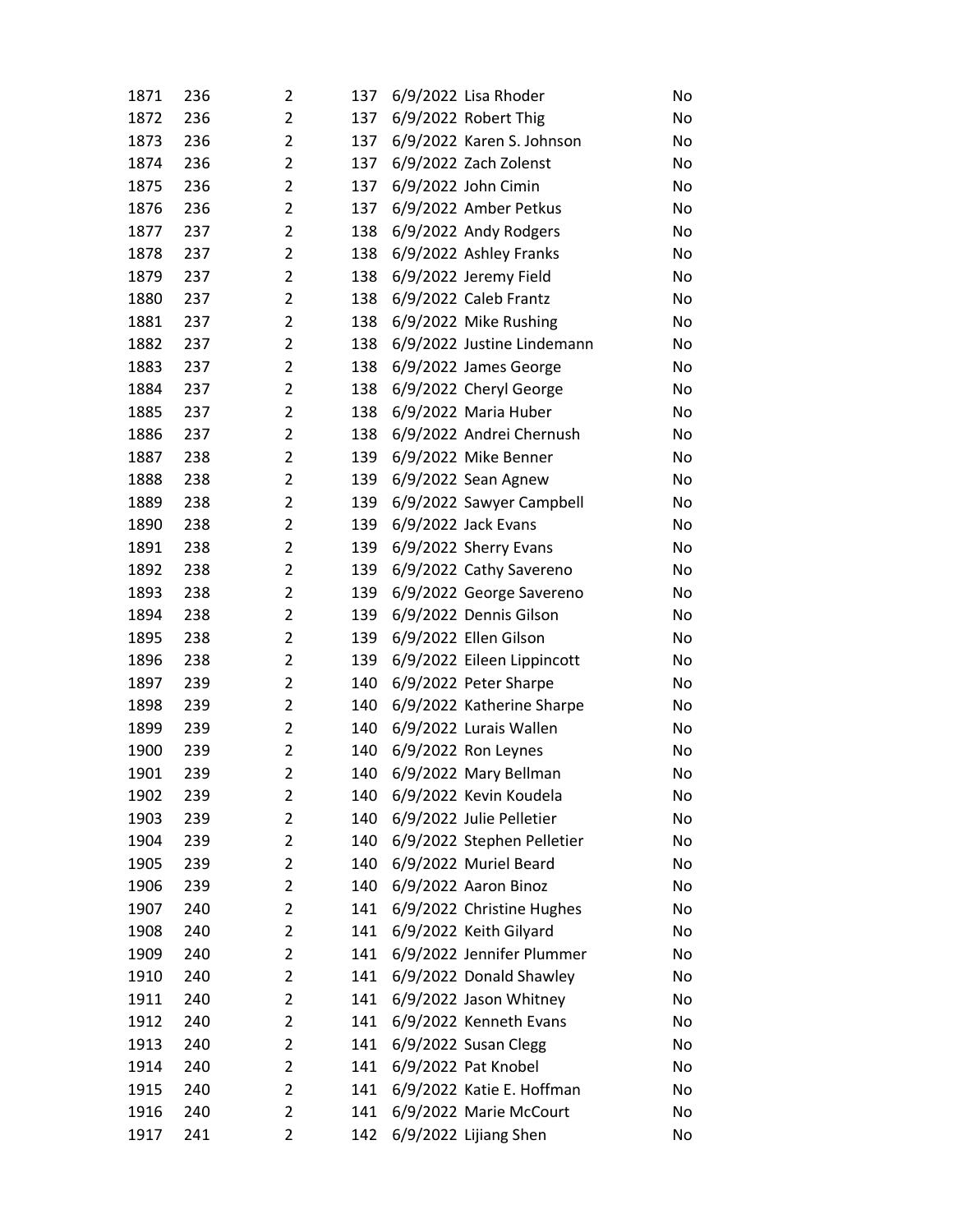| | | | | | | |
|---|---|---|---|---|---|---|
| 1871 | 236 | 2 | 137 | 6/9/2022 | Lisa Rhoder | No |
| 1872 | 236 | 2 | 137 | 6/9/2022 | Robert Thig | No |
| 1873 | 236 | 2 | 137 | 6/9/2022 | Karen S. Johnson | No |
| 1874 | 236 | 2 | 137 | 6/9/2022 | Zach Zolenst | No |
| 1875 | 236 | 2 | 137 | 6/9/2022 | John Cimin | No |
| 1876 | 236 | 2 | 137 | 6/9/2022 | Amber Petkus | No |
| 1877 | 237 | 2 | 138 | 6/9/2022 | Andy Rodgers | No |
| 1878 | 237 | 2 | 138 | 6/9/2022 | Ashley Franks | No |
| 1879 | 237 | 2 | 138 | 6/9/2022 | Jeremy Field | No |
| 1880 | 237 | 2 | 138 | 6/9/2022 | Caleb Frantz | No |
| 1881 | 237 | 2 | 138 | 6/9/2022 | Mike Rushing | No |
| 1882 | 237 | 2 | 138 | 6/9/2022 | Justine Lindemann | No |
| 1883 | 237 | 2 | 138 | 6/9/2022 | James George | No |
| 1884 | 237 | 2 | 138 | 6/9/2022 | Cheryl George | No |
| 1885 | 237 | 2 | 138 | 6/9/2022 | Maria Huber | No |
| 1886 | 237 | 2 | 138 | 6/9/2022 | Andrei Chernush | No |
| 1887 | 238 | 2 | 139 | 6/9/2022 | Mike Benner | No |
| 1888 | 238 | 2 | 139 | 6/9/2022 | Sean Agnew | No |
| 1889 | 238 | 2 | 139 | 6/9/2022 | Sawyer Campbell | No |
| 1890 | 238 | 2 | 139 | 6/9/2022 | Jack Evans | No |
| 1891 | 238 | 2 | 139 | 6/9/2022 | Sherry Evans | No |
| 1892 | 238 | 2 | 139 | 6/9/2022 | Cathy Savereno | No |
| 1893 | 238 | 2 | 139 | 6/9/2022 | George Savereno | No |
| 1894 | 238 | 2 | 139 | 6/9/2022 | Dennis Gilson | No |
| 1895 | 238 | 2 | 139 | 6/9/2022 | Ellen Gilson | No |
| 1896 | 238 | 2 | 139 | 6/9/2022 | Eileen Lippincott | No |
| 1897 | 239 | 2 | 140 | 6/9/2022 | Peter Sharpe | No |
| 1898 | 239 | 2 | 140 | 6/9/2022 | Katherine Sharpe | No |
| 1899 | 239 | 2 | 140 | 6/9/2022 | Lurais Wallen | No |
| 1900 | 239 | 2 | 140 | 6/9/2022 | Ron Leynes | No |
| 1901 | 239 | 2 | 140 | 6/9/2022 | Mary Bellman | No |
| 1902 | 239 | 2 | 140 | 6/9/2022 | Kevin Koudela | No |
| 1903 | 239 | 2 | 140 | 6/9/2022 | Julie Pelletier | No |
| 1904 | 239 | 2 | 140 | 6/9/2022 | Stephen Pelletier | No |
| 1905 | 239 | 2 | 140 | 6/9/2022 | Muriel Beard | No |
| 1906 | 239 | 2 | 140 | 6/9/2022 | Aaron Binoz | No |
| 1907 | 240 | 2 | 141 | 6/9/2022 | Christine Hughes | No |
| 1908 | 240 | 2 | 141 | 6/9/2022 | Keith Gilyard | No |
| 1909 | 240 | 2 | 141 | 6/9/2022 | Jennifer Plummer | No |
| 1910 | 240 | 2 | 141 | 6/9/2022 | Donald Shawley | No |
| 1911 | 240 | 2 | 141 | 6/9/2022 | Jason Whitney | No |
| 1912 | 240 | 2 | 141 | 6/9/2022 | Kenneth Evans | No |
| 1913 | 240 | 2 | 141 | 6/9/2022 | Susan Clegg | No |
| 1914 | 240 | 2 | 141 | 6/9/2022 | Pat Knobel | No |
| 1915 | 240 | 2 | 141 | 6/9/2022 | Katie E. Hoffman | No |
| 1916 | 240 | 2 | 141 | 6/9/2022 | Marie McCourt | No |
| 1917 | 241 | 2 | 142 | 6/9/2022 | Lijiang Shen | No |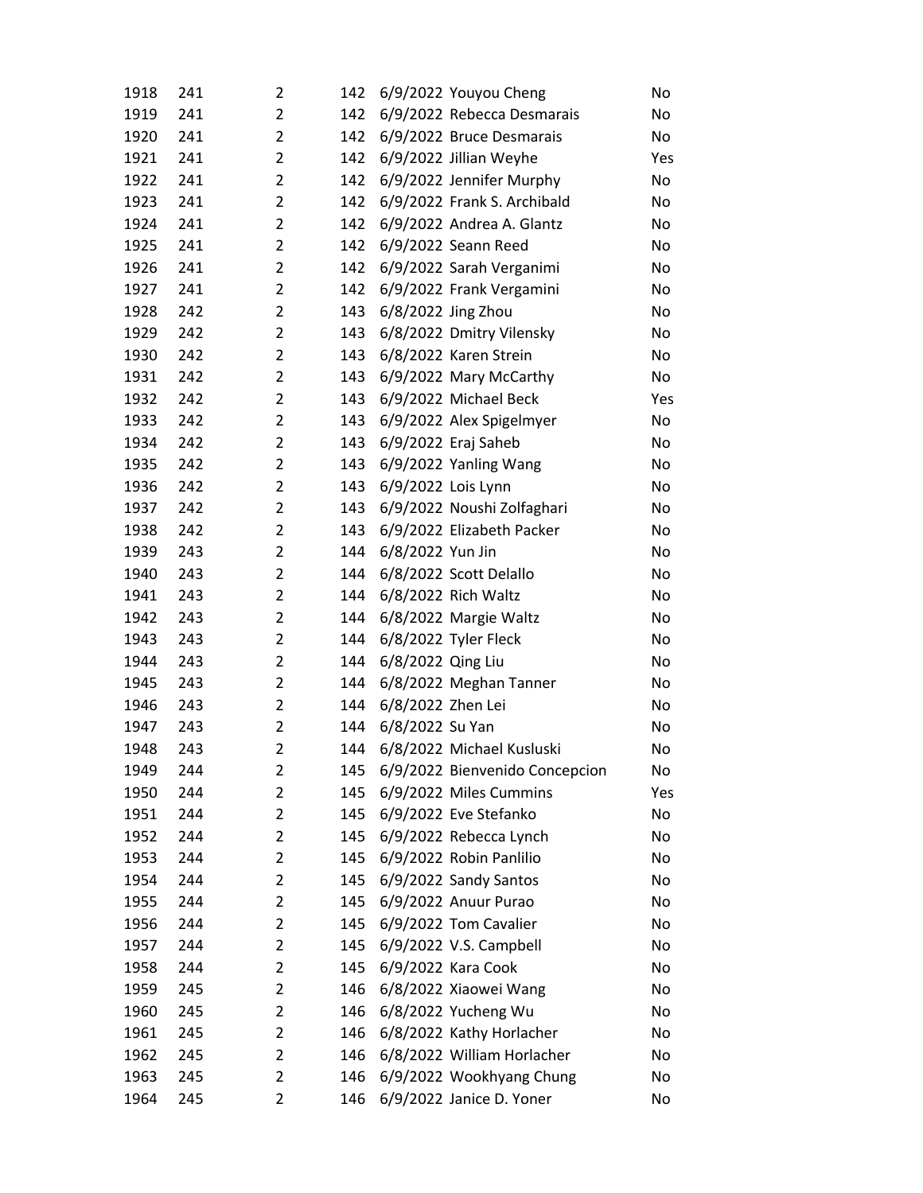| | | | | | | |
|---|---|---|---|---|---|---|
| 1918 | 241 | 2 | 142 | 6/9/2022 | Youyou Cheng | No |
| 1919 | 241 | 2 | 142 | 6/9/2022 | Rebecca Desmarais | No |
| 1920 | 241 | 2 | 142 | 6/9/2022 | Bruce Desmarais | No |
| 1921 | 241 | 2 | 142 | 6/9/2022 | Jillian Weyhe | Yes |
| 1922 | 241 | 2 | 142 | 6/9/2022 | Jennifer Murphy | No |
| 1923 | 241 | 2 | 142 | 6/9/2022 | Frank S. Archibald | No |
| 1924 | 241 | 2 | 142 | 6/9/2022 | Andrea A. Glantz | No |
| 1925 | 241 | 2 | 142 | 6/9/2022 | Seann Reed | No |
| 1926 | 241 | 2 | 142 | 6/9/2022 | Sarah Verganimi | No |
| 1927 | 241 | 2 | 142 | 6/9/2022 | Frank Vergamini | No |
| 1928 | 242 | 2 | 143 | 6/8/2022 | Jing Zhou | No |
| 1929 | 242 | 2 | 143 | 6/8/2022 | Dmitry Vilensky | No |
| 1930 | 242 | 2 | 143 | 6/8/2022 | Karen Strein | No |
| 1931 | 242 | 2 | 143 | 6/9/2022 | Mary McCarthy | No |
| 1932 | 242 | 2 | 143 | 6/9/2022 | Michael Beck | Yes |
| 1933 | 242 | 2 | 143 | 6/9/2022 | Alex Spigelmyer | No |
| 1934 | 242 | 2 | 143 | 6/9/2022 | Eraj Saheb | No |
| 1935 | 242 | 2 | 143 | 6/9/2022 | Yanling Wang | No |
| 1936 | 242 | 2 | 143 | 6/9/2022 | Lois Lynn | No |
| 1937 | 242 | 2 | 143 | 6/9/2022 | Noushi Zolfaghari | No |
| 1938 | 242 | 2 | 143 | 6/9/2022 | Elizabeth Packer | No |
| 1939 | 243 | 2 | 144 | 6/8/2022 | Yun Jin | No |
| 1940 | 243 | 2 | 144 | 6/8/2022 | Scott Delallo | No |
| 1941 | 243 | 2 | 144 | 6/8/2022 | Rich Waltz | No |
| 1942 | 243 | 2 | 144 | 6/8/2022 | Margie Waltz | No |
| 1943 | 243 | 2 | 144 | 6/8/2022 | Tyler Fleck | No |
| 1944 | 243 | 2 | 144 | 6/8/2022 | Qing Liu | No |
| 1945 | 243 | 2 | 144 | 6/8/2022 | Meghan Tanner | No |
| 1946 | 243 | 2 | 144 | 6/8/2022 | Zhen Lei | No |
| 1947 | 243 | 2 | 144 | 6/8/2022 | Su Yan | No |
| 1948 | 243 | 2 | 144 | 6/8/2022 | Michael Kusluski | No |
| 1949 | 244 | 2 | 145 | 6/9/2022 | Bienvenido Concepcion | No |
| 1950 | 244 | 2 | 145 | 6/9/2022 | Miles Cummins | Yes |
| 1951 | 244 | 2 | 145 | 6/9/2022 | Eve Stefanko | No |
| 1952 | 244 | 2 | 145 | 6/9/2022 | Rebecca Lynch | No |
| 1953 | 244 | 2 | 145 | 6/9/2022 | Robin Panlilio | No |
| 1954 | 244 | 2 | 145 | 6/9/2022 | Sandy Santos | No |
| 1955 | 244 | 2 | 145 | 6/9/2022 | Anuur Purao | No |
| 1956 | 244 | 2 | 145 | 6/9/2022 | Tom Cavalier | No |
| 1957 | 244 | 2 | 145 | 6/9/2022 | V.S. Campbell | No |
| 1958 | 244 | 2 | 145 | 6/9/2022 | Kara Cook | No |
| 1959 | 245 | 2 | 146 | 6/8/2022 | Xiaowei Wang | No |
| 1960 | 245 | 2 | 146 | 6/8/2022 | Yucheng Wu | No |
| 1961 | 245 | 2 | 146 | 6/8/2022 | Kathy Horlacher | No |
| 1962 | 245 | 2 | 146 | 6/8/2022 | William Horlacher | No |
| 1963 | 245 | 2 | 146 | 6/9/2022 | Wookhyang Chung | No |
| 1964 | 245 | 2 | 146 | 6/9/2022 | Janice D. Yoner | No |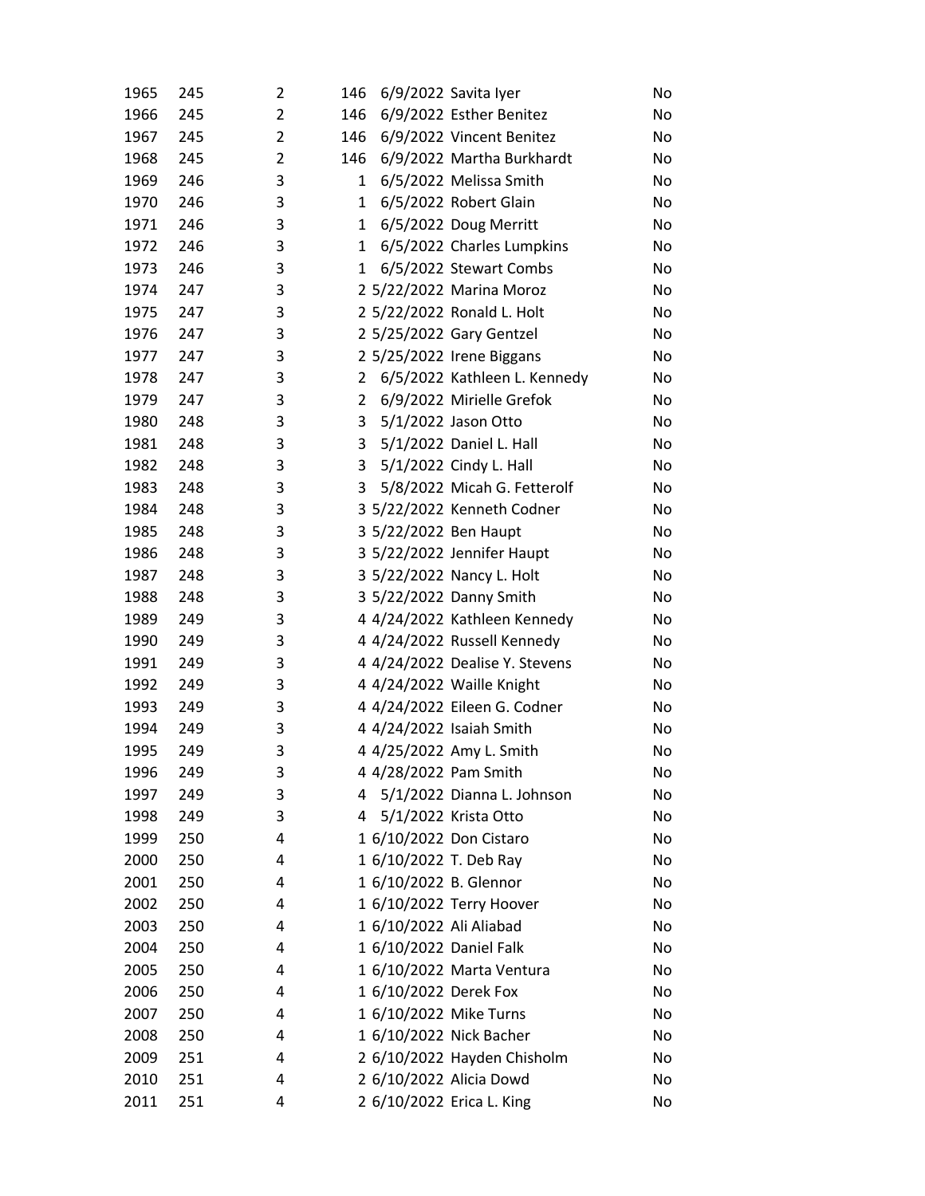| | | | | | | |
|---|---|---|---|---|---|---|
| 1965 | 245 | 2 | 146 | 6/9/2022 | Savita Iyer | No |
| 1966 | 245 | 2 | 146 | 6/9/2022 | Esther Benitez | No |
| 1967 | 245 | 2 | 146 | 6/9/2022 | Vincent Benitez | No |
| 1968 | 245 | 2 | 146 | 6/9/2022 | Martha Burkhardt | No |
| 1969 | 246 | 3 | 1 | 6/5/2022 | Melissa Smith | No |
| 1970 | 246 | 3 | 1 | 6/5/2022 | Robert Glain | No |
| 1971 | 246 | 3 | 1 | 6/5/2022 | Doug Merritt | No |
| 1972 | 246 | 3 | 1 | 6/5/2022 | Charles Lumpkins | No |
| 1973 | 246 | 3 | 1 | 6/5/2022 | Stewart Combs | No |
| 1974 | 247 | 3 | 2 | 5/22/2022 | Marina Moroz | No |
| 1975 | 247 | 3 | 2 | 5/22/2022 | Ronald L. Holt | No |
| 1976 | 247 | 3 | 2 | 5/25/2022 | Gary Gentzel | No |
| 1977 | 247 | 3 | 2 | 5/25/2022 | Irene Biggans | No |
| 1978 | 247 | 3 | 2 | 6/5/2022 | Kathleen L. Kennedy | No |
| 1979 | 247 | 3 | 2 | 6/9/2022 | Mirielle Grefok | No |
| 1980 | 248 | 3 | 3 | 5/1/2022 | Jason Otto | No |
| 1981 | 248 | 3 | 3 | 5/1/2022 | Daniel L. Hall | No |
| 1982 | 248 | 3 | 3 | 5/1/2022 | Cindy L. Hall | No |
| 1983 | 248 | 3 | 3 | 5/8/2022 | Micah G. Fetterolf | No |
| 1984 | 248 | 3 | 3 | 5/22/2022 | Kenneth Codner | No |
| 1985 | 248 | 3 | 3 | 5/22/2022 | Ben Haupt | No |
| 1986 | 248 | 3 | 3 | 5/22/2022 | Jennifer Haupt | No |
| 1987 | 248 | 3 | 3 | 5/22/2022 | Nancy L. Holt | No |
| 1988 | 248 | 3 | 3 | 5/22/2022 | Danny Smith | No |
| 1989 | 249 | 3 | 4 | 4/24/2022 | Kathleen Kennedy | No |
| 1990 | 249 | 3 | 4 | 4/24/2022 | Russell Kennedy | No |
| 1991 | 249 | 3 | 4 | 4/24/2022 | Dealise Y. Stevens | No |
| 1992 | 249 | 3 | 4 | 4/24/2022 | Waille Knight | No |
| 1993 | 249 | 3 | 4 | 4/24/2022 | Eileen G. Codner | No |
| 1994 | 249 | 3 | 4 | 4/24/2022 | Isaiah Smith | No |
| 1995 | 249 | 3 | 4 | 4/25/2022 | Amy L. Smith | No |
| 1996 | 249 | 3 | 4 | 4/28/2022 | Pam Smith | No |
| 1997 | 249 | 3 | 4 | 5/1/2022 | Dianna L. Johnson | No |
| 1998 | 249 | 3 | 4 | 5/1/2022 | Krista Otto | No |
| 1999 | 250 | 4 | 1 | 6/10/2022 | Don Cistaro | No |
| 2000 | 250 | 4 | 1 | 6/10/2022 | T. Deb Ray | No |
| 2001 | 250 | 4 | 1 | 6/10/2022 | B. Glennor | No |
| 2002 | 250 | 4 | 1 | 6/10/2022 | Terry Hoover | No |
| 2003 | 250 | 4 | 1 | 6/10/2022 | Ali Aliabad | No |
| 2004 | 250 | 4 | 1 | 6/10/2022 | Daniel Falk | No |
| 2005 | 250 | 4 | 1 | 6/10/2022 | Marta Ventura | No |
| 2006 | 250 | 4 | 1 | 6/10/2022 | Derek Fox | No |
| 2007 | 250 | 4 | 1 | 6/10/2022 | Mike Turns | No |
| 2008 | 250 | 4 | 1 | 6/10/2022 | Nick Bacher | No |
| 2009 | 251 | 4 | 2 | 6/10/2022 | Hayden Chisholm | No |
| 2010 | 251 | 4 | 2 | 6/10/2022 | Alicia Dowd | No |
| 2011 | 251 | 4 | 2 | 6/10/2022 | Erica L. King | No |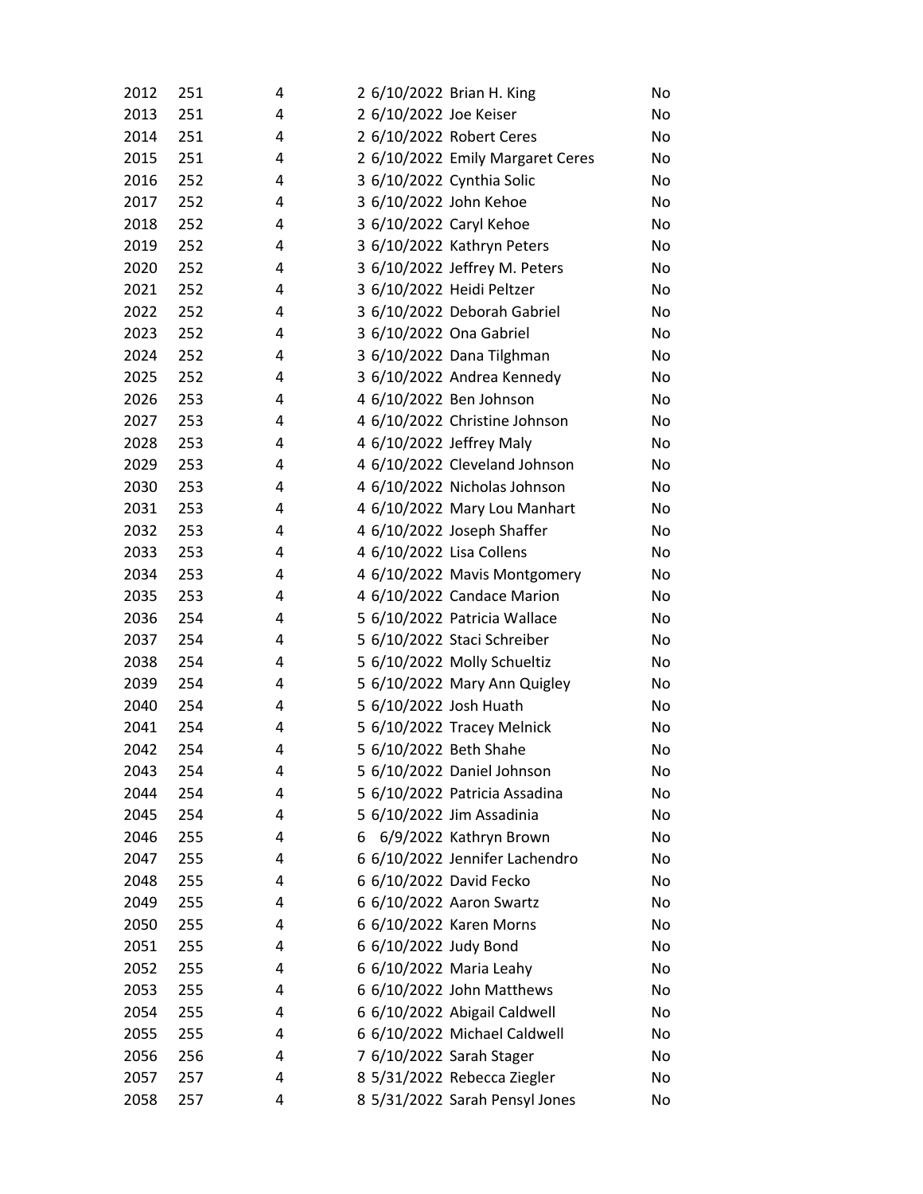| | | | | | | |
|---|---|---|---|---|---|---|
| 2012 | 251 | 4 | 2 | 6/10/2022 | Brian H. King | No |
| 2013 | 251 | 4 | 2 | 6/10/2022 | Joe Keiser | No |
| 2014 | 251 | 4 | 2 | 6/10/2022 | Robert Ceres | No |
| 2015 | 251 | 4 | 2 | 6/10/2022 | Emily Margaret Ceres | No |
| 2016 | 252 | 4 | 3 | 6/10/2022 | Cynthia Solic | No |
| 2017 | 252 | 4 | 3 | 6/10/2022 | John Kehoe | No |
| 2018 | 252 | 4 | 3 | 6/10/2022 | Caryl Kehoe | No |
| 2019 | 252 | 4 | 3 | 6/10/2022 | Kathryn Peters | No |
| 2020 | 252 | 4 | 3 | 6/10/2022 | Jeffrey M. Peters | No |
| 2021 | 252 | 4 | 3 | 6/10/2022 | Heidi Peltzer | No |
| 2022 | 252 | 4 | 3 | 6/10/2022 | Deborah Gabriel | No |
| 2023 | 252 | 4 | 3 | 6/10/2022 | Ona Gabriel | No |
| 2024 | 252 | 4 | 3 | 6/10/2022 | Dana Tilghman | No |
| 2025 | 252 | 4 | 3 | 6/10/2022 | Andrea Kennedy | No |
| 2026 | 253 | 4 | 4 | 6/10/2022 | Ben Johnson | No |
| 2027 | 253 | 4 | 4 | 6/10/2022 | Christine Johnson | No |
| 2028 | 253 | 4 | 4 | 6/10/2022 | Jeffrey Maly | No |
| 2029 | 253 | 4 | 4 | 6/10/2022 | Cleveland Johnson | No |
| 2030 | 253 | 4 | 4 | 6/10/2022 | Nicholas Johnson | No |
| 2031 | 253 | 4 | 4 | 6/10/2022 | Mary Lou Manhart | No |
| 2032 | 253 | 4 | 4 | 6/10/2022 | Joseph Shaffer | No |
| 2033 | 253 | 4 | 4 | 6/10/2022 | Lisa Collens | No |
| 2034 | 253 | 4 | 4 | 6/10/2022 | Mavis Montgomery | No |
| 2035 | 253 | 4 | 4 | 6/10/2022 | Candace Marion | No |
| 2036 | 254 | 4 | 5 | 6/10/2022 | Patricia Wallace | No |
| 2037 | 254 | 4 | 5 | 6/10/2022 | Staci Schreiber | No |
| 2038 | 254 | 4 | 5 | 6/10/2022 | Molly Schueltiz | No |
| 2039 | 254 | 4 | 5 | 6/10/2022 | Mary Ann Quigley | No |
| 2040 | 254 | 4 | 5 | 6/10/2022 | Josh Huath | No |
| 2041 | 254 | 4 | 5 | 6/10/2022 | Tracey Melnick | No |
| 2042 | 254 | 4 | 5 | 6/10/2022 | Beth Shahe | No |
| 2043 | 254 | 4 | 5 | 6/10/2022 | Daniel Johnson | No |
| 2044 | 254 | 4 | 5 | 6/10/2022 | Patricia Assadina | No |
| 2045 | 254 | 4 | 5 | 6/10/2022 | Jim Assadinia | No |
| 2046 | 255 | 4 | 6 | 6/9/2022 | Kathryn Brown | No |
| 2047 | 255 | 4 | 6 | 6/10/2022 | Jennifer Lachendro | No |
| 2048 | 255 | 4 | 6 | 6/10/2022 | David Fecko | No |
| 2049 | 255 | 4 | 6 | 6/10/2022 | Aaron Swartz | No |
| 2050 | 255 | 4 | 6 | 6/10/2022 | Karen Morns | No |
| 2051 | 255 | 4 | 6 | 6/10/2022 | Judy Bond | No |
| 2052 | 255 | 4 | 6 | 6/10/2022 | Maria Leahy | No |
| 2053 | 255 | 4 | 6 | 6/10/2022 | John Matthews | No |
| 2054 | 255 | 4 | 6 | 6/10/2022 | Abigail Caldwell | No |
| 2055 | 255 | 4 | 6 | 6/10/2022 | Michael Caldwell | No |
| 2056 | 256 | 4 | 7 | 6/10/2022 | Sarah Stager | No |
| 2057 | 257 | 4 | 8 | 5/31/2022 | Rebecca Ziegler | No |
| 2058 | 257 | 4 | 8 | 5/31/2022 | Sarah Pensyl Jones | No |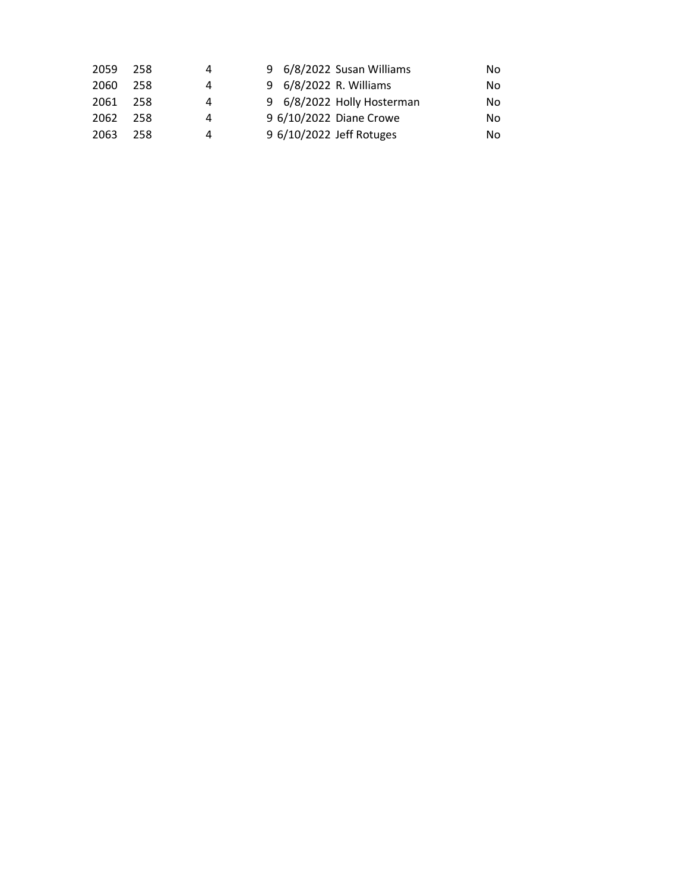| | | | | | | |
|---|---|---|---|---|---|---|
| 2059 | 258 | 4 | 9 | 6/8/2022 | Susan Williams | No |
| 2060 | 258 | 4 | 9 | 6/8/2022 | R. Williams | No |
| 2061 | 258 | 4 | 9 | 6/8/2022 | Holly Hosterman | No |
| 2062 | 258 | 4 | 9 | 6/10/2022 | Diane Crowe | No |
| 2063 | 258 | 4 | 9 | 6/10/2022 | Jeff Rotuges | No |